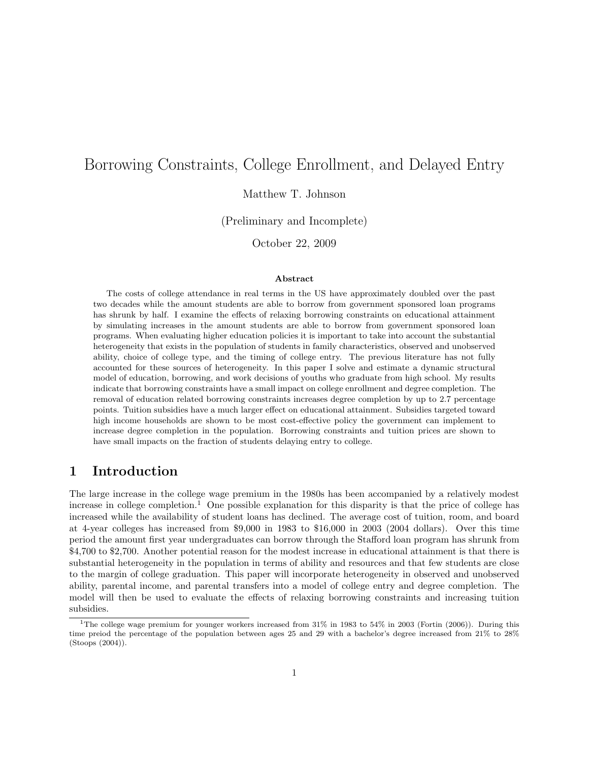# Borrowing Constraints, College Enrollment, and Delayed Entry

Matthew T. Johnson

(Preliminary and Incomplete)

October 22, 2009

### Abstract

The costs of college attendance in real terms in the US have approximately doubled over the past two decades while the amount students are able to borrow from government sponsored loan programs has shrunk by half. I examine the effects of relaxing borrowing constraints on educational attainment by simulating increases in the amount students are able to borrow from government sponsored loan programs. When evaluating higher education policies it is important to take into account the substantial heterogeneity that exists in the population of students in family characteristics, observed and unobserved ability, choice of college type, and the timing of college entry. The previous literature has not fully accounted for these sources of heterogeneity. In this paper I solve and estimate a dynamic structural model of education, borrowing, and work decisions of youths who graduate from high school. My results indicate that borrowing constraints have a small impact on college enrollment and degree completion. The removal of education related borrowing constraints increases degree completion by up to 2.7 percentage points. Tuition subsidies have a much larger effect on educational attainment. Subsidies targeted toward high income households are shown to be most cost-effective policy the government can implement to increase degree completion in the population. Borrowing constraints and tuition prices are shown to have small impacts on the fraction of students delaying entry to college.

## 1 Introduction

The large increase in the college wage premium in the 1980s has been accompanied by a relatively modest increase in college completion.[1] One possible explanation for this disparity is that the price of college has increased while the availability of student loans has declined. The average cost of tuition, room, and board at 4-year colleges has increased from $9,000 in 1983 to $16,000 in 2003 (2004 dollars). Over this time period the amount first year undergraduates can borrow through the Stafford loan program has shrunk from $4,700 to $2,700. Another potential reason for the modest increase in educational attainment is that there is substantial heterogeneity in the population in terms of ability and resources and that few students are close to the margin of college graduation. This paper will incorporate heterogeneity in observed and unobserved ability, parental income, and parental transfers into a model of college entry and degree completion. The model will then be used to evaluate the effects of relaxing borrowing constraints and increasing tuition subsidies.

[1] The college wage premium for younger workers increased from 31% in 1983 to 54% in 2003 (Fortin (2006)). During this time preiod the percentage of the population between ages 25 and 29 with a bachelor's degree increased from 21% to 28% (Stoops (2004)).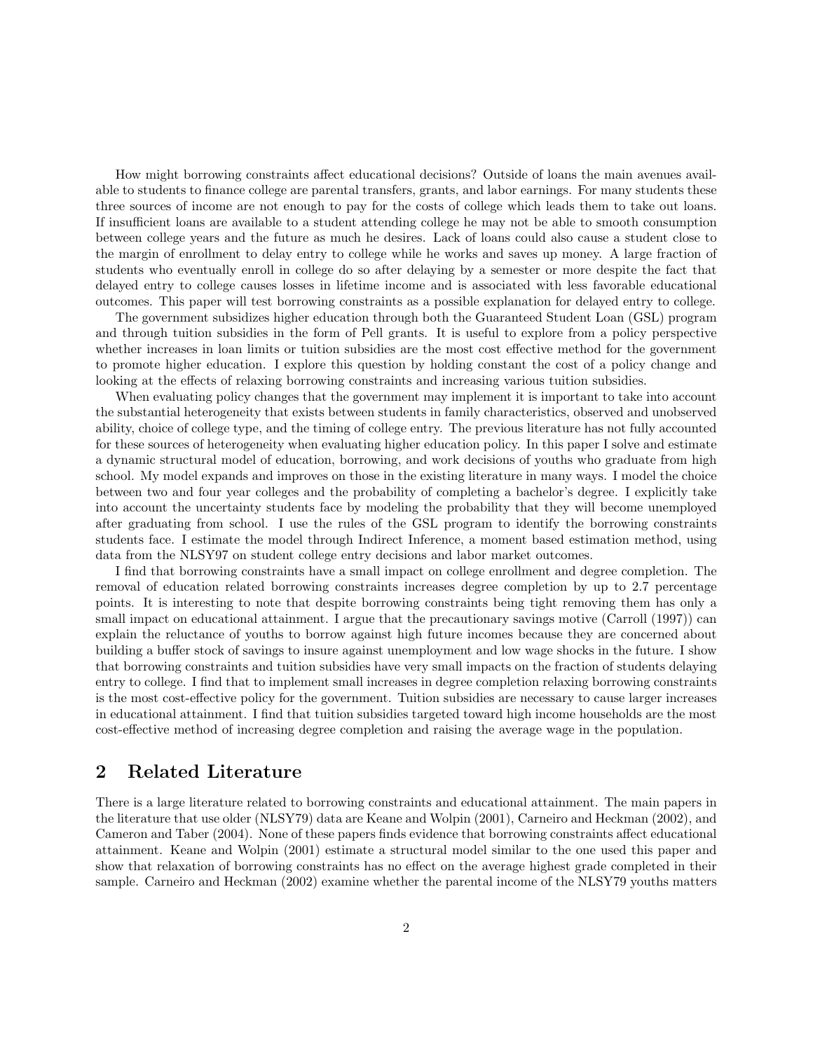How might borrowing constraints affect educational decisions? Outside of loans the main avenues available to students to finance college are parental transfers, grants, and labor earnings. For many students these three sources of income are not enough to pay for the costs of college which leads them to take out loans. If insufficient loans are available to a student attending college he may not be able to smooth consumption between college years and the future as much he desires. Lack of loans could also cause a student close to the margin of enrollment to delay entry to college while he works and saves up money. A large fraction of students who eventually enroll in college do so after delaying by a semester or more despite the fact that delayed entry to college causes losses in lifetime income and is associated with less favorable educational outcomes. This paper will test borrowing constraints as a possible explanation for delayed entry to college.

The government subsidizes higher education through both the Guaranteed Student Loan (GSL) program and through tuition subsidies in the form of Pell grants. It is useful to explore from a policy perspective whether increases in loan limits or tuition subsidies are the most cost effective method for the government to promote higher education. I explore this question by holding constant the cost of a policy change and looking at the effects of relaxing borrowing constraints and increasing various tuition subsidies.

When evaluating policy changes that the government may implement it is important to take into account the substantial heterogeneity that exists between students in family characteristics, observed and unobserved ability, choice of college type, and the timing of college entry. The previous literature has not fully accounted for these sources of heterogeneity when evaluating higher education policy. In this paper I solve and estimate a dynamic structural model of education, borrowing, and work decisions of youths who graduate from high school. My model expands and improves on those in the existing literature in many ways. I model the choice between two and four year colleges and the probability of completing a bachelor's degree. I explicitly take into account the uncertainty students face by modeling the probability that they will become unemployed after graduating from school. I use the rules of the GSL program to identify the borrowing constraints students face. I estimate the model through Indirect Inference, a moment based estimation method, using data from the NLSY97 on student college entry decisions and labor market outcomes.

I find that borrowing constraints have a small impact on college enrollment and degree completion. The removal of education related borrowing constraints increases degree completion by up to 2.7 percentage points. It is interesting to note that despite borrowing constraints being tight removing them has only a small impact on educational attainment. I argue that the precautionary savings motive (Carroll (1997)) can explain the reluctance of youths to borrow against high future incomes because they are concerned about building a buffer stock of savings to insure against unemployment and low wage shocks in the future. I show that borrowing constraints and tuition subsidies have very small impacts on the fraction of students delaying entry to college. I find that to implement small increases in degree completion relaxing borrowing constraints is the most cost-effective policy for the government. Tuition subsidies are necessary to cause larger increases in educational attainment. I find that tuition subsidies targeted toward high income households are the most cost-effective method of increasing degree completion and raising the average wage in the population.

## 2 Related Literature

There is a large literature related to borrowing constraints and educational attainment. The main papers in the literature that use older (NLSY79) data are Keane and Wolpin (2001), Carneiro and Heckman (2002), and Cameron and Taber (2004). None of these papers finds evidence that borrowing constraints affect educational attainment. Keane and Wolpin (2001) estimate a structural model similar to the one used this paper and show that relaxation of borrowing constraints has no effect on the average highest grade completed in their sample. Carneiro and Heckman (2002) examine whether the parental income of the NLSY79 youths matters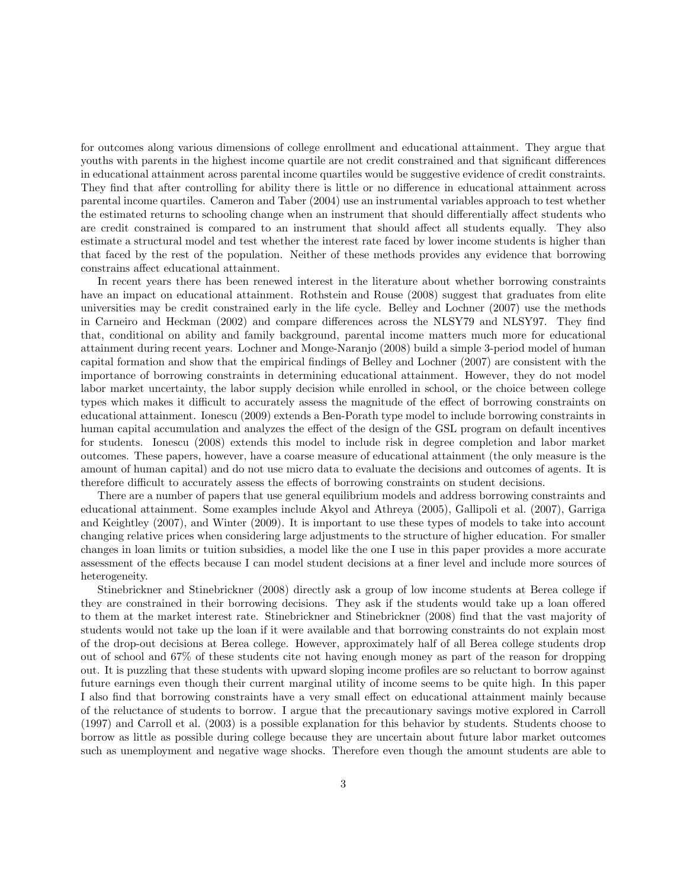for outcomes along various dimensions of college enrollment and educational attainment. They argue that youths with parents in the highest income quartile are not credit constrained and that significant differences in educational attainment across parental income quartiles would be suggestive evidence of credit constraints. They find that after controlling for ability there is little or no difference in educational attainment across parental income quartiles. Cameron and Taber (2004) use an instrumental variables approach to test whether the estimated returns to schooling change when an instrument that should differentially affect students who are credit constrained is compared to an instrument that should affect all students equally. They also estimate a structural model and test whether the interest rate faced by lower income students is higher than that faced by the rest of the population. Neither of these methods provides any evidence that borrowing constrains affect educational attainment.

In recent years there has been renewed interest in the literature about whether borrowing constraints have an impact on educational attainment. Rothstein and Rouse (2008) suggest that graduates from elite universities may be credit constrained early in the life cycle. Belley and Lochner (2007) use the methods in Carneiro and Heckman (2002) and compare differences across the NLSY79 and NLSY97. They find that, conditional on ability and family background, parental income matters much more for educational attainment during recent years. Lochner and Monge-Naranjo (2008) build a simple 3-period model of human capital formation and show that the empirical findings of Belley and Lochner (2007) are consistent with the importance of borrowing constraints in determining educational attainment. However, they do not model labor market uncertainty, the labor supply decision while enrolled in school, or the choice between college types which makes it difficult to accurately assess the magnitude of the effect of borrowing constraints on educational attainment. Ionescu (2009) extends a Ben-Porath type model to include borrowing constraints in human capital accumulation and analyzes the effect of the design of the GSL program on default incentives for students. Ionescu (2008) extends this model to include risk in degree completion and labor market outcomes. These papers, however, have a coarse measure of educational attainment (the only measure is the amount of human capital) and do not use micro data to evaluate the decisions and outcomes of agents. It is therefore difficult to accurately assess the effects of borrowing constraints on student decisions.

There are a number of papers that use general equilibrium models and address borrowing constraints and educational attainment. Some examples include Akyol and Athreya (2005), Gallipoli et al. (2007), Garriga and Keightley (2007), and Winter (2009). It is important to use these types of models to take into account changing relative prices when considering large adjustments to the structure of higher education. For smaller changes in loan limits or tuition subsidies, a model like the one I use in this paper provides a more accurate assessment of the effects because I can model student decisions at a finer level and include more sources of heterogeneity.

Stinebrickner and Stinebrickner (2008) directly ask a group of low income students at Berea college if they are constrained in their borrowing decisions. They ask if the students would take up a loan offered to them at the market interest rate. Stinebrickner and Stinebrickner (2008) find that the vast majority of students would not take up the loan if it were available and that borrowing constraints do not explain most of the drop-out decisions at Berea college. However, approximately half of all Berea college students drop out of school and 67% of these students cite not having enough money as part of the reason for dropping out. It is puzzling that these students with upward sloping income profiles are so reluctant to borrow against future earnings even though their current marginal utility of income seems to be quite high. In this paper I also find that borrowing constraints have a very small effect on educational attainment mainly because of the reluctance of students to borrow. I argue that the precautionary savings motive explored in Carroll (1997) and Carroll et al. (2003) is a possible explanation for this behavior by students. Students choose to borrow as little as possible during college because they are uncertain about future labor market outcomes such as unemployment and negative wage shocks. Therefore even though the amount students are able to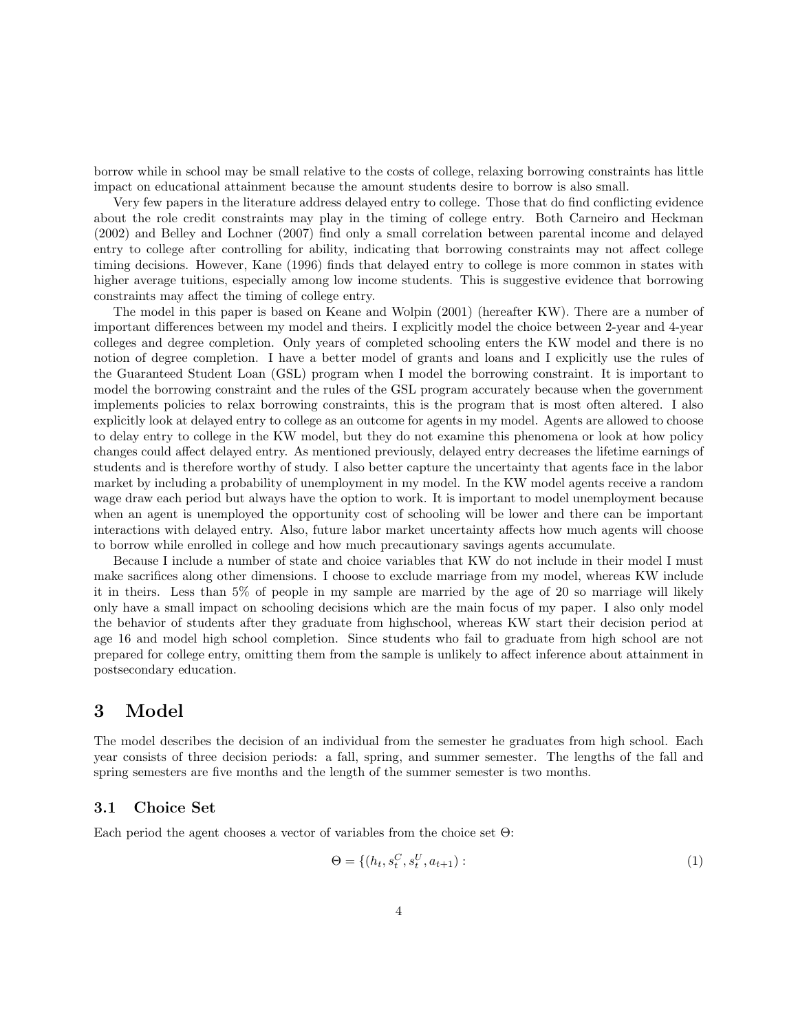borrow while in school may be small relative to the costs of college, relaxing borrowing constraints has little impact on educational attainment because the amount students desire to borrow is also small.

Very few papers in the literature address delayed entry to college. Those that do find conflicting evidence about the role credit constraints may play in the timing of college entry. Both Carneiro and Heckman (2002) and Belley and Lochner (2007) find only a small correlation between parental income and delayed entry to college after controlling for ability, indicating that borrowing constraints may not affect college timing decisions. However, Kane (1996) finds that delayed entry to college is more common in states with higher average tuitions, especially among low income students. This is suggestive evidence that borrowing constraints may affect the timing of college entry.

The model in this paper is based on Keane and Wolpin (2001) (hereafter KW). There are a number of important differences between my model and theirs. I explicitly model the choice between 2-year and 4-year colleges and degree completion. Only years of completed schooling enters the KW model and there is no notion of degree completion. I have a better model of grants and loans and I explicitly use the rules of the Guaranteed Student Loan (GSL) program when I model the borrowing constraint. It is important to model the borrowing constraint and the rules of the GSL program accurately because when the government implements policies to relax borrowing constraints, this is the program that is most often altered. I also explicitly look at delayed entry to college as an outcome for agents in my model. Agents are allowed to choose to delay entry to college in the KW model, but they do not examine this phenomena or look at how policy changes could affect delayed entry. As mentioned previously, delayed entry decreases the lifetime earnings of students and is therefore worthy of study. I also better capture the uncertainty that agents face in the labor market by including a probability of unemployment in my model. In the KW model agents receive a random wage draw each period but always have the option to work. It is important to model unemployment because when an agent is unemployed the opportunity cost of schooling will be lower and there can be important interactions with delayed entry. Also, future labor market uncertainty affects how much agents will choose to borrow while enrolled in college and how much precautionary savings agents accumulate.

Because I include a number of state and choice variables that KW do not include in their model I must make sacrifices along other dimensions. I choose to exclude marriage from my model, whereas KW include it in theirs. Less than 5% of people in my sample are married by the age of 20 so marriage will likely only have a small impact on schooling decisions which are the main focus of my paper. I also only model the behavior of students after they graduate from highschool, whereas KW start their decision period at age 16 and model high school completion. Since students who fail to graduate from high school are not prepared for college entry, omitting them from the sample is unlikely to affect inference about attainment in postsecondary education.

# 3 Model

The model describes the decision of an individual from the semester he graduates from high school. Each year consists of three decision periods: a fall, spring, and summer semester. The lengths of the fall and spring semesters are five months and the length of the summer semester is two months.

## 3.1 Choice Set

Each period the agent chooses a vector of variables from the choice set $\Theta$:

$$\Theta = \{(h_t, s_t^C, s_t^U, a_{t+1}) : \tag{1}$$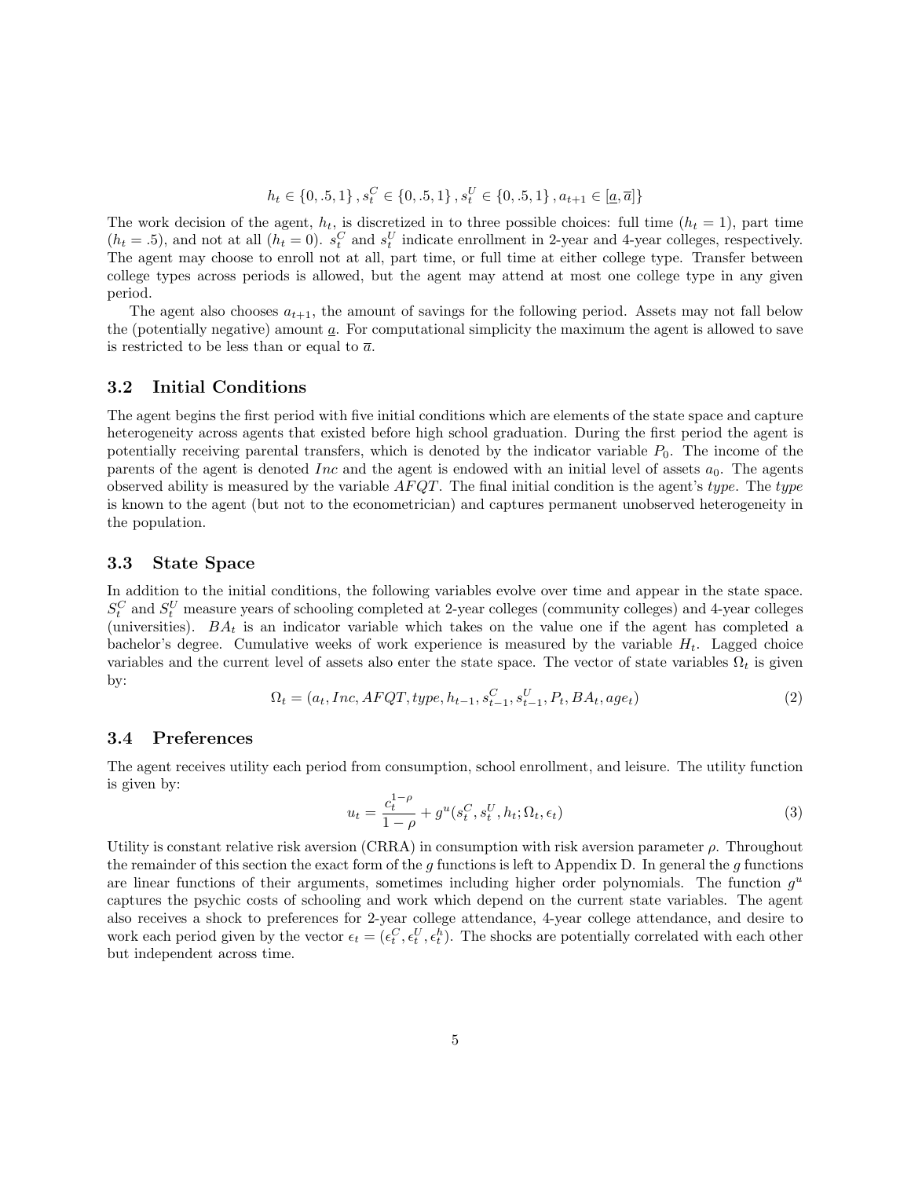$$h_t \in \{0, .5, 1\}, s_t^C \in \{0, .5, 1\}, s_t^U \in \{0, .5, 1\}, a_{t+1} \in [\underline{a}, \overline{a}]\}$$

The work decision of the agent, $h_t$, is discretized in to three possible choices: full time ($h_t = 1$), part time ($h_t = .5$), and not at all ($h_t = 0$). $s_t^C$ and $s_t^U$ indicate enrollment in 2-year and 4-year colleges, respectively. The agent may choose to enroll not at all, part time, or full time at either college type. Transfer between college types across periods is allowed, but the agent may attend at most one college type in any given period.

The agent also chooses $a_{t+1}$, the amount of savings for the following period. Assets may not fall below the (potentially negative) amount $\underline{a}$. For computational simplicity the maximum the agent is allowed to save is restricted to be less than or equal to $\overline{a}$.

### 3.2 Initial Conditions

The agent begins the first period with five initial conditions which are elements of the state space and capture heterogeneity across agents that existed before high school graduation. During the first period the agent is potentially receiving parental transfers, which is denoted by the indicator variable $P_0$. The income of the parents of the agent is denoted $Inc$ and the agent is endowed with an initial level of assets $a_0$. The agents observed ability is measured by the variable $AFQT$. The final initial condition is the agent's *type*. The *type* is known to the agent (but not to the econometrician) and captures permanent unobserved heterogeneity in the population.

### 3.3 State Space

In addition to the initial conditions, the following variables evolve over time and appear in the state space. $S_t^C$ and $S_t^U$ measure years of schooling completed at 2-year colleges (community colleges) and 4-year colleges (universities). $BA_t$ is an indicator variable which takes on the value one if the agent has completed a bachelor's degree. Cumulative weeks of work experience is measured by the variable $H_t$. Lagged choice variables and the current level of assets also enter the state space. The vector of state variables $\Omega_t$ is given by:

$$\Omega_t = (a_t, Inc, AFQT, type, h_{t-1}, s_{t-1}^C, s_{t-1}^U, P_t, BA_t, age_t) \tag{2}$$

### 3.4 Preferences

The agent receives utility each period from consumption, school enrollment, and leisure. The utility function is given by:

$$u_t = \frac{c_t^{1-\rho}}{1-\rho} + g^u(s_t^C, s_t^U, h_t; \Omega_t, \epsilon_t) \tag{3}$$

Utility is constant relative risk aversion (CRRA) in consumption with risk aversion parameter $\rho$. Throughout the remainder of this section the exact form of the $g$ functions is left to Appendix D. In general the $g$ functions are linear functions of their arguments, sometimes including higher order polynomials. The function $g^u$ captures the psychic costs of schooling and work which depend on the current state variables. The agent also receives a shock to preferences for 2-year college attendance, 4-year college attendance, and desire to work each period given by the vector $\epsilon_t = (\epsilon_t^C, \epsilon_t^U, \epsilon_t^h)$. The shocks are potentially correlated with each other but independent across time.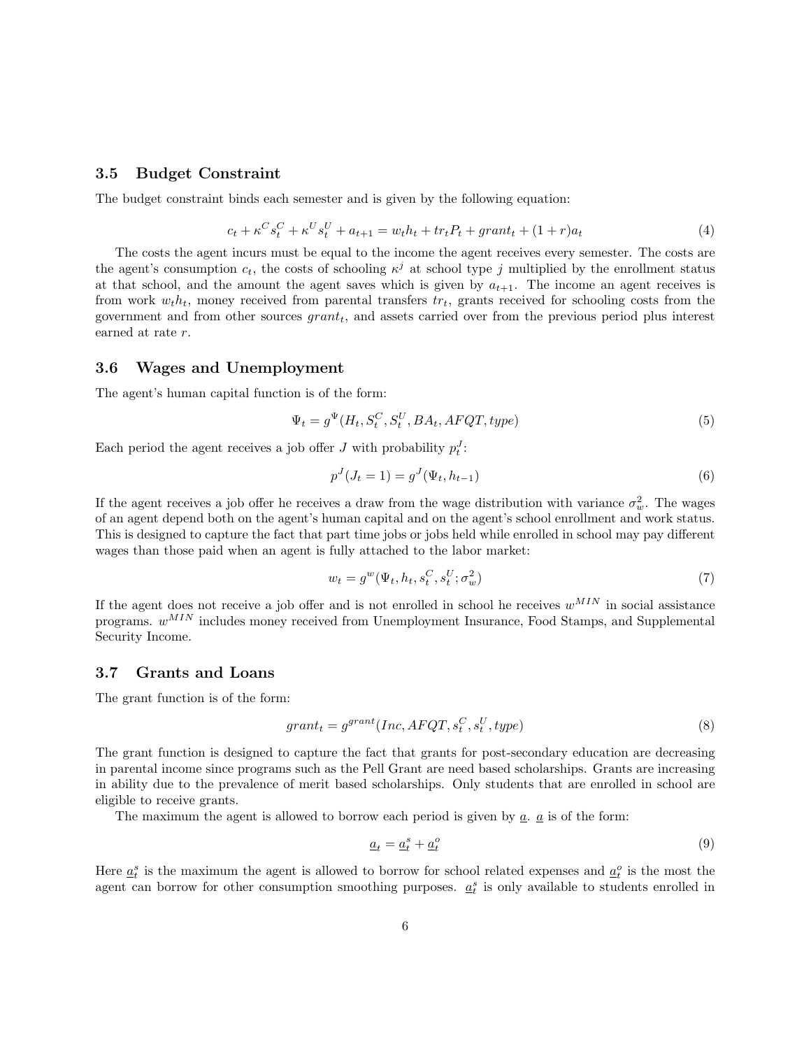### 3.5 Budget Constraint

The budget constraint binds each semester and is given by the following equation:

$$c_t + \kappa^C s_t^C + \kappa^U s_t^U + a_{t+1} = w_t h_t + tr_t P_t + grant_t + (1+r)a_t \tag{4}$$

The costs the agent incurs must be equal to the income the agent receives every semester. The costs are the agent's consumption $c_t$, the costs of schooling $\kappa^j$ at school type $j$ multiplied by the enrollment status at that school, and the amount the agent saves which is given by $a_{t+1}$. The income an agent receives is from work $w_t h_t$, money received from parental transfers $tr_t$, grants received for schooling costs from the government and from other sources $grant_t$, and assets carried over from the previous period plus interest earned at rate $r$.

### 3.6 Wages and Unemployment

The agent's human capital function is of the form:

$$\Psi_t = g^{\Psi}(H_t, S_t^C, S_t^U, BA_t, AFQT, type) \tag{5}$$

Each period the agent receives a job offer $J$ with probability $p_t^J$:

$$p^J(J_t = 1) = g^J(\Psi_t, h_{t-1}) \tag{6}$$

If the agent receives a job offer he receives a draw from the wage distribution with variance $\sigma_w^2$. The wages of an agent depend both on the agent's human capital and on the agent's school enrollment and work status. This is designed to capture the fact that part time jobs or jobs held while enrolled in school may pay different wages than those paid when an agent is fully attached to the labor market:

$$w_t = g^w(\Psi_t, h_t, s_t^C, s_t^U; \sigma_w^2) \tag{7}$$

If the agent does not receive a job offer and is not enrolled in school he receives $w^{MIN}$ in social assistance programs. $w^{MIN}$ includes money received from Unemployment Insurance, Food Stamps, and Supplemental Security Income.

### 3.7 Grants and Loans

The grant function is of the form:

$$grant_t = g^{grant}(Inc, AFQT, s_t^C, s_t^U, type) \tag{8}$$

The grant function is designed to capture the fact that grants for post-secondary education are decreasing in parental income since programs such as the Pell Grant are need based scholarships. Grants are increasing in ability due to the prevalence of merit based scholarships. Only students that are enrolled in school are eligible to receive grants.

The maximum the agent is allowed to borrow each period is given by $\underline{a}$. $\underline{a}$ is of the form:

$$\underline{a}_t = \underline{a}_t^s + \underline{a}_t^o \tag{9}$$

Here $\underline{a}_t^s$ is the maximum the agent is allowed to borrow for school related expenses and $\underline{a}_t^o$ is the most the agent can borrow for other consumption smoothing purposes. $\underline{a}_t^s$ is only available to students enrolled in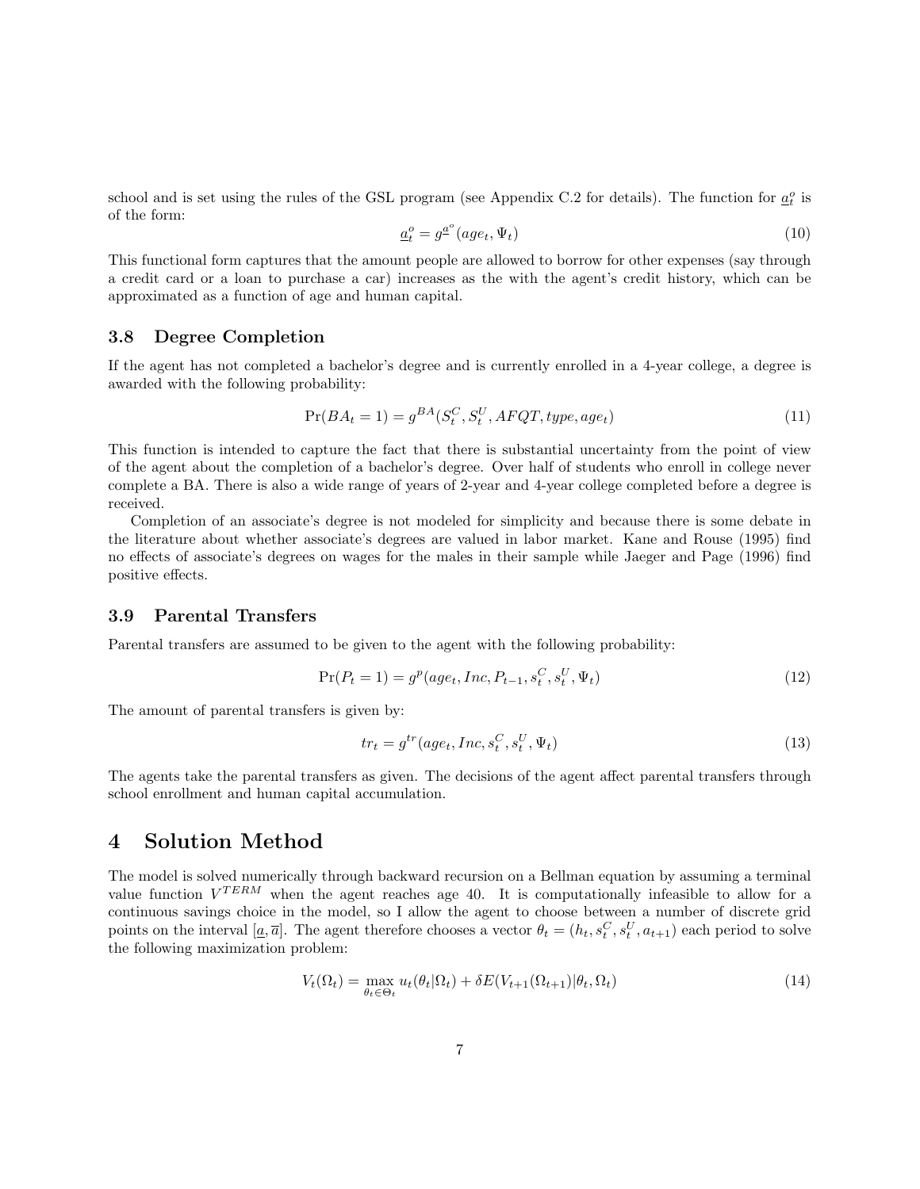school and is set using the rules of the GSL program (see Appendix C.2 for details). The function for $\underline{a}_t^o$ is of the form:

$$\underline{a}_t^o = g^{\underline{a}^o}(age_t, \Psi_t) \tag{10}$$

This functional form captures that the amount people are allowed to borrow for other expenses (say through a credit card or a loan to purchase a car) increases as the with the agent's credit history, which can be approximated as a function of age and human capital.

### 3.8 Degree Completion

If the agent has not completed a bachelor's degree and is currently enrolled in a 4-year college, a degree is awarded with the following probability:

$$\Pr(BA_t = 1) = g^{BA}(S_t^C, S_t^U, AFQT, type, age_t) \tag{11}$$

This function is intended to capture the fact that there is substantial uncertainty from the point of view of the agent about the completion of a bachelor's degree. Over half of students who enroll in college never complete a BA. There is also a wide range of years of 2-year and 4-year college completed before a degree is received.

Completion of an associate's degree is not modeled for simplicity and because there is some debate in the literature about whether associate's degrees are valued in labor market. Kane and Rouse (1995) find no effects of associate's degrees on wages for the males in their sample while Jaeger and Page (1996) find positive effects.

### 3.9 Parental Transfers

Parental transfers are assumed to be given to the agent with the following probability:

$$\Pr(P_t = 1) = g^p(age_t, Inc, P_{t-1}, s_t^C, s_t^U, \Psi_t) \tag{12}$$

The amount of parental transfers is given by:

$$tr_t = g^{tr}(age_t, Inc, s_t^C, s_t^U, \Psi_t) \tag{13}$$

The agents take the parental transfers as given. The decisions of the agent affect parental transfers through school enrollment and human capital accumulation.

## 4 Solution Method

The model is solved numerically through backward recursion on a Bellman equation by assuming a terminal value function $V^{TERM}$ when the agent reaches age 40. It is computationally infeasible to allow for a continuous savings choice in the model, so I allow the agent to choose between a number of discrete grid points on the interval $[\underline{a}, \overline{a}]$. The agent therefore chooses a vector $\theta_t = (h_t, s_t^C, s_t^U, a_{t+1})$ each period to solve the following maximization problem:

$$V_t(\Omega_t) = \max_{\theta_t \in \Theta_t} u_t(\theta_t|\Omega_t) + \delta E(V_{t+1}(\Omega_{t+1})|\theta_t, \Omega_t) \tag{14}$$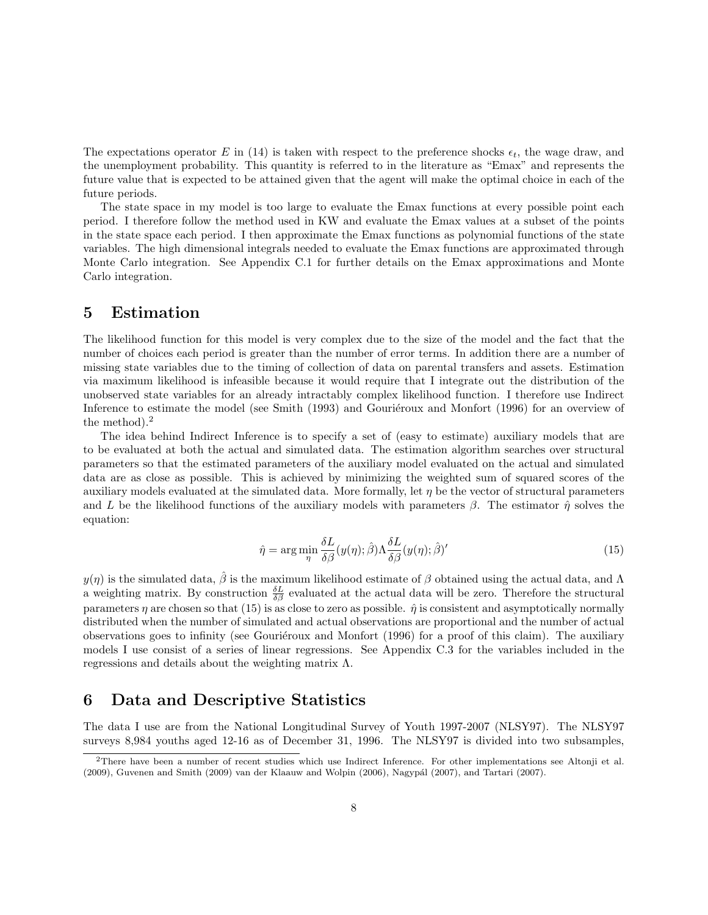The expectations operator $E$ in (14) is taken with respect to the preference shocks $\epsilon_t$, the wage draw, and the unemployment probability. This quantity is referred to in the literature as "Emax" and represents the future value that is expected to be attained given that the agent will make the optimal choice in each of the future periods.

The state space in my model is too large to evaluate the Emax functions at every possible point each period. I therefore follow the method used in KW and evaluate the Emax values at a subset of the points in the state space each period. I then approximate the Emax functions as polynomial functions of the state variables. The high dimensional integrals needed to evaluate the Emax functions are approximated through Monte Carlo integration. See Appendix C.1 for further details on the Emax approximations and Monte Carlo integration.

# 5 Estimation

The likelihood function for this model is very complex due to the size of the model and the fact that the number of choices each period is greater than the number of error terms. In addition there are a number of missing state variables due to the timing of collection of data on parental transfers and assets. Estimation via maximum likelihood is infeasible because it would require that I integrate out the distribution of the unobserved state variables for an already intractably complex likelihood function. I therefore use Indirect Inference to estimate the model (see Smith (1993) and Gouriéroux and Monfort (1996) for an overview of the method).[2]

The idea behind Indirect Inference is to specify a set of (easy to estimate) auxiliary models that are to be evaluated at both the actual and simulated data. The estimation algorithm searches over structural parameters so that the estimated parameters of the auxiliary model evaluated on the actual and simulated data are as close as possible. This is achieved by minimizing the weighted sum of squared scores of the auxiliary models evaluated at the simulated data. More formally, let $\eta$ be the vector of structural parameters and $L$ be the likelihood functions of the auxiliary models with parameters $\beta$. The estimator $\hat{\eta}$ solves the equation:

$$\hat{\eta} = \arg\min_{\eta} \frac{\delta L}{\delta \beta}(y(\eta); \hat{\beta}) \Lambda \frac{\delta L}{\delta \beta}(y(\eta); \hat{\beta})' \tag{15}$$

$y(\eta)$ is the simulated data, $\hat{\beta}$ is the maximum likelihood estimate of $\beta$ obtained using the actual data, and $\Lambda$ a weighting matrix. By construction $\frac{\delta L}{\delta \beta}$ evaluated at the actual data will be zero. Therefore the structural parameters $\eta$ are chosen so that (15) is as close to zero as possible. $\hat{\eta}$ is consistent and asymptotically normally distributed when the number of simulated and actual observations are proportional and the number of actual observations goes to infinity (see Gouriéroux and Monfort (1996) for a proof of this claim). The auxiliary models I use consist of a series of linear regressions. See Appendix C.3 for the variables included in the regressions and details about the weighting matrix $\Lambda$.

# 6 Data and Descriptive Statistics

The data I use are from the National Longitudinal Survey of Youth 1997-2007 (NLSY97). The NLSY97 surveys 8,984 youths aged 12-16 as of December 31, 1996. The NLSY97 is divided into two subsamples,

[2] There have been a number of recent studies which use Indirect Inference. For other implementations see Altonji et al. (2009), Guvenen and Smith (2009) van der Klaauw and Wolpin (2006), Nagypál (2007), and Tartari (2007).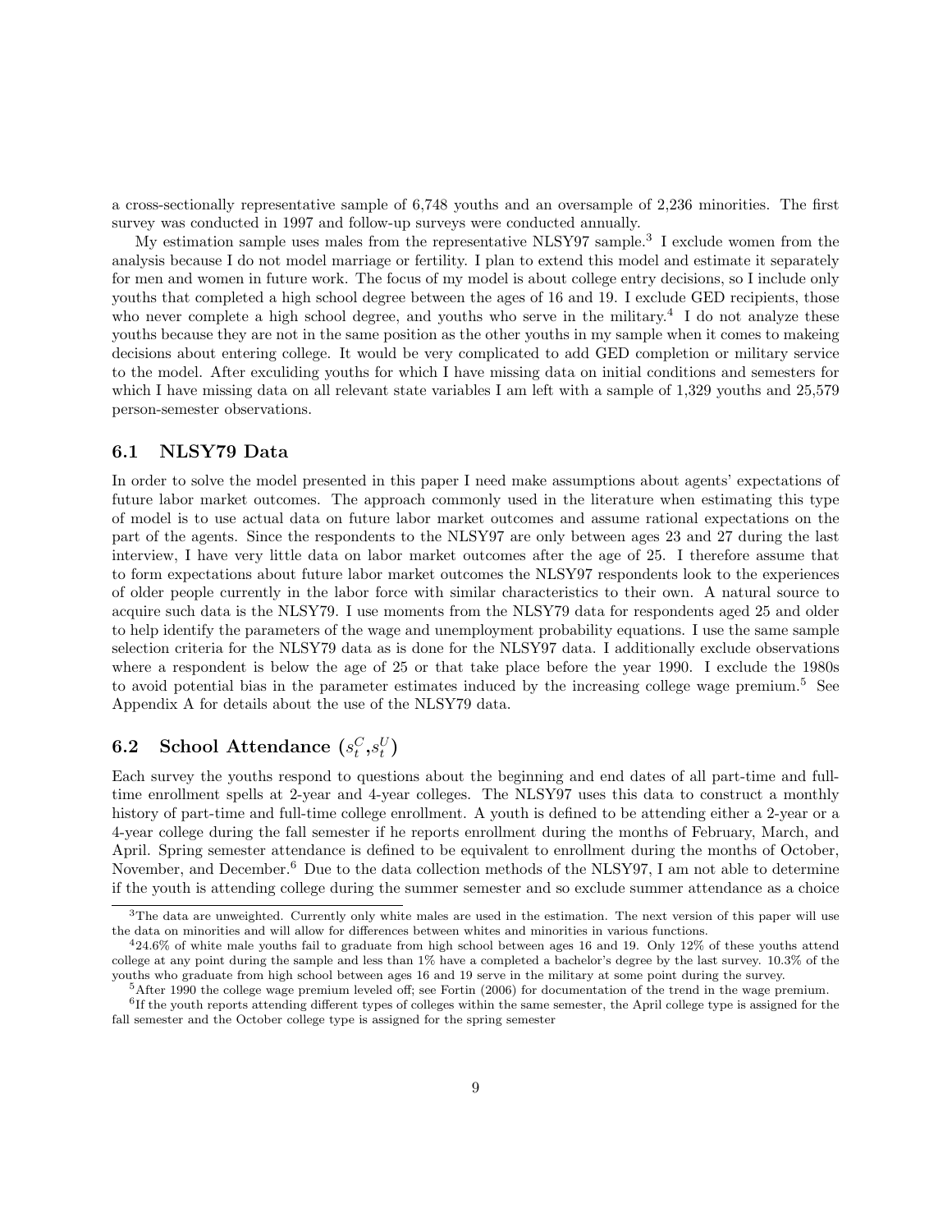a cross-sectionally representative sample of 6,748 youths and an oversample of 2,236 minorities. The first survey was conducted in 1997 and follow-up surveys were conducted annually.

My estimation sample uses males from the representative NLSY97 sample.[3] I exclude women from the analysis because I do not model marriage or fertility. I plan to extend this model and estimate it separately for men and women in future work. The focus of my model is about college entry decisions, so I include only youths that completed a high school degree between the ages of 16 and 19. I exclude GED recipients, those who never complete a high school degree, and youths who serve in the military.[4] I do not analyze these youths because they are not in the same position as the other youths in my sample when it comes to makeing decisions about entering college. It would be very complicated to add GED completion or military service to the model. After exculiding youths for which I have missing data on initial conditions and semesters for which I have missing data on all relevant state variables I am left with a sample of 1,329 youths and 25,579 person-semester observations.

### 6.1 NLSY79 Data

In order to solve the model presented in this paper I need make assumptions about agents' expectations of future labor market outcomes. The approach commonly used in the literature when estimating this type of model is to use actual data on future labor market outcomes and assume rational expectations on the part of the agents. Since the respondents to the NLSY97 are only between ages 23 and 27 during the last interview, I have very little data on labor market outcomes after the age of 25. I therefore assume that to form expectations about future labor market outcomes the NLSY97 respondents look to the experiences of older people currently in the labor force with similar characteristics to their own. A natural source to acquire such data is the NLSY79. I use moments from the NLSY79 data for respondents aged 25 and older to help identify the parameters of the wage and unemployment probability equations. I use the same sample selection criteria for the NLSY79 data as is done for the NLSY97 data. I additionally exclude observations where a respondent is below the age of 25 or that take place before the year 1990. I exclude the 1980s to avoid potential bias in the parameter estimates induced by the increasing college wage premium.[5] See Appendix A for details about the use of the NLSY79 data.

### 6.2 School Attendance ($s_t^C$,$s_t^U$)

Each survey the youths respond to questions about the beginning and end dates of all part-time and full-time enrollment spells at 2-year and 4-year colleges. The NLSY97 uses this data to construct a monthly history of part-time and full-time college enrollment. A youth is defined to be attending either a 2-year or a 4-year college during the fall semester if he reports enrollment during the months of February, March, and April. Spring semester attendance is defined to be equivalent to enrollment during the months of October, November, and December.[6] Due to the data collection methods of the NLSY97, I am not able to determine if the youth is attending college during the summer semester and so exclude summer attendance as a choice

---

[3] The data are unweighted. Currently only white males are used in the estimation. The next version of this paper will use the data on minorities and will allow for differences between whites and minorities in various functions.

[4] 24.6% of white male youths fail to graduate from high school between ages 16 and 19. Only 12% of these youths attend college at any point during the sample and less than 1% have a completed a bachelor's degree by the last survey. 10.3% of the youths who graduate from high school between ages 16 and 19 serve in the military at some point during the survey.

[5] After 1990 the college wage premium leveled off; see Fortin (2006) for documentation of the trend in the wage premium.

[6] If the youth reports attending different types of colleges within the same semester, the April college type is assigned for the fall semester and the October college type is assigned for the spring semester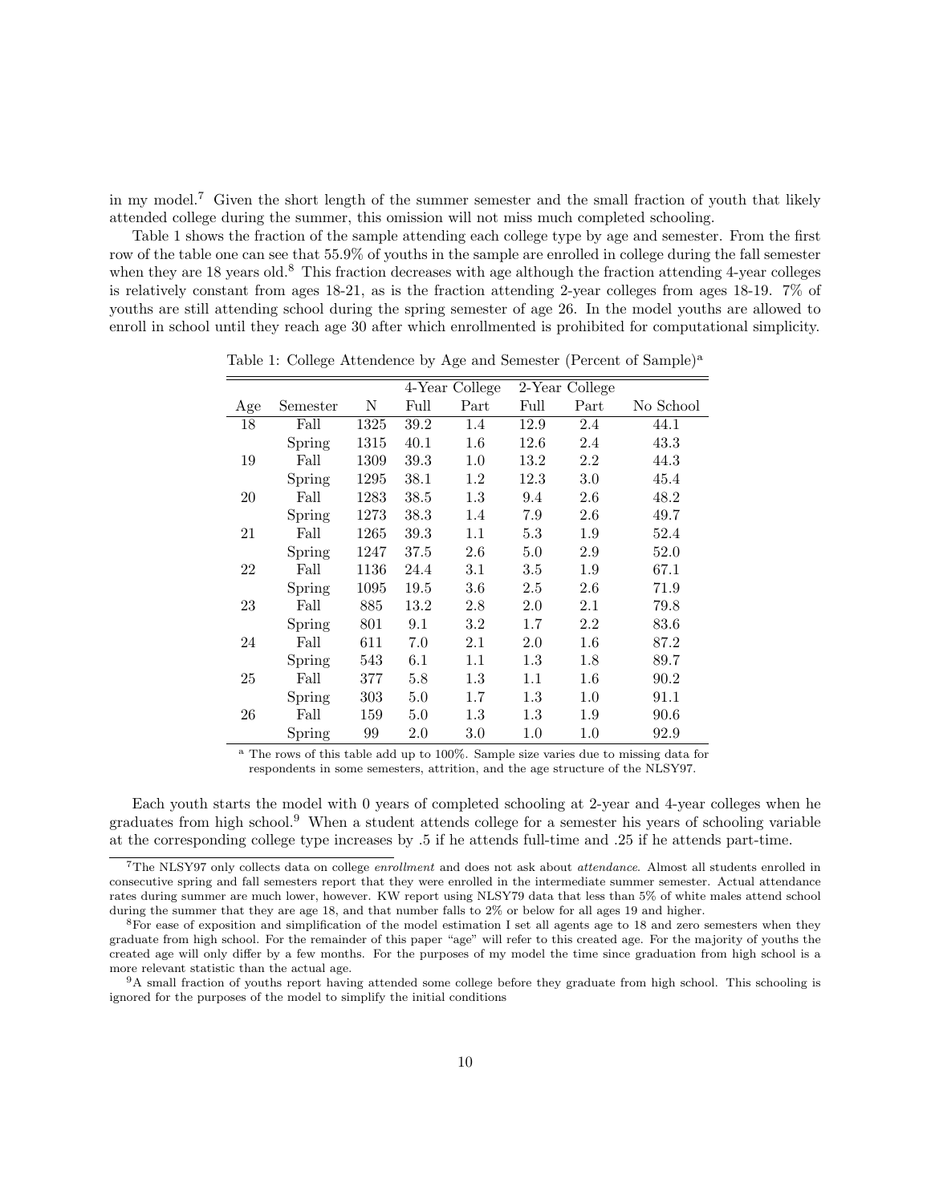in my model.[7] Given the short length of the summer semester and the small fraction of youth that likely attended college during the summer, this omission will not miss much completed schooling.

Table 1 shows the fraction of the sample attending each college type by age and semester. From the first row of the table one can see that 55.9% of youths in the sample are enrolled in college during the fall semester when they are 18 years old.[8] This fraction decreases with age although the fraction attending 4-year colleges is relatively constant from ages 18-21, as is the fraction attending 2-year colleges from ages 18-19. 7% of youths are still attending school during the spring semester of age 26. In the model youths are allowed to enroll in school until they reach age 30 after which enrollmented is prohibited for computational simplicity.

Table 1: College Attendence by Age and Semester (Percent of Sample)[a]

| | | | 4-Year College | | 2-Year College | | |
|---|---|---|---|---|---|---|---|
| Age | Semester | N | Full | Part | Full | Part | No School |
| 18 | Fall | 1325 | 39.2 | 1.4 | 12.9 | 2.4 | 44.1 |
| | Spring | 1315 | 40.1 | 1.6 | 12.6 | 2.4 | 43.3 |
| 19 | Fall | 1309 | 39.3 | 1.0 | 13.2 | 2.2 | 44.3 |
| | Spring | 1295 | 38.1 | 1.2 | 12.3 | 3.0 | 45.4 |
| 20 | Fall | 1283 | 38.5 | 1.3 | 9.4 | 2.6 | 48.2 |
| | Spring | 1273 | 38.3 | 1.4 | 7.9 | 2.6 | 49.7 |
| 21 | Fall | 1265 | 39.3 | 1.1 | 5.3 | 1.9 | 52.4 |
| | Spring | 1247 | 37.5 | 2.6 | 5.0 | 2.9 | 52.0 |
| 22 | Fall | 1136 | 24.4 | 3.1 | 3.5 | 1.9 | 67.1 |
| | Spring | 1095 | 19.5 | 3.6 | 2.5 | 2.6 | 71.9 |
| 23 | Fall | 885 | 13.2 | 2.8 | 2.0 | 2.1 | 79.8 |
| | Spring | 801 | 9.1 | 3.2 | 1.7 | 2.2 | 83.6 |
| 24 | Fall | 611 | 7.0 | 2.1 | 2.0 | 1.6 | 87.2 |
| | Spring | 543 | 6.1 | 1.1 | 1.3 | 1.8 | 89.7 |
| 25 | Fall | 377 | 5.8 | 1.3 | 1.1 | 1.6 | 90.2 |
| | Spring | 303 | 5.0 | 1.7 | 1.3 | 1.0 | 91.1 |
| 26 | Fall | 159 | 5.0 | 1.3 | 1.3 | 1.9 | 90.6 |
| | Spring | 99 | 2.0 | 3.0 | 1.0 | 1.0 | 92.9 |

[a] The rows of this table add up to 100%. Sample size varies due to missing data for respondents in some semesters, attrition, and the age structure of the NLSY97.

Each youth starts the model with 0 years of completed schooling at 2-year and 4-year colleges when he graduates from high school.[9] When a student attends college for a semester his years of schooling variable at the corresponding college type increases by .5 if he attends full-time and .25 if he attends part-time.

[7] The NLSY97 only collects data on college *enrollment* and does not ask about *attendance*. Almost all students enrolled in consecutive spring and fall semesters report that they were enrolled in the intermediate summer semester. Actual attendance rates during summer are much lower, however. KW report using NLSY79 data that less than 5% of white males attend school during the summer that they are age 18, and that number falls to 2% or below for all ages 19 and higher.

[8] For ease of exposition and simplification of the model estimation I set all agents age to 18 and zero semesters when they graduate from high school. For the remainder of this paper "age" will refer to this created age. For the majority of youths the created age will only differ by a few months. For the purposes of my model the time since graduation from high school is a more relevant statistic than the actual age.

[9] A small fraction of youths report having attended some college before they graduate from high school. This schooling is ignored for the purposes of the model to simplify the initial conditions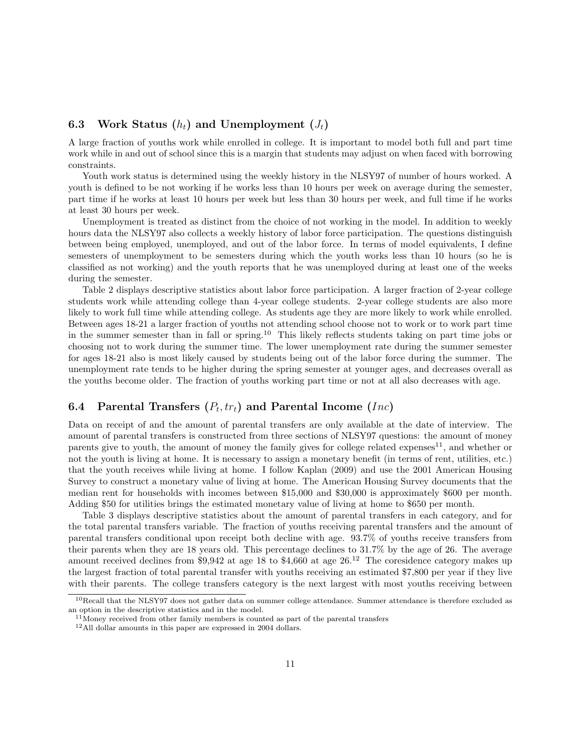### 6.3 Work Status ($h_t$) and Unemployment ($J_t$)

A large fraction of youths work while enrolled in college. It is important to model both full and part time work while in and out of school since this is a margin that students may adjust on when faced with borrowing constraints.

Youth work status is determined using the weekly history in the NLSY97 of number of hours worked. A youth is defined to be not working if he works less than 10 hours per week on average during the semester, part time if he works at least 10 hours per week but less than 30 hours per week, and full time if he works at least 30 hours per week.

Unemployment is treated as distinct from the choice of not working in the model. In addition to weekly hours data the NLSY97 also collects a weekly history of labor force participation. The questions distinguish between being employed, unemployed, and out of the labor force. In terms of model equivalents, I define semesters of unemployment to be semesters during which the youth works less than 10 hours (so he is classified as not working) and the youth reports that he was unemployed during at least one of the weeks during the semester.

Table 2 displays descriptive statistics about labor force participation. A larger fraction of 2-year college students work while attending college than 4-year college students. 2-year college students are also more likely to work full time while attending college. As students age they are more likely to work while enrolled. Between ages 18-21 a larger fraction of youths not attending school choose not to work or to work part time in the summer semester than in fall or spring.[10] This likely reflects students taking on part time jobs or choosing not to work during the summer time. The lower unemployment rate during the summer semester for ages 18-21 also is most likely caused by students being out of the labor force during the summer. The unemployment rate tends to be higher during the spring semester at younger ages, and decreases overall as the youths become older. The fraction of youths working part time or not at all also decreases with age.

### 6.4 Parental Transfers ($P_t, tr_t$) and Parental Income ($Inc$)

Data on receipt of and the amount of parental transfers are only available at the date of interview. The amount of parental transfers is constructed from three sections of NLSY97 questions: the amount of money parents give to youth, the amount of money the family gives for college related expenses[11], and whether or not the youth is living at home. It is necessary to assign a monetary benefit (in terms of rent, utilities, etc.) that the youth receives while living at home. I follow Kaplan (2009) and use the 2001 American Housing Survey to construct a monetary value of living at home. The American Housing Survey documents that the median rent for households with incomes between \$15,000 and \$30,000 is approximately \$600 per month. Adding \$50 for utilities brings the estimated monetary value of living at home to \$650 per month.

Table 3 displays descriptive statistics about the amount of parental transfers in each category, and for the total parental transfers variable. The fraction of youths receiving parental transfers and the amount of parental transfers conditional upon receipt both decline with age. 93.7% of youths receive transfers from their parents when they are 18 years old. This percentage declines to 31.7% by the age of 26. The average amount received declines from \$9,942 at age 18 to \$4,660 at age 26.[12] The coresidence category makes up the largest fraction of total parental transfer with youths receiving an estimated \$7,800 per year if they live with their parents. The college transfers category is the next largest with most youths receiving between

[10] Recall that the NLSY97 does not gather data on summer college attendance. Summer attendance is therefore excluded as an option in the descriptive statistics and in the model.

[11] Money received from other family members is counted as part of the parental transfers

[12] All dollar amounts in this paper are expressed in 2004 dollars.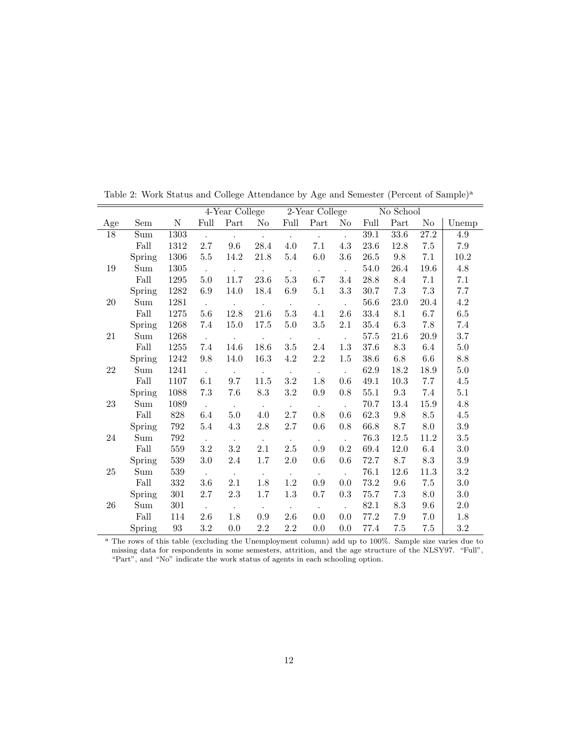Table 2: Work Status and College Attendance by Age and Semester (Percent of Sample)[a]

| | | | 4-Year College | | | 2-Year College | | | No School | | | |
|---|---|---|---|---|---|---|---|---|---|---|---|---|
| Age | Sem | N | Full | Part | No | Full | Part | No | Full | Part | No | Unemp |
| 18 | Sum | 1303 | . | . | . | . | . | . | 39.1 | 33.6 | 27.2 | 4.9 |
| | Fall | 1312 | 2.7 | 9.6 | 28.4 | 4.0 | 7.1 | 4.3 | 23.6 | 12.8 | 7.5 | 7.9 |
| | Spring | 1306 | 5.5 | 14.2 | 21.8 | 5.4 | 6.0 | 3.6 | 26.5 | 9.8 | 7.1 | 10.2 |
| 19 | Sum | 1305 | . | . | . | . | . | . | 54.0 | 26.4 | 19.6 | 4.8 |
| | Fall | 1295 | 5.0 | 11.7 | 23.6 | 5.3 | 6.7 | 3.4 | 28.8 | 8.4 | 7.1 | 7.1 |
| | Spring | 1282 | 6.9 | 14.0 | 18.4 | 6.9 | 5.1 | 3.3 | 30.7 | 7.3 | 7.3 | 7.7 |
| 20 | Sum | 1281 | . | . | . | . | . | . | 56.6 | 23.0 | 20.4 | 4.2 |
| | Fall | 1275 | 5.6 | 12.8 | 21.6 | 5.3 | 4.1 | 2.6 | 33.4 | 8.1 | 6.7 | 6.5 |
| | Spring | 1268 | 7.4 | 15.0 | 17.5 | 5.0 | 3.5 | 2.1 | 35.4 | 6.3 | 7.8 | 7.4 |
| 21 | Sum | 1268 | . | . | . | . | . | . | 57.5 | 21.6 | 20.9 | 3.7 |
| | Fall | 1255 | 7.4 | 14.6 | 18.6 | 3.5 | 2.4 | 1.3 | 37.6 | 8.3 | 6.4 | 5.0 |
| | Spring | 1242 | 9.8 | 14.0 | 16.3 | 4.2 | 2.2 | 1.5 | 38.6 | 6.8 | 6.6 | 8.8 |
| 22 | Sum | 1241 | . | . | . | . | . | . | 62.9 | 18.2 | 18.9 | 5.0 |
| | Fall | 1107 | 6.1 | 9.7 | 11.5 | 3.2 | 1.8 | 0.6 | 49.1 | 10.3 | 7.7 | 4.5 |
| | Spring | 1088 | 7.3 | 7.6 | 8.3 | 3.2 | 0.9 | 0.8 | 55.1 | 9.3 | 7.4 | 5.1 |
| 23 | Sum | 1089 | . | . | . | . | . | . | 70.7 | 13.4 | 15.9 | 4.8 |
| | Fall | 828 | 6.4 | 5.0 | 4.0 | 2.7 | 0.8 | 0.6 | 62.3 | 9.8 | 8.5 | 4.5 |
| | Spring | 792 | 5.4 | 4.3 | 2.8 | 2.7 | 0.6 | 0.8 | 66.8 | 8.7 | 8.0 | 3.9 |
| 24 | Sum | 792 | . | . | . | . | . | . | 76.3 | 12.5 | 11.2 | 3.5 |
| | Fall | 559 | 3.2 | 3.2 | 2.1 | 2.5 | 0.9 | 0.2 | 69.4 | 12.0 | 6.4 | 3.0 |
| | Spring | 539 | 3.0 | 2.4 | 1.7 | 2.0 | 0.6 | 0.6 | 72.7 | 8.7 | 8.3 | 3.9 |
| 25 | Sum | 539 | . | . | . | . | . | . | 76.1 | 12.6 | 11.3 | 3.2 |
| | Fall | 332 | 3.6 | 2.1 | 1.8 | 1.2 | 0.9 | 0.0 | 73.2 | 9.6 | 7.5 | 3.0 |
| | Spring | 301 | 2.7 | 2.3 | 1.7 | 1.3 | 0.7 | 0.3 | 75.7 | 7.3 | 8.0 | 3.0 |
| 26 | Sum | 301 | . | . | . | . | . | . | 82.1 | 8.3 | 9.6 | 2.0 |
| | Fall | 114 | 2.6 | 1.8 | 0.9 | 2.6 | 0.0 | 0.0 | 77.2 | 7.9 | 7.0 | 1.8 |
| | Spring | 93 | 3.2 | 0.0 | 2.2 | 2.2 | 0.0 | 0.0 | 77.4 | 7.5 | 7.5 | 3.2 |

[a] The rows of this table (excluding the Unemployment column) add up to 100%. Sample size varies due to missing data for respondents in some semesters, attrition, and the age structure of the NLSY97. "Full", "Part", and "No" indicate the work status of agents in each schooling option.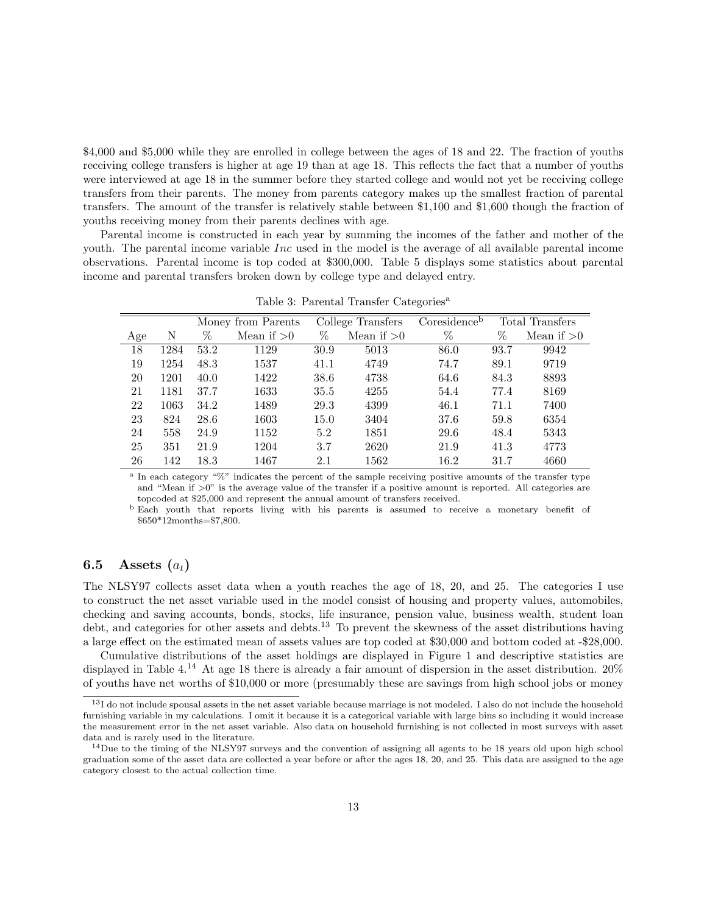\$4,000 and \$5,000 while they are enrolled in college between the ages of 18 and 22. The fraction of youths receiving college transfers is higher at age 19 than at age 18. This reflects the fact that a number of youths were interviewed at age 18 in the summer before they started college and would not yet be receiving college transfers from their parents. The money from parents category makes up the smallest fraction of parental transfers. The amount of the transfer is relatively stable between \$1,100 and \$1,600 though the fraction of youths receiving money from their parents declines with age.

Parental income is constructed in each year by summing the incomes of the father and mother of the youth. The parental income variable $Inc$ used in the model is the average of all available parental income observations. Parental income is top coded at \$300,000. Table 5 displays some statistics about parental income and parental transfers broken down by college type and delayed entry.

Table 3: Parental Transfer Categories[a]

| | | Money from Parents | | College Transfers | | Coresidence[b] | Total Transfers | |
|---|---|---|---|---|---|---|---|---|
| Age | N | % | Mean if >0 | % | Mean if >0 | % | % | Mean if >0 |
| 18 | 1284 | 53.2 | 1129 | 30.9 | 5013 | 86.0 | 93.7 | 9942 |
| 19 | 1254 | 48.3 | 1537 | 41.1 | 4749 | 74.7 | 89.1 | 9719 |
| 20 | 1201 | 40.0 | 1422 | 38.6 | 4738 | 64.6 | 84.3 | 8893 |
| 21 | 1181 | 37.7 | 1633 | 35.5 | 4255 | 54.4 | 77.4 | 8169 |
| 22 | 1063 | 34.2 | 1489 | 29.3 | 4399 | 46.1 | 71.1 | 7400 |
| 23 | 824 | 28.6 | 1603 | 15.0 | 3404 | 37.6 | 59.8 | 6354 |
| 24 | 558 | 24.9 | 1152 | 5.2 | 1851 | 29.6 | 48.4 | 5343 |
| 25 | 351 | 21.9 | 1204 | 3.7 | 2620 | 21.9 | 41.3 | 4773 |
| 26 | 142 | 18.3 | 1467 | 2.1 | 1562 | 16.2 | 31.7 | 4660 |

[a] In each category "%" indicates the percent of the sample receiving positive amounts of the transfer type and "Mean if >0" is the average value of the transfer if a positive amount is reported. All categories are topcoded at \$25,000 and represent the annual amount of transfers received.

[b] Each youth that reports living with his parents is assumed to receive a monetary benefit of \$650*12months=\$7,800.

### 6.5 Assets ($a_t$)

The NLSY97 collects asset data when a youth reaches the age of 18, 20, and 25. The categories I use to construct the net asset variable used in the model consist of housing and property values, automobiles, checking and saving accounts, bonds, stocks, life insurance, pension value, business wealth, student loan debt, and categories for other assets and debts.[13] To prevent the skewness of the asset distributions having a large effect on the estimated mean of assets values are top coded at \$30,000 and bottom coded at -\$28,000.

Cumulative distributions of the asset holdings are displayed in Figure 1 and descriptive statistics are displayed in Table 4.[14] At age 18 there is already a fair amount of dispersion in the asset distribution. 20% of youths have net worths of \$10,000 or more (presumably these are savings from high school jobs or money

[13] I do not include spousal assets in the net asset variable because marriage is not modeled. I also do not include the household furnishing variable in my calculations. I omit it because it is a categorical variable with large bins so including it would increase the measurement error in the net asset variable. Also data on household furnishing is not collected in most surveys with asset data and is rarely used in the literature.

[14] Due to the timing of the NLSY97 surveys and the convention of assigning all agents to be 18 years old upon high school graduation some of the asset data are collected a year before or after the ages 18, 20, and 25. This data are assigned to the age category closest to the actual collection time.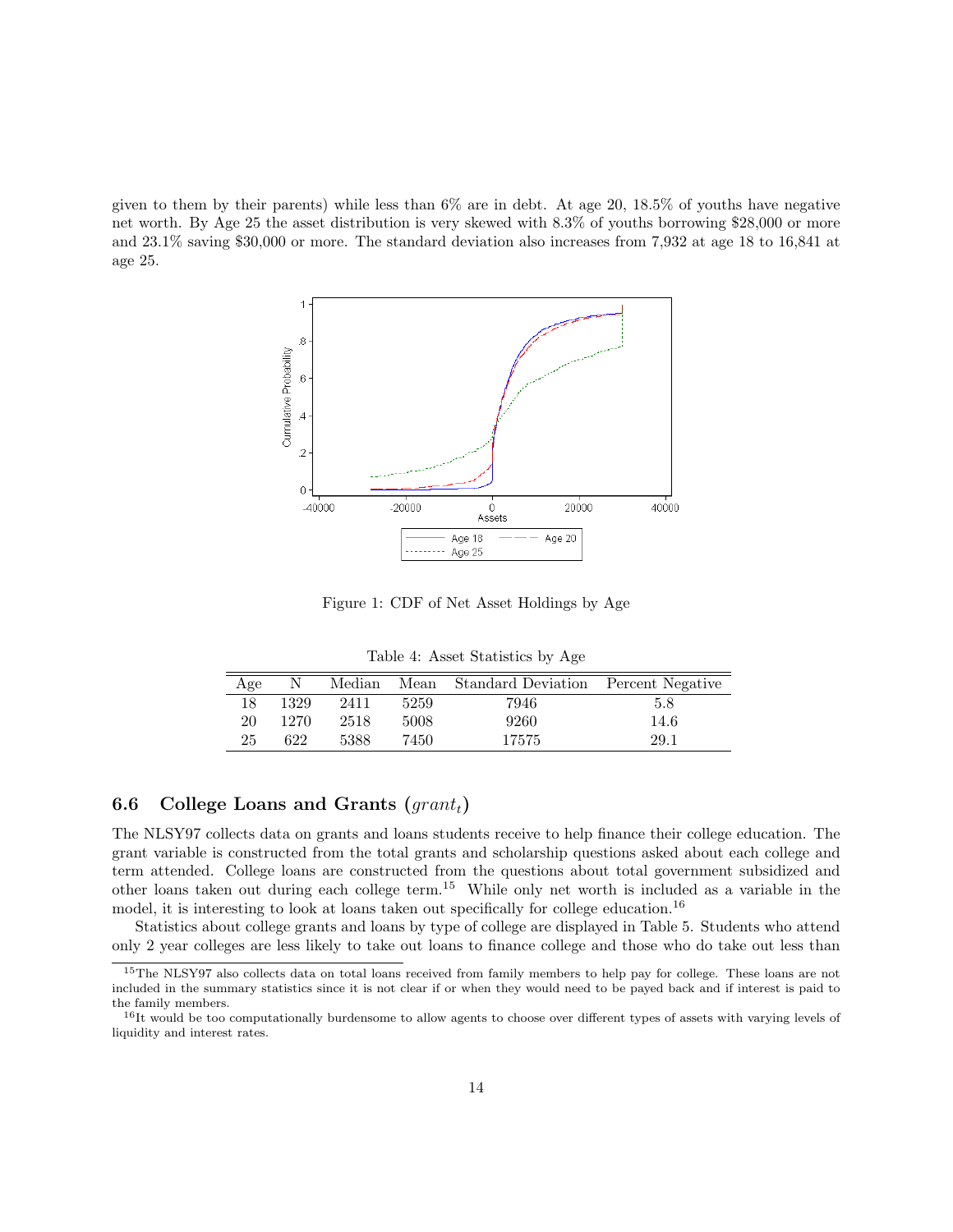given to them by their parents) while less than 6% are in debt. At age 20, 18.5% of youths have negative net worth. By Age 25 the asset distribution is very skewed with 8.3% of youths borrowing $28,000 or more and 23.1% saving $30,000 or more. The standard deviation also increases from 7,932 at age 18 to 16,841 at age 25.

Figure 1: CDF of Net Asset Holdings by Age

Table 4: Asset Statistics by Age

| Age | N | Median | Mean | Standard Deviation | Percent Negative |
|---|---|---|---|---|---|
| 18 | 1329 | 2411 | 5259 | 7946 | 5.8 |
| 20 | 1270 | 2518 | 5008 | 9260 | 14.6 |
| 25 | 622 | 5388 | 7450 | 17575 | 29.1 |

### 6.6 College Loans and Grants ($grant_t$)

The NLSY97 collects data on grants and loans students receive to help finance their college education. The grant variable is constructed from the total grants and scholarship questions asked about each college and term attended. College loans are constructed from the questions about total government subsidized and other loans taken out during each college term.[15] While only net worth is included as a variable in the model, it is interesting to look at loans taken out specifically for college education.[16]

Statistics about college grants and loans by type of college are displayed in Table 5. Students who attend only 2 year colleges are less likely to take out loans to finance college and those who do take out less than

[15] The NLSY97 also collects data on total loans received from family members to help pay for college. These are not included in the summary statistics since it is not clear if or when they would need to be payed back and if interest is paid to the family members.

[16] It would be too computationally burdensome to allow agents to choose over different types of assets with varying levels of liquidity and interest rates.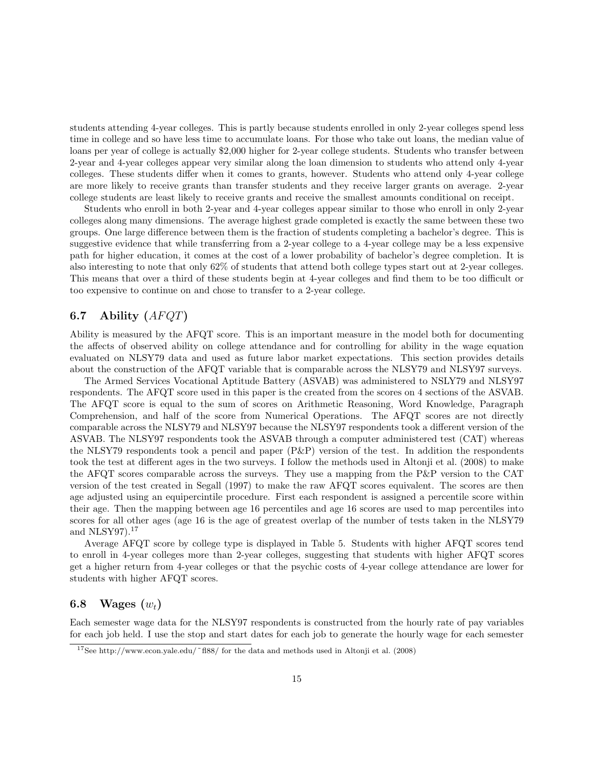students attending 4-year colleges. This is partly because students enrolled in only 2-year colleges spend less time in college and so have less time to accumulate loans. For those who take out loans, the median value of loans per year of college is actually $2,000 higher for 2-year college students. Students who transfer between 2-year and 4-year colleges appear very similar along the loan dimension to students who attend only 4-year colleges. These students differ when it comes to grants, however. Students who attend only 4-year college are more likely to receive grants than transfer students and they receive larger grants on average. 2-year college students are least likely to receive grants and receive the smallest amounts conditional on receipt.

Students who enroll in both 2-year and 4-year colleges appear similar to those who enroll in only 2-year colleges along many dimensions. The average highest grade completed is exactly the same between these two groups. One large difference between them is the fraction of students completing a bachelor's degree. This is suggestive evidence that while transferring from a 2-year college to a 4-year college may be a less expensive path for higher education, it comes at the cost of a lower probability of bachelor's degree completion. It is also interesting to note that only 62% of students that attend both college types start out at 2-year colleges. This means that over a third of these students begin at 4-year colleges and find them to be too difficult or too expensive to continue on and chose to transfer to a 2-year college.

## 6.7 Ability ($AFQT$)

Ability is measured by the AFQT score. This is an important measure in the model both for documenting the affects of observed ability on college attendance and for controlling for ability in the wage equation evaluated on NLSY79 data and used as future labor market expectations. This section provides details about the construction of the AFQT variable that is comparable across the NLSY79 and NLSY97 surveys.

The Armed Services Vocational Aptitude Battery (ASVAB) was administered to NSLY79 and NLSY97 respondents. The AFQT score used in this paper is the created from the scores on 4 sections of the ASVAB. The AFQT score is equal to the sum of scores on Arithmetic Reasoning, Word Knowledge, Paragraph Comprehension, and half of the score from Numerical Operations. The AFQT scores are not directly comparable across the NLSY79 and NLSY97 because the NLSY97 respondents took a different version of the ASVAB. The NLSY97 respondents took the ASVAB through a computer administered test (CAT) whereas the NLSY79 respondents took a pencil and paper (P&P) version of the test. In addition the respondents took the test at different ages in the two surveys. I follow the methods used in Altonji et al. (2008) to make the AFQT scores comparable across the surveys. They use a mapping from the P&P version to the CAT version of the test created in Segall (1997) to make the raw AFQT scores equivalent. The scores are then age adjusted using an equipercintile procedure. First each respondent is assigned a percentile score within their age. Then the mapping between age 16 percentiles and age 16 scores are used to map percentiles into scores for all other ages (age 16 is the age of greatest overlap of the number of tests taken in the NLSY79 and NLSY97).[17]

Average AFQT score by college type is displayed in Table 5. Students with higher AFQT scores tend to enroll in 4-year colleges more than 2-year colleges, suggesting that students with higher AFQT scores get a higher return from 4-year colleges or that the psychic costs of 4-year college attendance are lower for students with higher AFQT scores.

## 6.8 Wages ($w_t$)

Each semester wage data for the NLSY97 respondents is constructed from the hourly rate of pay variables for each job held. I use the stop and start dates for each job to generate the hourly wage for each semester

[17] See http://www.econ.yale.edu/˜fl88/ for the data and methods used in Altonji et al. (2008)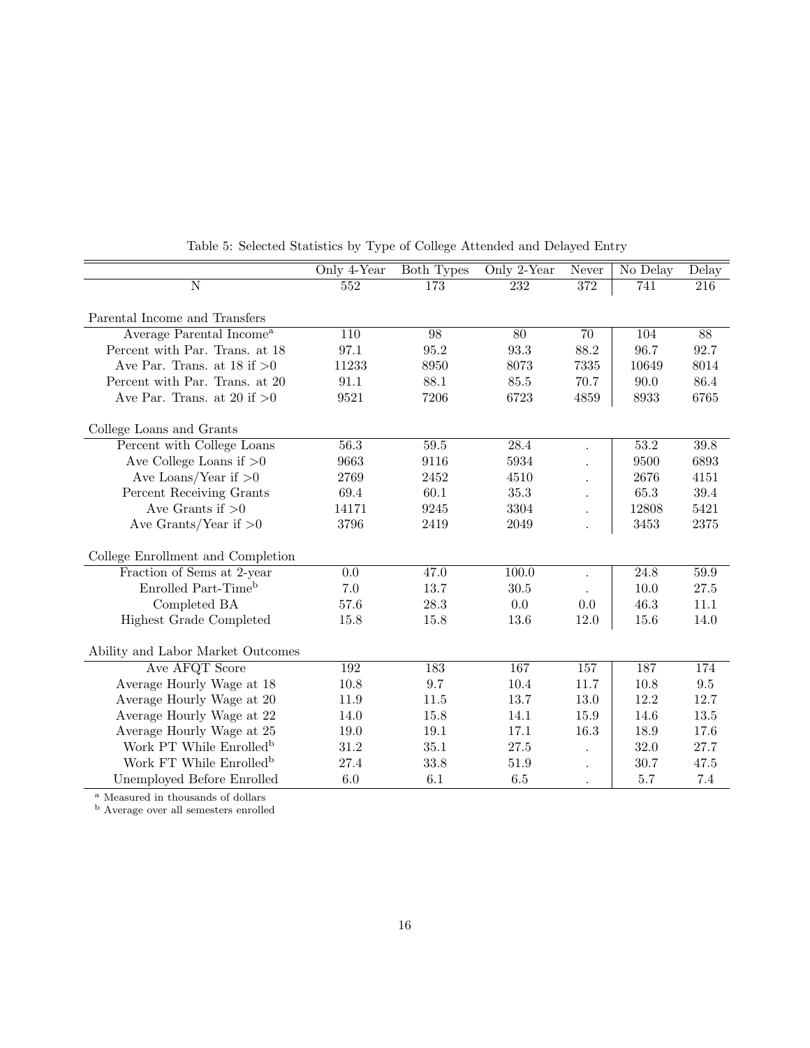Table 5: Selected Statistics by Type of College Attended and Delayed Entry

| | Only 4-Year | Both Types | Only 2-Year | Never | No Delay | Delay |
|---|---|---|---|---|---|---|
| N | 552 | 173 | 232 | 372 | 741 | 216 |
| **Parental Income and Transfers** | | | | | | |
| Average Parental Income[a] | 110 | 98 | 80 | 70 | 104 | 88 |
| Percent with Par. Trans. at 18 | 97.1 | 95.2 | 93.3 | 88.2 | 96.7 | 92.7 |
| Ave Par. Trans. at 18 if >0 | 11233 | 8950 | 8073 | 7335 | 10649 | 8014 |
| Percent with Par. Trans. at 20 | 91.1 | 88.1 | 85.5 | 70.7 | 90.0 | 86.4 |
| Ave Par. Trans. at 20 if >0 | 9521 | 7206 | 6723 | 4859 | 8933 | 6765 |
| **College Loans and Grants** | | | | | | |
| Percent with College Loans | 56.3 | 59.5 | 28.4 | . | 53.2 | 39.8 |
| Ave College Loans if >0 | 9663 | 9116 | 5934 | . | 9500 | 6893 |
| Ave Loans/Year if >0 | 2769 | 2452 | 4510 | . | 2676 | 4151 |
| Percent Receiving Grants | 69.4 | 60.1 | 35.3 | . | 65.3 | 39.4 |
| Ave Grants if >0 | 14171 | 9245 | 3304 | . | 12808 | 5421 |
| Ave Grants/Year if >0 | 3796 | 2419 | 2049 | . | 3453 | 2375 |
| **College Enrollment and Completion** | | | | | | |
| Fraction of Sems at 2-year | 0.0 | 47.0 | 100.0 | . | 24.8 | 59.9 |
| Enrolled Part-Time[b] | 7.0 | 13.7 | 30.5 | . | 10.0 | 27.5 |
| Completed BA | 57.6 | 28.3 | 0.0 | 0.0 | 46.3 | 11.1 |
| Highest Grade Completed | 15.8 | 15.8 | 13.6 | 12.0 | 15.6 | 14.0 |
| **Ability and Labor Market Outcomes** | | | | | | |
| Ave AFQT Score | 192 | 183 | 167 | 157 | 187 | 174 |
| Average Hourly Wage at 18 | 10.8 | 9.7 | 10.4 | 11.7 | 10.8 | 9.5 |
| Average Hourly Wage at 20 | 11.9 | 11.5 | 13.7 | 13.0 | 12.2 | 12.7 |
| Average Hourly Wage at 22 | 14.0 | 15.8 | 14.1 | 15.9 | 14.6 | 13.5 |
| Average Hourly Wage at 25 | 19.0 | 19.1 | 17.1 | 16.3 | 18.9 | 17.6 |
| Work PT While Enrolled[b] | 31.2 | 35.1 | 27.5 | . | 32.0 | 27.7 |
| Work FT While Enrolled[b] | 27.4 | 33.8 | 51.9 | . | 30.7 | 47.5 |
| Unemployed Before Enrolled | 6.0 | 6.1 | 6.5 | . | 5.7 | 7.4 |

[a] Measured in thousands of dollars
[b] Average over all semesters enrolled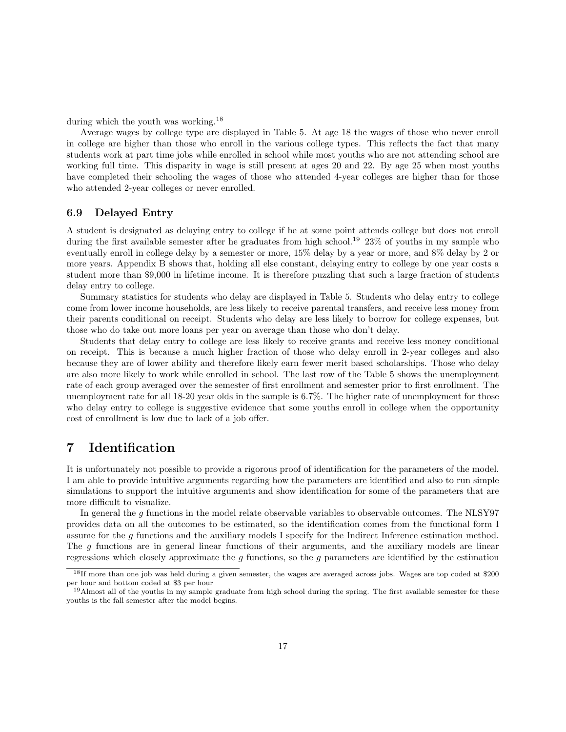during which the youth was working.[18]

Average wages by college type are displayed in Table 5. At age 18 the wages of those who never enroll in college are higher than those who enroll in the various college types. This reflects the fact that many students work at part time jobs while enrolled in school while most youths who are not attending school are working full time. This disparity in wage is still present at ages 20 and 22. By age 25 when most youths have completed their schooling the wages of those who attended 4-year colleges are higher than for those who attended 2-year colleges or never enrolled.

### 6.9 Delayed Entry

A student is designated as delaying entry to college if he at some point attends college but does not enroll during the first available semester after he graduates from high school.[19] 23% of youths in my sample who eventually enroll in college delay by a semester or more, 15% delay by a year or more, and 8% delay by 2 or more years. Appendix B shows that, holding all else constant, delaying entry to college by one year costs a student more than $9,000 in lifetime income. It is therefore puzzling that such a large fraction of students delay entry to college.

Summary statistics for students who delay are displayed in Table 5. Students who delay entry to college come from lower income households, are less likely to receive parental transfers, and receive less money from their parents conditional on receipt. Students who delay are less likely to borrow for college expenses, but those who do take out more loans per year on average than those who don't delay.

Students that delay entry to college are less likely to receive grants and receive less money conditional on receipt. This is because a much higher fraction of those who delay enroll in 2-year colleges and also because they are of lower ability and therefore likely earn fewer merit based scholarships. Those who delay are also more likely to work while enrolled in school. The last row of the Table 5 shows the unemployment rate of each group averaged over the semester of first enrollment and semester prior to first enrollment. The unemployment rate for all 18-20 year olds in the sample is 6.7%. The higher rate of unemployment for those who delay entry to college is suggestive evidence that some youths enroll in college when the opportunity cost of enrollment is low due to lack of a job offer.

# 7 Identification

It is unfortunately not possible to provide a rigorous proof of identification for the parameters of the model. I am able to provide intuitive arguments regarding how the parameters are identified and also to run simple simulations to support the intuitive arguments and show identification for some of the parameters that are more difficult to visualize.

In general the $g$ functions in the model relate observable variables to observable outcomes. The NLSY97 provides data on all the outcomes to be estimated, so the identification comes from the functional form I assume for the $g$ functions and the auxiliary models I specify for the Indirect Inference estimation method. The $g$ functions are in general linear functions of their arguments, and the auxiliary models are linear regressions which closely approximate the $g$ functions, so the $g$ parameters are identified by the estimation

[18] If more than one job was held during a given semester, the wages are averaged across jobs. Wages are top coded at $200 per hour and bottom coded at $3 per hour

[19] Almost all of the youths in my sample graduate from high school during the spring. The first available semester for these youths is the fall semester after the model begins.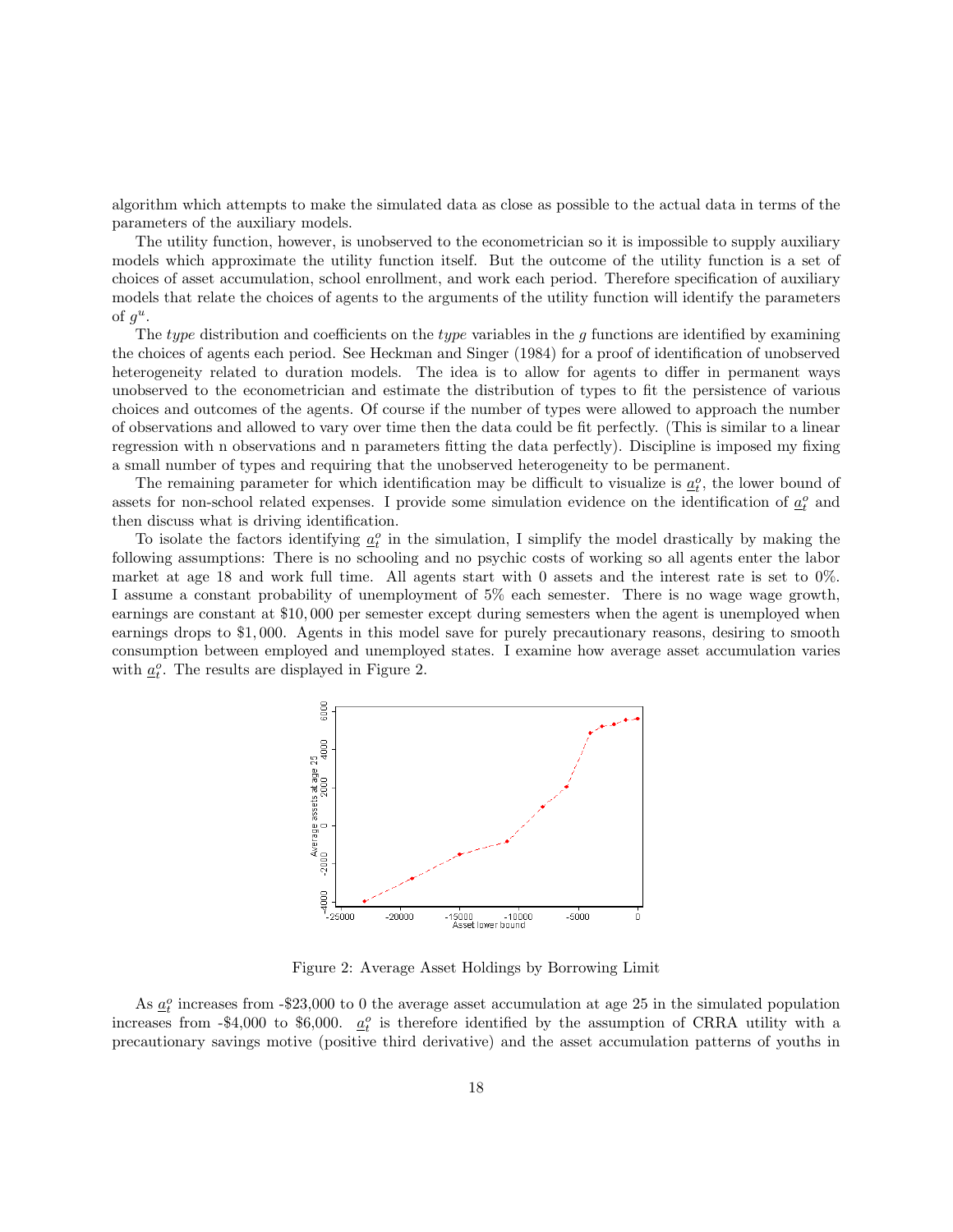algorithm which attempts to make the simulated data as close as possible to the actual data in terms of the parameters of the auxiliary models.

The utility function, however, is unobserved to the econometrician so it is impossible to supply auxiliary models which approximate the utility function itself. But the outcome of the utility function is a set of choices of asset accumulation, school enrollment, and work each period. Therefore specification of auxiliary models that relate the choices of agents to the arguments of the utility function will identify the parameters of $g^u$.

The *type* distribution and coefficients on the *type* variables in the $g$ functions are identified by examining the choices of agents each period. See Heckman and Singer (1984) for a proof of identification of unobserved heterogeneity related to duration models. The idea is to allow for agents to differ in permanent ways unobserved to the econometrician and estimate the distribution of types to fit the persistence of various choices and outcomes of the agents. Of course if the number of types were allowed to approach the number of observations and allowed to vary over time then the data could be fit perfectly. (This is similar to a linear regression with n observations and n parameters fitting the data perfectly). Discipline is imposed my fixing a small number of types and requiring that the unobserved heterogeneity to be permanent.

The remaining parameter for which identification may be difficult to visualize is $\underline{a}_t^o$, the lower bound of assets for non-school related expenses. I provide some simulation evidence on the identification of $\underline{a}_t^o$ and then discuss what is driving identification.

To isolate the factors identifying $\underline{a}_t^o$ in the simulation, I simplify the model drastically by making the following assumptions: There is no schooling and no psychic costs of working so all agents enter the labor market at age 18 and work full time. All agents start with 0 assets and the interest rate is set to 0%. I assume a constant probability of unemployment of 5% each semester. There is no wage wage growth, earnings are constant at \$10,000 per semester except during semesters when the agent is unemployed when earnings drops to \$1,000. Agents in this model save for purely precautionary reasons, desiring to smooth consumption between employed and unemployed states. I examine how average asset accumulation varies with $\underline{a}_t^o$. The results are displayed in Figure 2.

Figure 2: Average Asset Holdings by Borrowing Limit

As $\underline{a}_t^o$ increases from -\$23,000 to 0 the average asset accumulation at age 25 in the simulated population increases from -\$4,000 to \$6,000. $\underline{a}_t^o$ is therefore identified by the assumption of CRRA utility with a precautionary savings motive (positive third derivative) and the asset accumulation patterns of youths in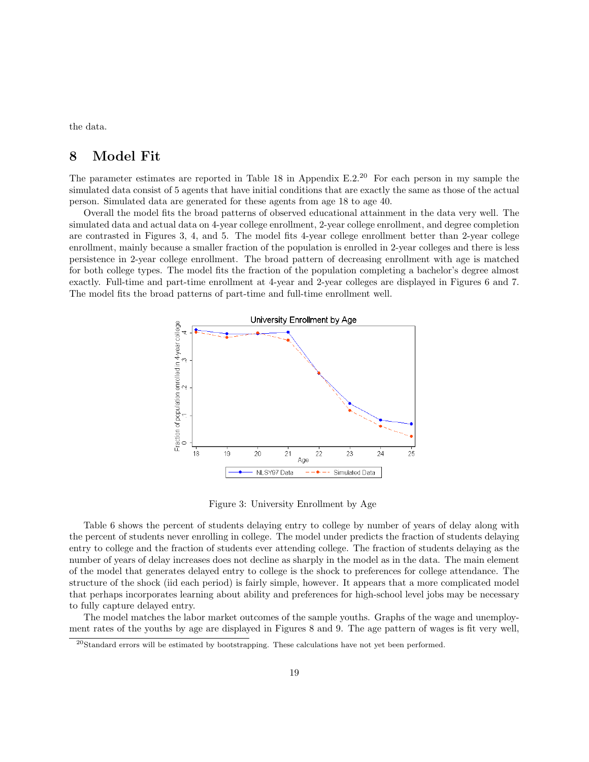the data.

# 8 Model Fit

The parameter estimates are reported in Table 18 in Appendix E.2.[20] For each person in my sample the simulated data consist of 5 agents that have initial conditions that are exactly the same as those of the actual person. Simulated data are generated for these agents from age 18 to age 40.

Overall the model fits the broad patterns of observed educational attainment in the data very well. The simulated data and actual data on 4-year college enrollment, 2-year college enrollment, and degree completion are contrasted in Figures 3, 4, and 5. The model fits 4-year college enrollment better than 2-year college enrollment, mainly because a smaller fraction of the population is enrolled in 2-year colleges and there is less persistence in 2-year college enrollment. The broad pattern of decreasing enrollment with age is matched for both college types. The model fits the fraction of the population completing a bachelor's degree almost exactly. Full-time and part-time enrollment at 4-year and 2-year colleges are displayed in Figures 6 and 7. The model fits the broad patterns of part-time and full-time enrollment well.

Figure 3: University Enrollment by Age

Table 6 shows the percent of students delaying entry to college by number of years of delay along with the percent of students never enrolling in college. The model under predicts the fraction of students delaying entry to college and the fraction of students ever attending college. The fraction of students delaying as the number of years of delay increases does not decline as sharply in the model as in the data. The main element of the model that generates delayed entry to college is the shock to preferences for college attendance. The structure of the shock (iid each period) is fairly simple, however. It appears that a more complicated model that perhaps incorporates learning about ability and preferences for high-school level jobs may be necessary to fully capture delayed entry.

The model matches the labor market outcomes of the sample youths. Graphs of the wage and unemployment rates of the youths by age are displayed in Figures 8 and 9. The age pattern of wages is fit very well,

[20] Standard errors will be estimated by bootstrapping. These calculations have not yet been performed.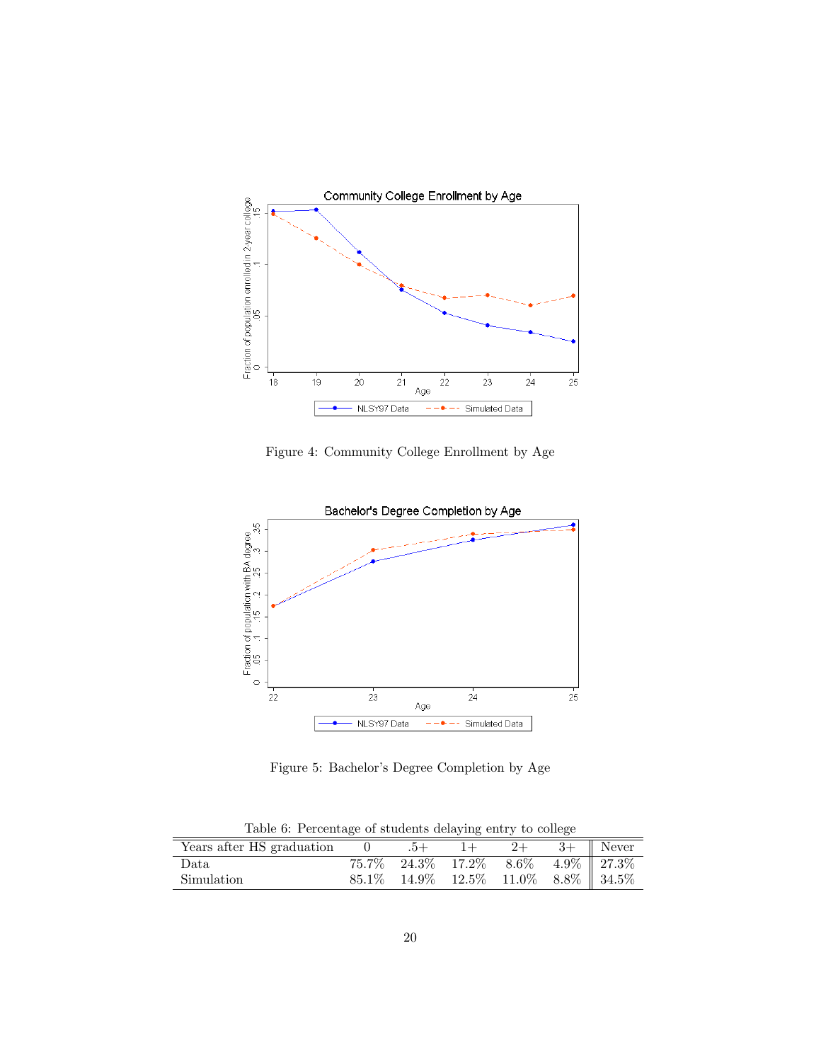Figure 4: Community College Enrollment by Age

Figure 5: Bachelor's Degree Completion by Age

Table 6: Percentage of students delaying entry to college

| Years after HS graduation | 0 | .5+ | 1+ | 2+ | 3+ | Never |
|---|---|---|---|---|---|---|
| Data | 75.7% | 24.3% | 17.2% | 8.6% | 4.9% | 27.3% |
| Simulation | 85.1% | 14.9% | 12.5% | 11.0% | 8.8% | 34.5% |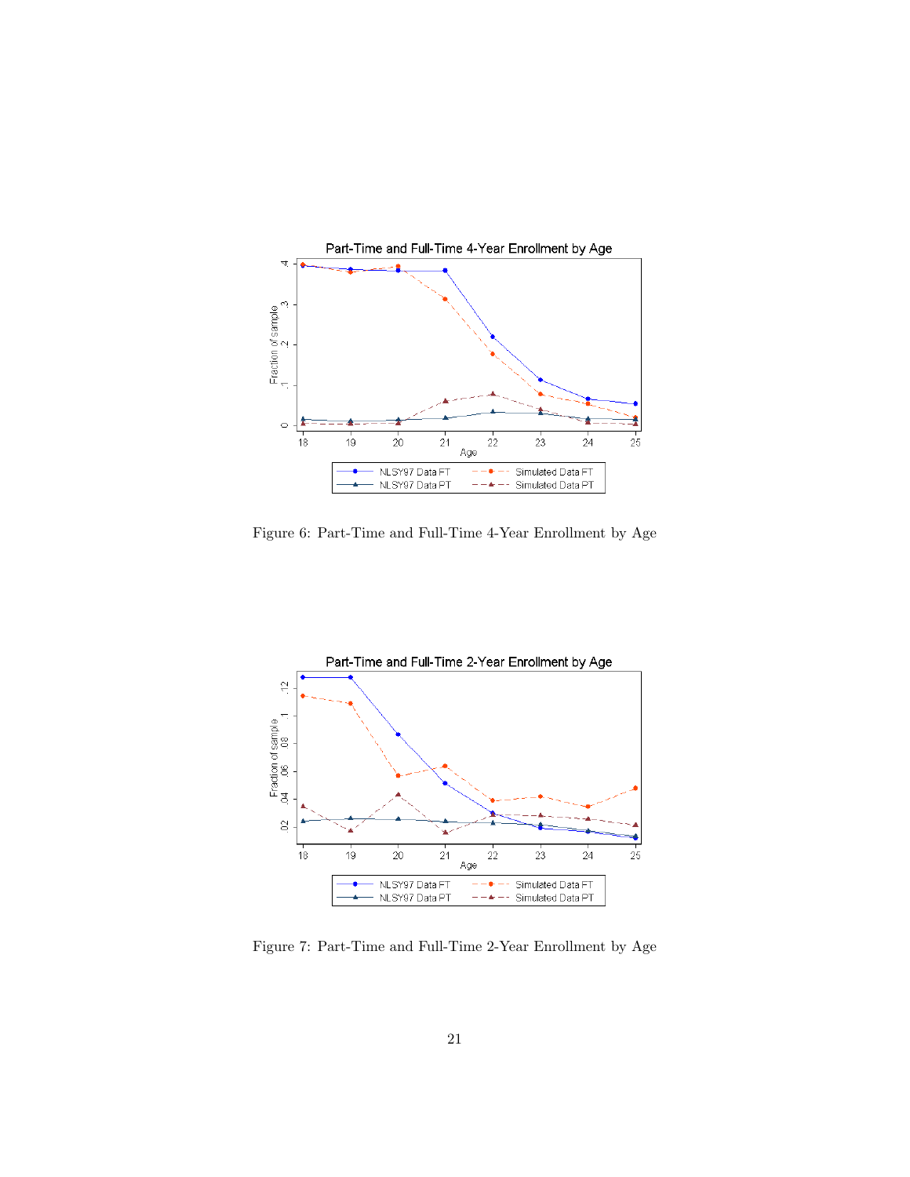Figure 6: Part-Time and Full-Time 4-Year Enrollment by Age

Figure 7: Part-Time and Full-Time 2-Year Enrollment by Age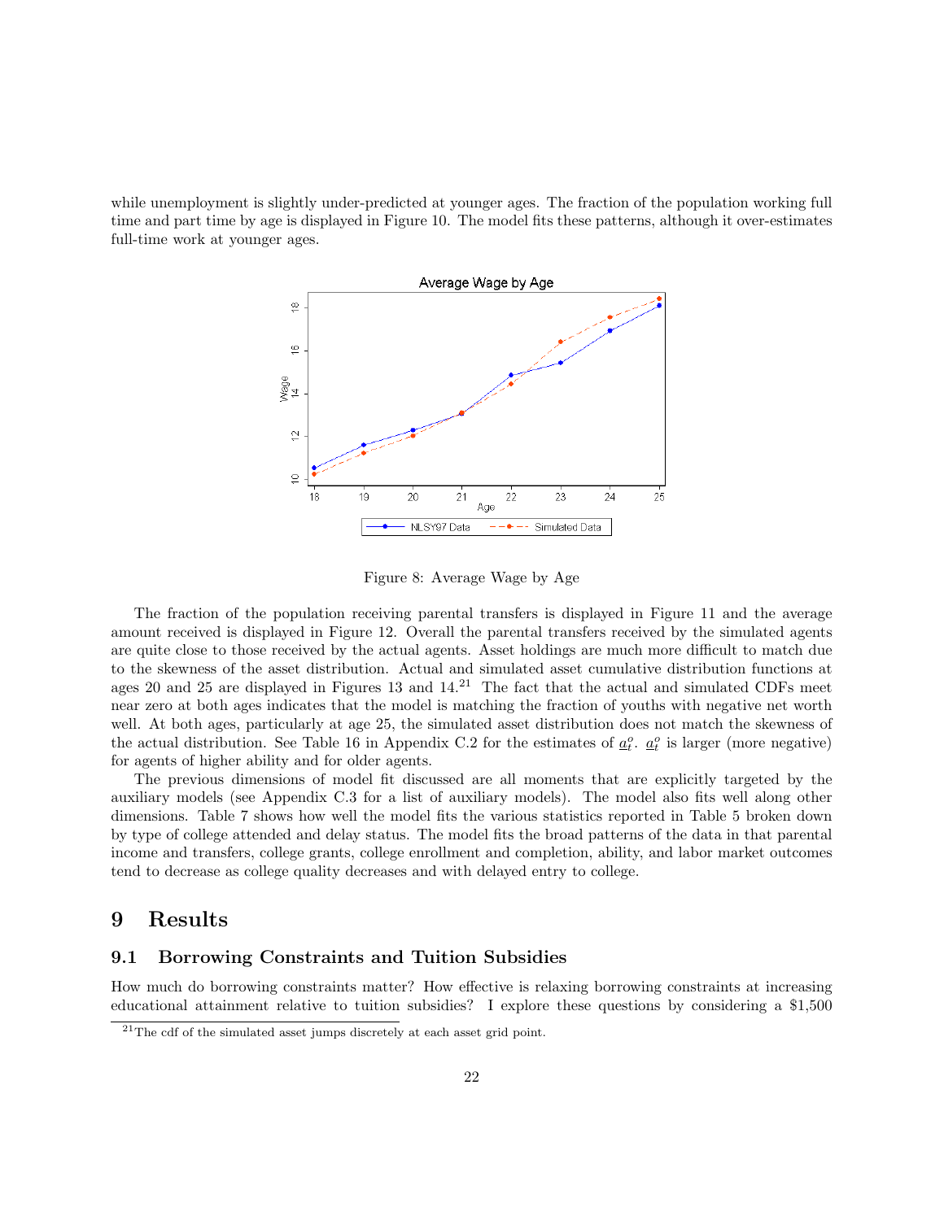while unemployment is slightly under-predicted at younger ages. The fraction of the population working full time and part time by age is displayed in Figure 10. The model fits these patterns, although it over-estimates full-time work at younger ages.

Figure 8: Average Wage by Age

The fraction of the population receiving parental transfers is displayed in Figure 11 and the average amount received is displayed in Figure 12. Overall the parental transfers received by the simulated agents are quite close to those received by the actual agents. Asset holdings are much more difficult to match due to the skewness of the asset distribution. Actual and simulated asset cumulative distribution functions at ages 20 and 25 are displayed in Figures 13 and 14.[21] The fact that the actual and simulated CDFs meet near zero at both ages indicates that the model is matching the fraction of youths with negative net worth well. At both ages, particularly at age 25, the simulated asset distribution does not match the skewness of the actual distribution. See Table 16 in Appendix C.2 for the estimates of $\underline{a}_t^o$. $\underline{a}_t^o$ is larger (more negative) for agents of higher ability and for older agents.

The previous dimensions of model fit discussed are all moments that are explicitly targeted by the auxiliary models (see Appendix C.3 for a list of auxiliary models). The model also fits well along other dimensions. Table 7 shows how well the model fits the various statistics reported in Table 5 broken down by type of college attended and delay status. The model fits the broad patterns of the data in that parental income and transfers, college grants, college enrollment and completion, ability, and labor market outcomes tend to decrease as college quality decreases and with delayed entry to college.

# 9 Results

## 9.1 Borrowing Constraints and Tuition Subsidies

How much do borrowing constraints matter? How effective is relaxing borrowing constraints at increasing educational attainment relative to tuition subsidies? I explore these questions by considering a \$1,500

[21] The cdf of the simulated asset jumps discretely at each asset grid point.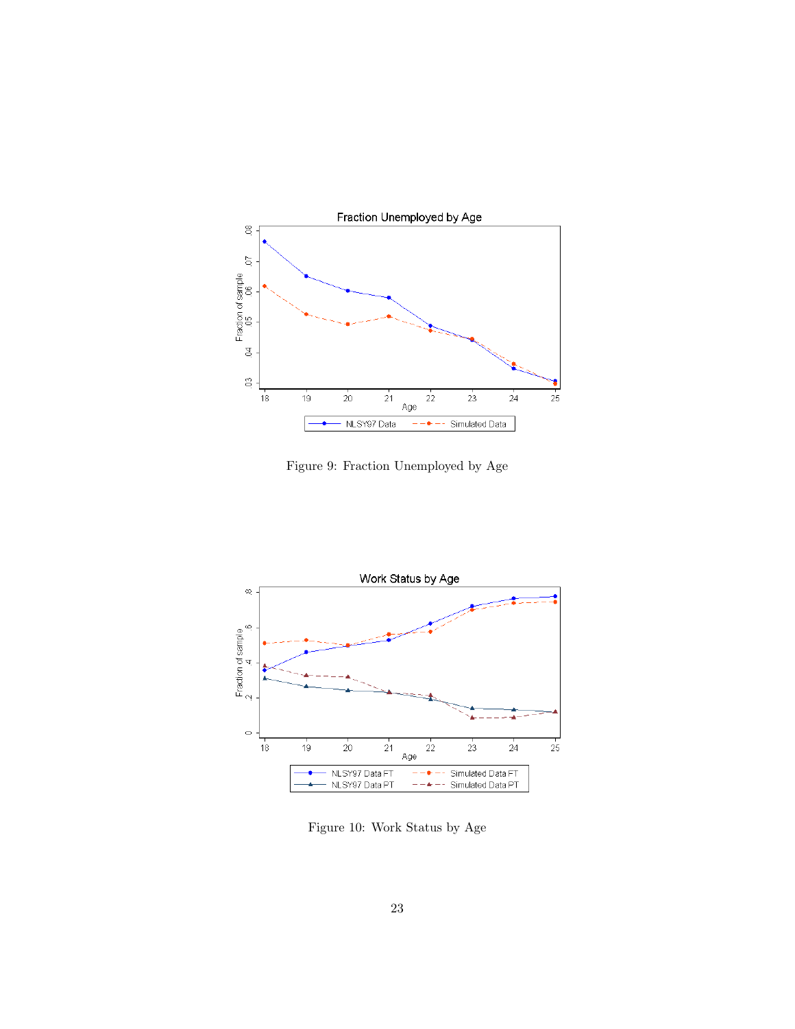Figure 9: Fraction Unemployed by Age

Figure 10: Work Status by Age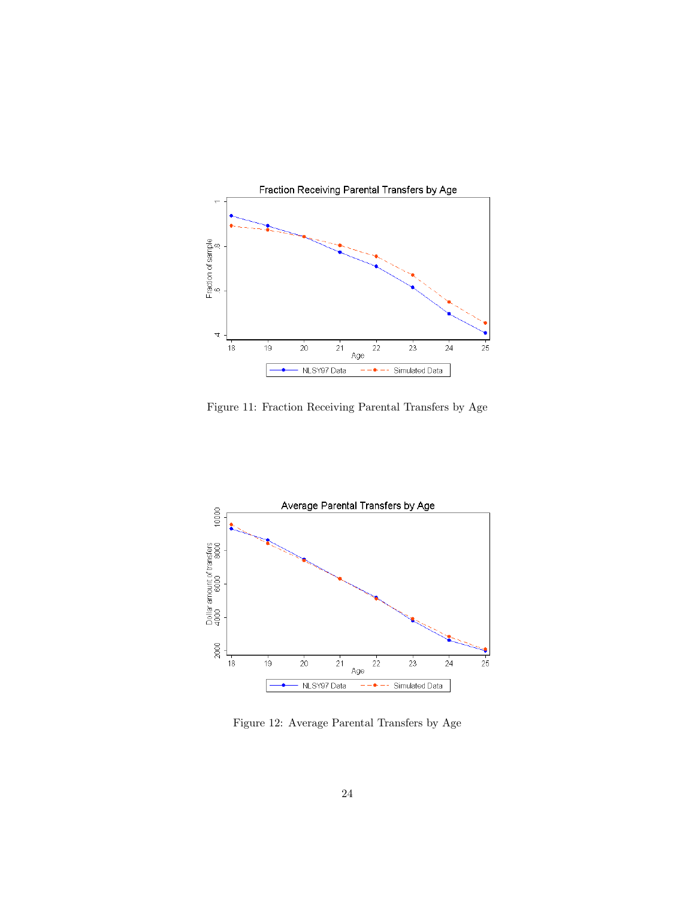Figure 11: Fraction Receiving Parental Transfers by Age

Figure 12: Average Parental Transfers by Age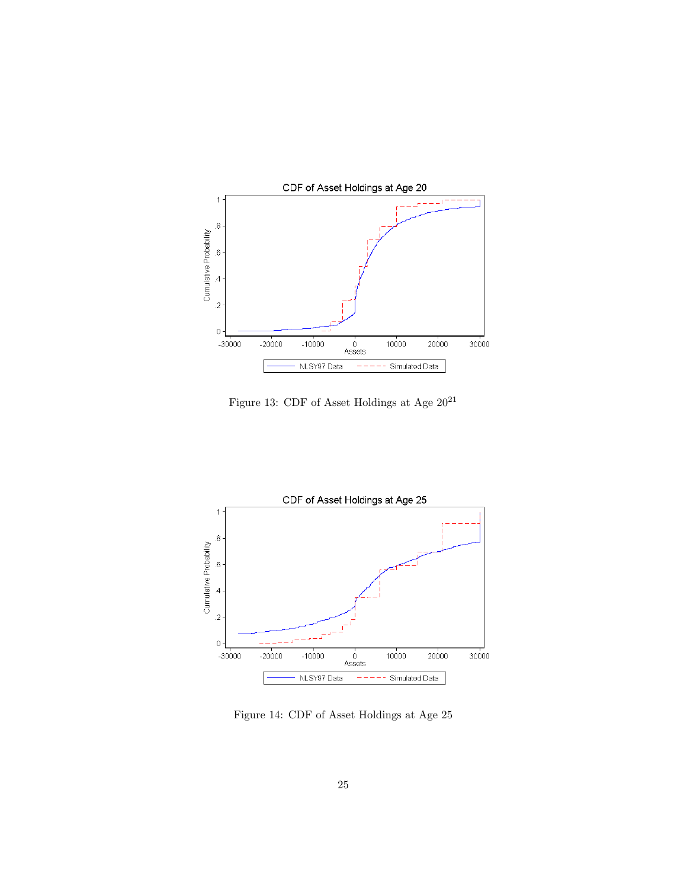Figure 13: CDF of Asset Holdings at Age 20[21]

Figure 14: CDF of Asset Holdings at Age 25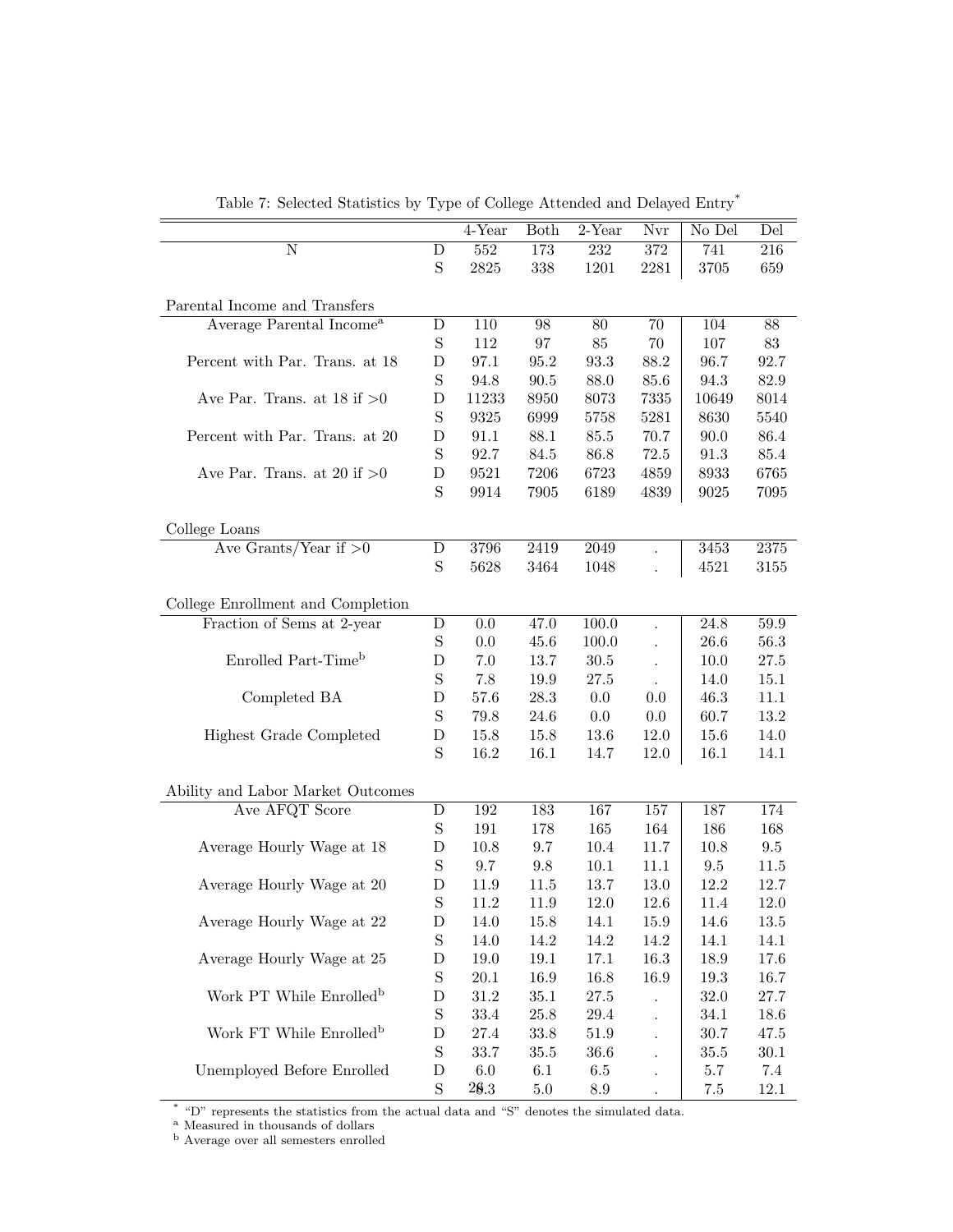Table 7: Selected Statistics by Type of College Attended and Delayed Entry[*]

| | | 4-Year | Both | 2-Year | Nvr | No Del | Del |
|---|---|---|---|---|---|---|---|
| N | D | 552 | 173 | 232 | 372 | 741 | 216 |
| | S | 2825 | 338 | 1201 | 2281 | 3705 | 659 |
| **Parental Income and Transfers** | | | | | | | |
| Average Parental Income[a] | D | 110 | 98 | 80 | 70 | 104 | 88 |
| | S | 112 | 97 | 85 | 70 | 107 | 83 |
| Percent with Par. Trans. at 18 | D | 97.1 | 95.2 | 93.3 | 88.2 | 96.7 | 92.7 |
| | S | 94.8 | 90.5 | 88.0 | 85.6 | 94.3 | 82.9 |
| Ave Par. Trans. at 18 if >0 | D | 11233 | 8950 | 8073 | 7335 | 10649 | 8014 |
| | S | 9325 | 6999 | 5758 | 5281 | 8630 | 5540 |
| Percent with Par. Trans. at 20 | D | 91.1 | 88.1 | 85.5 | 70.7 | 90.0 | 86.4 |
| | S | 92.7 | 84.5 | 86.8 | 72.5 | 91.3 | 85.4 |
| Ave Par. Trans. at 20 if >0 | D | 9521 | 7206 | 6723 | 4859 | 8933 | 6765 |
| | S | 9914 | 7905 | 6189 | 4839 | 9025 | 7095 |
| **College Loans** | | | | | | | |
| Ave Grants/Year if >0 | D | 3796 | 2419 | 2049 | . | 3453 | 2375 |
| | S | 5628 | 3464 | 1048 | . | 4521 | 3155 |
| **College Enrollment and Completion** | | | | | | | |
| Fraction of Sems at 2-year | D | 0.0 | 47.0 | 100.0 | . | 24.8 | 59.9 |
| | S | 0.0 | 45.6 | 100.0 | . | 26.6 | 56.3 |
| Enrolled Part-Time[b] | D | 7.0 | 13.7 | 30.5 | . | 10.0 | 27.5 |
| | S | 7.8 | 19.9 | 27.5 | . | 14.0 | 15.1 |
| Completed BA | D | 57.6 | 28.3 | 0.0 | 0.0 | 46.3 | 11.1 |
| | S | 79.8 | 24.6 | 0.0 | 0.0 | 60.7 | 13.2 |
| Highest Grade Completed | D | 15.8 | 15.8 | 13.6 | 12.0 | 15.6 | 14.0 |
| | S | 16.2 | 16.1 | 14.7 | 12.0 | 16.1 | 14.1 |
| **Ability and Labor Market Outcomes** | | | | | | | |
| Ave AFQT Score | D | 192 | 183 | 167 | 157 | 187 | 174 |
| | S | 191 | 178 | 165 | 164 | 186 | 168 |
| Average Hourly Wage at 18 | D | 10.8 | 9.7 | 10.4 | 11.7 | 10.8 | 9.5 |
| | S | 9.7 | 9.8 | 10.1 | 11.1 | 9.5 | 11.5 |
| Average Hourly Wage at 20 | D | 11.9 | 11.5 | 13.7 | 13.0 | 12.2 | 12.7 |
| | S | 11.2 | 11.9 | 12.0 | 12.6 | 11.4 | 12.0 |
| Average Hourly Wage at 22 | D | 14.0 | 15.8 | 14.1 | 15.9 | 14.6 | 13.5 |
| | S | 14.0 | 14.2 | 14.2 | 14.2 | 14.1 | 14.1 |
| Average Hourly Wage at 25 | D | 19.0 | 19.1 | 17.1 | 16.3 | 18.9 | 17.6 |
| | S | 20.1 | 16.9 | 16.8 | 16.9 | 19.3 | 16.7 |
| Work PT While Enrolled[b] | D | 31.2 | 35.1 | 27.5 | . | 32.0 | 27.7 |
| | S | 33.4 | 25.8 | 29.4 | . | 34.1 | 18.6 |
| Work FT While Enrolled[b] | D | 27.4 | 33.8 | 51.9 | . | 30.7 | 47.5 |
| | S | 33.7 | 35.5 | 36.6 | . | 35.5 | 30.1 |
| Unemployed Before Enrolled | D | 6.0 | 6.1 | 6.5 | . | 5.7 | 7.4 |
| | S | 8.3 | 5.0 | 8.9 | . | 7.5 | 12.1 |

[*] "D" represents the statistics from the actual data and "S" denotes the simulated data.
[a] Measured in thousands of dollars
[b] Average over all semesters enrolled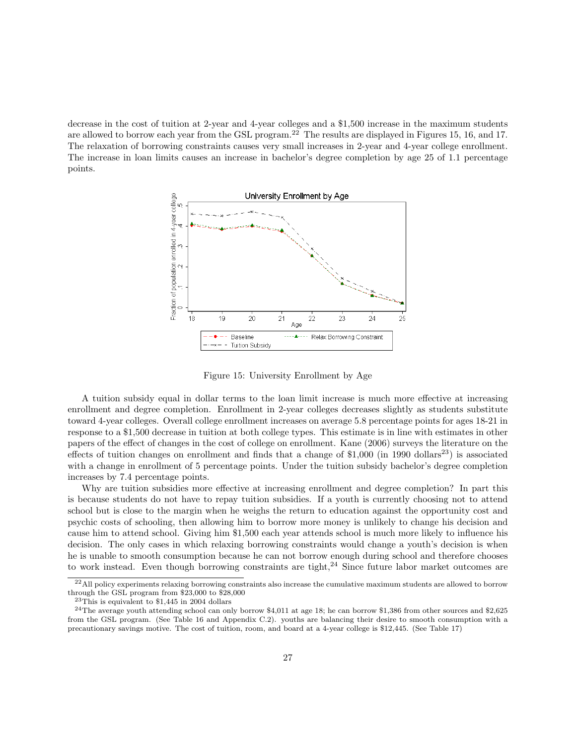decrease in the cost of tuition at 2-year and 4-year colleges and a $1,500 increase in the maximum students are allowed to borrow each year from the GSL program.[22] The results are displayed in Figures 15, 16, and 17. The relaxation of borrowing constraints causes very small increases in 2-year and 4-year college enrollment. The increase in loan limits causes an increase in bachelor's degree completion by age 25 of 1.1 percentage points.

Figure 15: University Enrollment by Age

A tuition subsidy equal in dollar terms to the loan limit increase is much more effective at increasing enrollment and degree completion. Enrollment in 2-year colleges decreases slightly as students substitute toward 4-year colleges. Overall college enrollment increases on average 5.8 percentage points for ages 18-21 in response to a $1,500 decrease in tuition at both college types. This estimate is in line with estimates in other papers of the effect of changes in the cost of college on enrollment. Kane (2006) surveys the literature on the effects of tuition changes on enrollment and finds that a change of $1,000 (in 1990 dollars[23]) is associated with a change in enrollment of 5 percentage points. Under the tuition subsidy bachelor's degree completion increases by 7.4 percentage points.

Why are tuition subsidies more effective at increasing enrollment and degree completion? In part this is because students do not have to repay tuition subsidies. If a youth is currently choosing not to attend school but is close to the margin when he weighs the return to education against the opportunity cost and psychic costs of schooling, then allowing him to borrow more money is unlikely to change his decision and cause him to attend school. Giving him $1,500 each year attends school is much more likely to influence his decision. The only cases in which relaxing borrowing constraints would change a youth's decision is when he is unable to smooth consumption because he can not borrow enough during school and therefore chooses to work instead. Even though borrowing constraints are tight,[24] Since future labor market outcomes are

[22] All policy experiments relaxing borrowing constraints also increase the cumulative maximum students are allowed to borrow through the GSL program from $23,000 to $28,000

[23] This is equivalent to $1,445 in 2004 dollars

[24] The average youth attending school can only borrow $4,011 at age 18; he can borrow $1,386 from other sources and $2,625 from the GSL program. (See Table 16 and Appendix C.2). youths are balancing their desire to smooth consumption with a precautionary savings motive. The cost of tuition, room, and board at a 4-year college is $12,445. (See Table 17)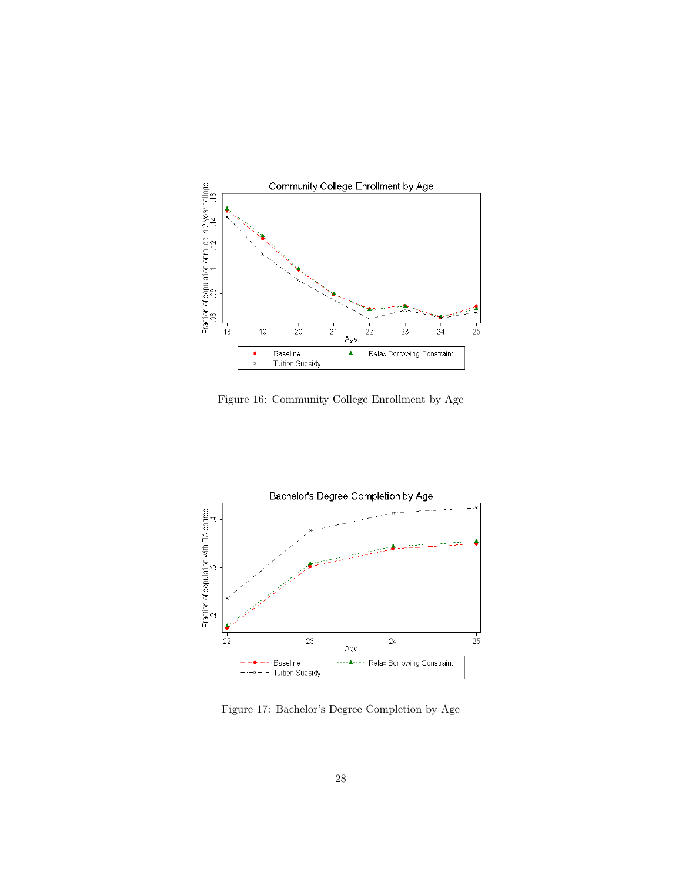Figure 16: Community College Enrollment by Age

Figure 17: Bachelor's Degree Completion by Age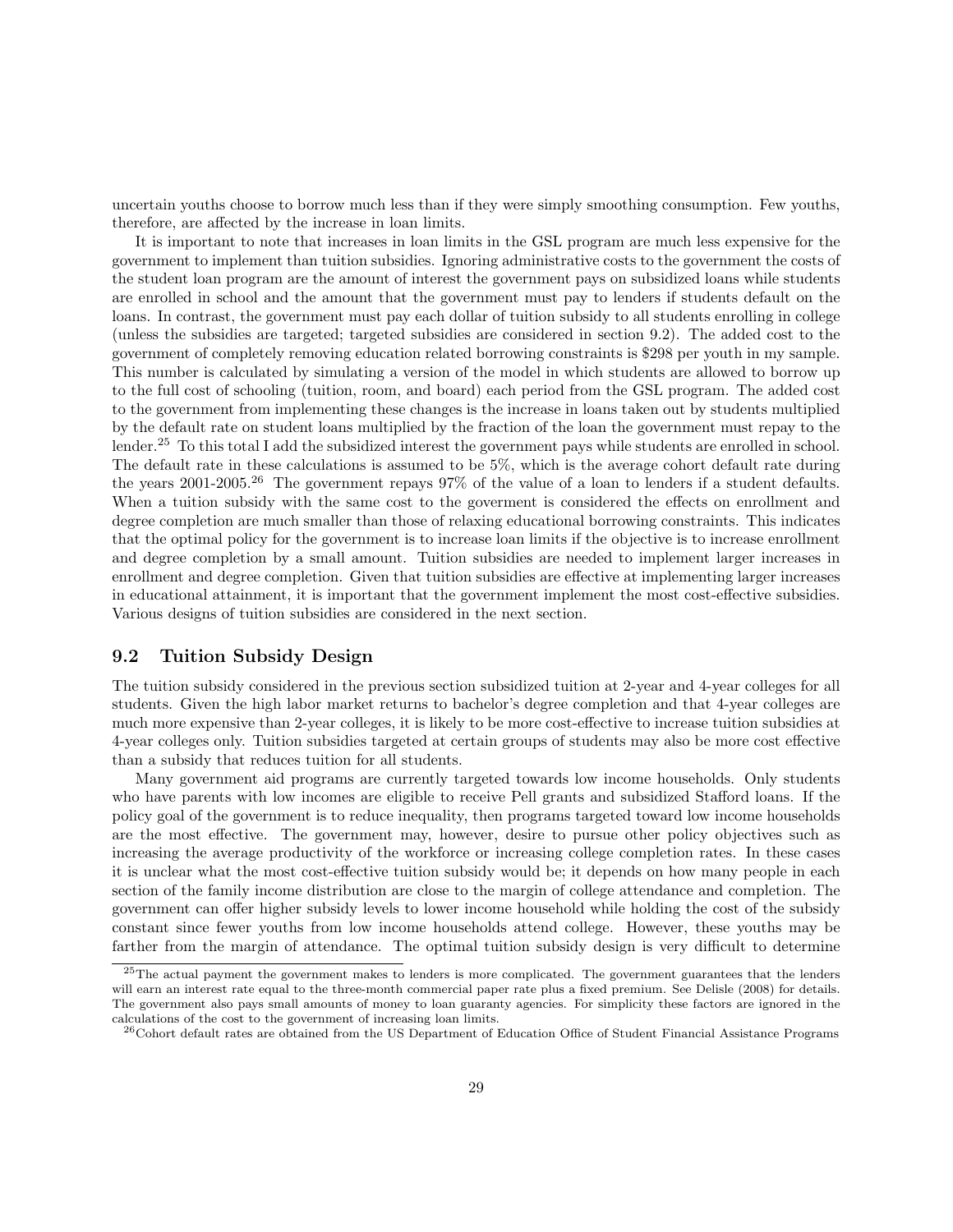uncertain youths choose to borrow much less than if they were simply smoothing consumption. Few youths, therefore, are affected by the increase in loan limits.

It is important to note that increases in loan limits in the GSL program are much less expensive for the government to implement than tuition subsidies. Ignoring administrative costs to the government the costs of the student loan program are the amount of interest the government pays on subsidized loans while students are enrolled in school and the amount that the government must pay to lenders if students default on the loans. In contrast, the government must pay each dollar of tuition subsidy to all students enrolling in college (unless the subsidies are targeted; targeted subsidies are considered in section 9.2). The added cost to the government of completely removing education related borrowing constraints is $298 per youth in my sample. This number is calculated by simulating a version of the model in which students are allowed to borrow up to the full cost of schooling (tuition, room, and board) each period from the GSL program. The added cost to the government from implementing these changes is the increase in loans taken out by students multiplied by the default rate on student loans multiplied by the fraction of the loan the government must repay to the lender.[25] To this total I add the subsidized interest the government pays while students are enrolled in school. The default rate in these calculations is assumed to be 5%, which is the average cohort default rate during the years 2001-2005.[26] The government repays 97% of the value of a loan to lenders if a student defaults. When a tuition subsidy with the same cost to the goverment is considered the effects on enrollment and degree completion are much smaller than those of relaxing educational borrowing constraints. This indicates that the optimal policy for the government is to increase loan limits if the objective is to increase enrollment and degree completion by a small amount. Tuition subsidies are needed to implement larger increases in enrollment and degree completion. Given that tuition subsidies are effective at implementing larger increases in educational attainment, it is important that the government implement the most cost-effective subsidies. Various designs of tuition subsidies are considered in the next section.

## 9.2 Tuition Subsidy Design

The tuition subsidy considered in the previous section subsidized tuition at 2-year and 4-year colleges for all students. Given the high labor market returns to bachelor's degree completion and that 4-year colleges are much more expensive than 2-year colleges, it is likely to be more cost-effective to increase tuition subsidies at 4-year colleges only. Tuition subsidies targeted at certain groups of students may also be more cost effective than a subsidy that reduces tuition for all students.

Many government aid programs are currently targeted towards low income households. Only students who have parents with low incomes are eligible to receive Pell grants and subsidized Stafford loans. If the policy goal of the government is to reduce inequality, then programs targeted toward low income households are the most effective. The government may, however, desire to pursue other policy objectives such as increasing the average productivity of the workforce or increasing college completion rates. In these cases it is unclear what the most cost-effective tuition subsidy would be; it depends on how many people in each section of the family income distribution are close to the margin of college attendance and completion. The government can offer higher subsidy levels to lower income household while holding the cost of the subsidy constant since fewer youths from low income households attend college. However, these youths may be farther from the margin of attendance. The optimal tuition subsidy design is very difficult to determine

[25] The actual payment the government makes to lenders is more complicated. The government guarantees that the lenders will earn an interest rate equal to the three-month commercial paper rate plus a fixed premium. See Delisle (2008) for details. The government also pays small amounts of money to loan guaranty agencies. For simplicity these factors are ignored in the calculations of the cost to the government of increasing loan limits.

[26] Cohort default rates are obtained from the US Department of Education Office of Student Financial Assistance Programs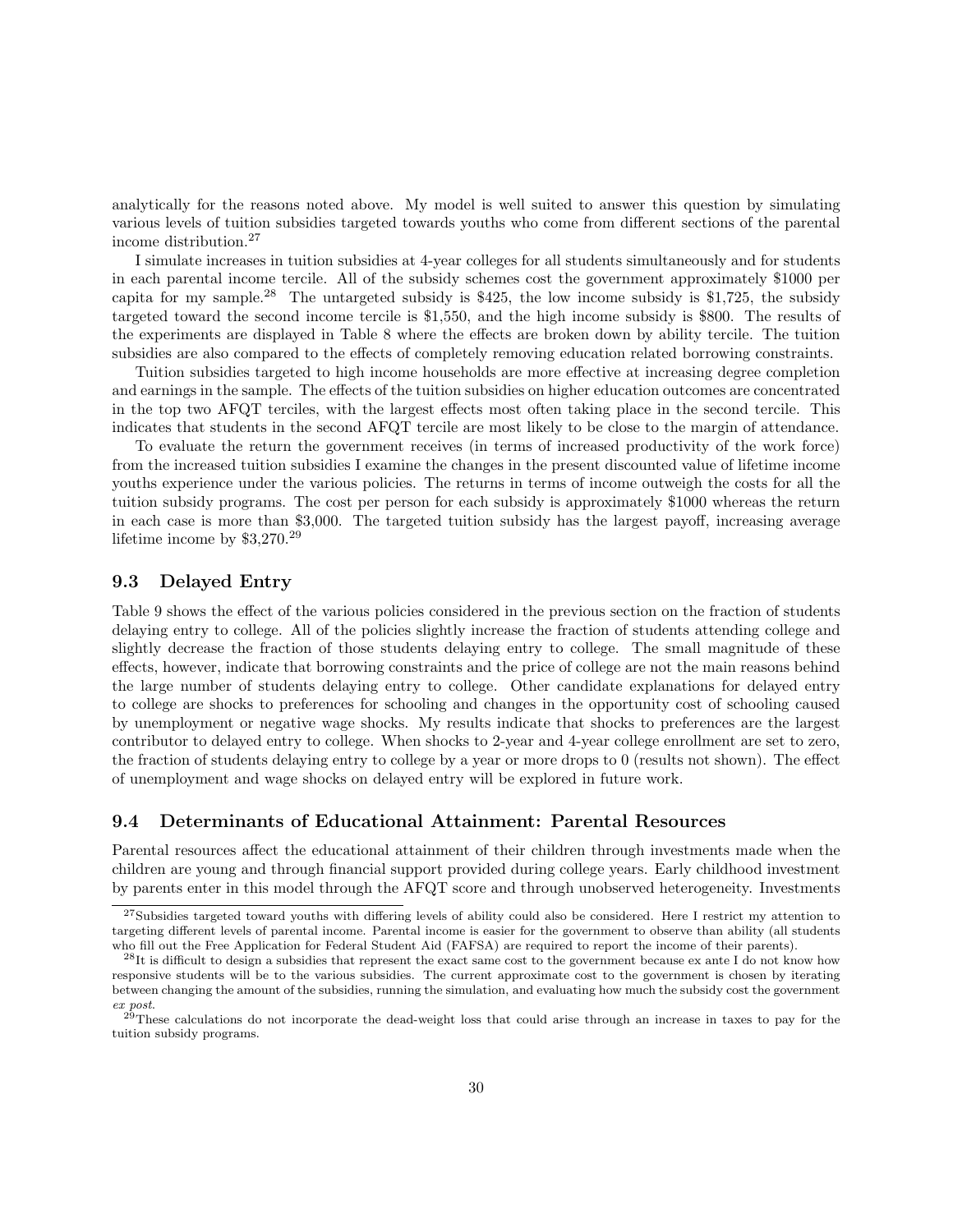analytically for the reasons noted above. My model is well suited to answer this question by simulating various levels of tuition subsidies targeted towards youths who come from different sections of the parental income distribution.[27]

I simulate increases in tuition subsidies at 4-year colleges for all students simultaneously and for students in each parental income tercile. All of the subsidy schemes cost the government approximately $1000 per capita for my sample.[28] The untargeted subsidy is $425, the low income subsidy is $1,725, the subsidy targeted toward the second income tercile is $1,550, and the high income subsidy is $800. The results of the experiments are displayed in Table 8 where the effects are broken down by ability tercile. The tuition subsidies are also compared to the effects of completely removing education related borrowing constraints.

Tuition subsidies targeted to high income households are more effective at increasing degree completion and earnings in the sample. The effects of the tuition subsidies on higher education outcomes are concentrated in the top two AFQT terciles, with the largest effects most often taking place in the second tercile. This indicates that students in the second AFQT tercile are most likely to be close to the margin of attendance.

To evaluate the return the government receives (in terms of increased productivity of the work force) from the increased tuition subsidies I examine the changes in the present discounted value of lifetime income youths experience under the various policies. The returns in terms of income outweigh the costs for all the tuition subsidy programs. The cost per person for each subsidy is approximately $1000 whereas the return in each case is more than $3,000. The targeted tuition subsidy has the largest payoff, increasing average lifetime income by $3,270.[29]

### 9.3 Delayed Entry

Table 9 shows the effect of the various policies considered in the previous section on the fraction of students delaying entry to college. All of the policies slightly increase the fraction of students attending college and slightly decrease the fraction of those students delaying entry to college. The small magnitude of these effects, however, indicate that borrowing constraints and the price of college are not the main reasons behind the large number of students delaying entry to college. Other candidate explanations for delayed entry to college are shocks to preferences for schooling and changes in the opportunity cost of schooling caused by unemployment or negative wage shocks. My results indicate that shocks to preferences are the largest contributor to delayed entry to college. When shocks to 2-year and 4-year college enrollment are set to zero, the fraction of students delaying entry to college by a year or more drops to 0 (results not shown). The effect of unemployment and wage shocks on delayed entry will be explored in future work.

### 9.4 Determinants of Educational Attainment: Parental Resources

Parental resources affect the educational attainment of their children through investments made when the children are young and through financial support provided during college years. Early childhood investment by parents enter in this model through the AFQT score and through unobserved heterogeneity. Investments

---

[27] Subsidies targeted toward youths with differing levels of ability could also be considered. Here I restrict my attention to targeting different levels of parental income. Parental income is easier for the government to observe than ability (all students who fill out the Free Application for Federal Student Aid (FAFSA) are required to report the income of their parents).

[28] It is difficult to design a subsidies that represent the exact same cost to the government because ex ante I do not know how responsive students will be to the various subsidies. The current approximate cost to the government is chosen by iterating between changing the amount of the subsidies, running the simulation, and evaluating how much the subsidy cost the government *ex post*.

[29] These calculations do not incorporate the dead-weight loss that could arise through an increase in taxes to pay for the tuition subsidy programs.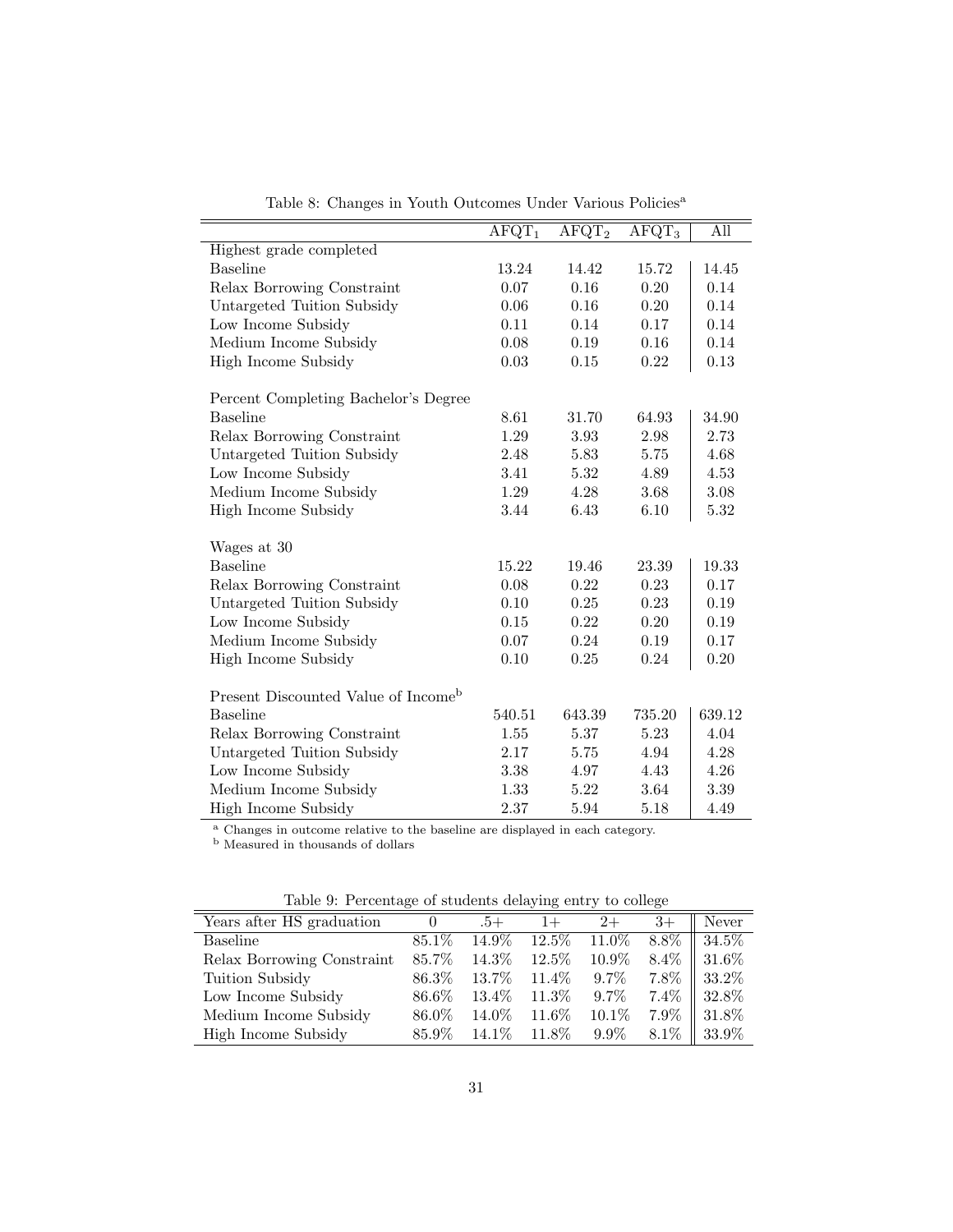Table 8: Changes in Youth Outcomes Under Various Policies[a]

| | $AFQT_1$ | $AFQT_2$ | $AFQT_3$ | All |
|---|---|---|---|---|
| Highest grade completed | | | | |
| Baseline | 13.24 | 14.42 | 15.72 | 14.45 |
| Relax Borrowing Constraint | 0.07 | 0.16 | 0.20 | 0.14 |
| Untargeted Tuition Subsidy | 0.06 | 0.16 | 0.20 | 0.14 |
| Low Income Subsidy | 0.11 | 0.14 | 0.17 | 0.14 |
| Medium Income Subsidy | 0.08 | 0.19 | 0.16 | 0.14 |
| High Income Subsidy | 0.03 | 0.15 | 0.22 | 0.13 |
| Percent Completing Bachelor's Degree | | | | |
| Baseline | 8.61 | 31.70 | 64.93 | 34.90 |
| Relax Borrowing Constraint | 1.29 | 3.93 | 2.98 | 2.73 |
| Untargeted Tuition Subsidy | 2.48 | 5.83 | 5.75 | 4.68 |
| Low Income Subsidy | 3.41 | 5.32 | 4.89 | 4.53 |
| Medium Income Subsidy | 1.29 | 4.28 | 3.68 | 3.08 |
| High Income Subsidy | 3.44 | 6.43 | 6.10 | 5.32 |
| Wages at 30 | | | | |
| Baseline | 15.22 | 19.46 | 23.39 | 19.33 |
| Relax Borrowing Constraint | 0.08 | 0.22 | 0.23 | 0.17 |
| Untargeted Tuition Subsidy | 0.10 | 0.25 | 0.23 | 0.19 |
| Low Income Subsidy | 0.15 | 0.22 | 0.20 | 0.19 |
| Medium Income Subsidy | 0.07 | 0.24 | 0.19 | 0.17 |
| High Income Subsidy | 0.10 | 0.25 | 0.24 | 0.20 |
| Present Discounted Value of Income[b] | | | | |
| Baseline | 540.51 | 643.39 | 735.20 | 639.12 |
| Relax Borrowing Constraint | 1.55 | 5.37 | 5.23 | 4.04 |
| Untargeted Tuition Subsidy | 2.17 | 5.75 | 4.94 | 4.28 |
| Low Income Subsidy | 3.38 | 4.97 | 4.43 | 4.26 |
| Medium Income Subsidy | 1.33 | 5.22 | 3.64 | 3.39 |
| High Income Subsidy | 2.37 | 5.94 | 5.18 | 4.49 |

[a] Changes in outcome relative to the baseline are displayed in each category.
[b] Measured in thousands of dollars

Table 9: Percentage of students delaying entry to college

| Years after HS graduation | 0 | .5+ | 1+ | 2+ | 3+ | Never |
|---|---|---|---|---|---|---|
| Baseline | 85.1% | 14.9% | 12.5% | 11.0% | 8.8% | 34.5% |
| Relax Borrowing Constraint | 85.7% | 14.3% | 12.5% | 10.9% | 8.4% | 31.6% |
| Tuition Subsidy | 86.3% | 13.7% | 11.4% | 9.7% | 7.8% | 33.2% |
| Low Income Subsidy | 86.6% | 13.4% | 11.3% | 9.7% | 7.4% | 32.8% |
| Medium Income Subsidy | 86.0% | 14.0% | 11.6% | 10.1% | 7.9% | 31.8% |
| High Income Subsidy | 85.9% | 14.1% | 11.8% | 9.9% | 8.1% | 33.9% |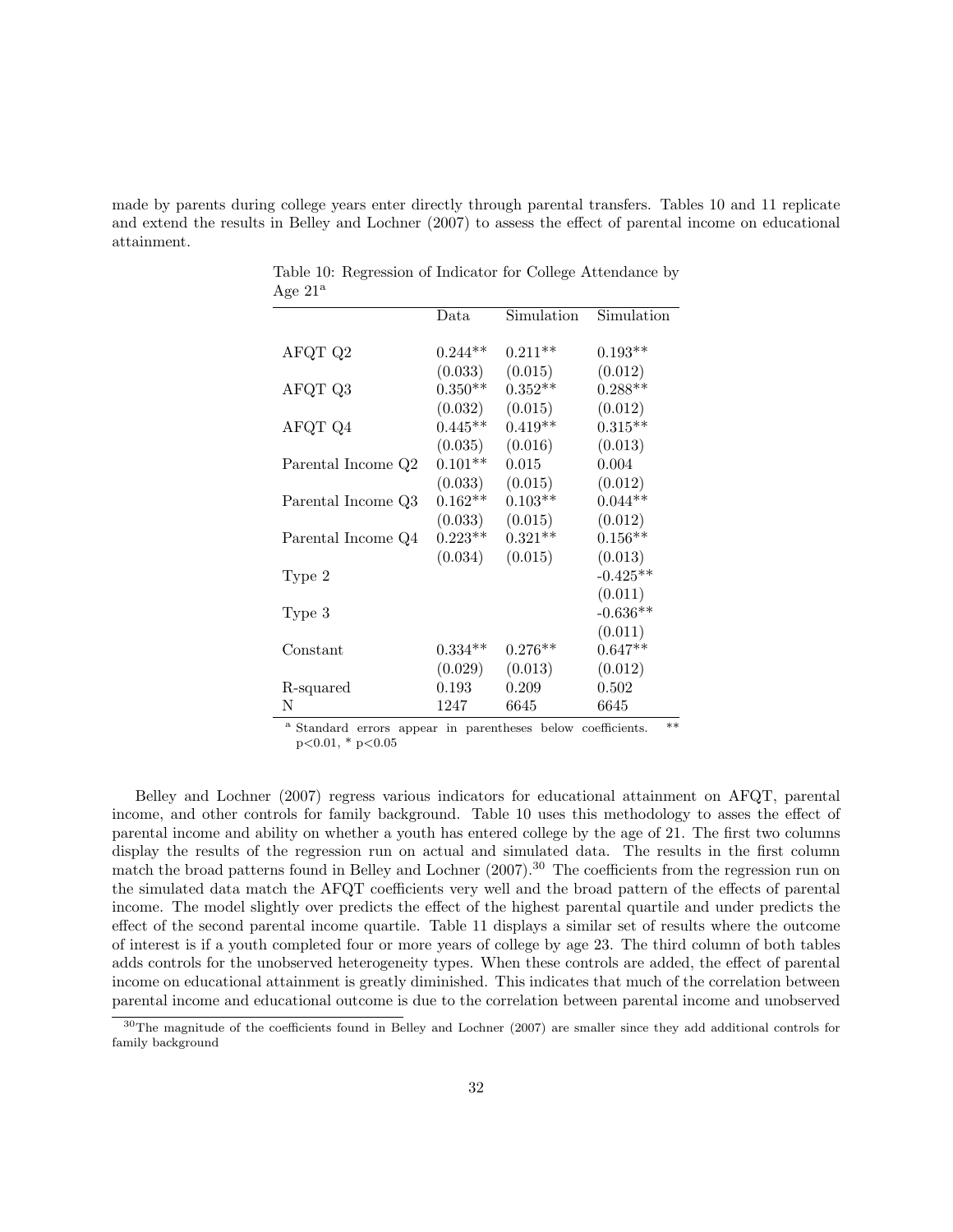made by parents during college years enter directly through parental transfers. Tables 10 and 11 replicate and extend the results in Belley and Lochner (2007) to assess the effect of parental income on educational attainment.

Table 10: Regression of Indicator for College Attendance by Age 21[a]

| | Data | Simulation | Simulation |
|---|---|---|---|
| AFQT Q2 | 0.244** | 0.211** | 0.193** |
| | (0.033) | (0.015) | (0.012) |
| AFQT Q3 | 0.350** | 0.352** | 0.288** |
| | (0.032) | (0.015) | (0.012) |
| AFQT Q4 | 0.445** | 0.419** | 0.315** |
| | (0.035) | (0.016) | (0.013) |
| Parental Income Q2 | 0.101** | 0.015 | 0.004 |
| | (0.033) | (0.015) | (0.012) |
| Parental Income Q3 | 0.162** | 0.103** | 0.044** |
| | (0.033) | (0.015) | (0.012) |
| Parental Income Q4 | 0.223** | 0.321** | 0.156** |
| | (0.034) | (0.015) | (0.013) |
| Type 2 | | | -0.425** |
| | | | (0.011) |
| Type 3 | | | -0.636** |
| | | | (0.011) |
| Constant | 0.334** | 0.276** | 0.647** |
| | (0.029) | (0.013) | (0.012) |
| R-squared | 0.193 | 0.209 | 0.502 |
| N | 1247 | 6645 | 6645 |

[a] Standard errors appear in parentheses below coefficients. ** p<0.01, * p<0.05

Belley and Lochner (2007) regress various indicators for educational attainment on AFQT, parental income, and other controls for family background. Table 10 uses this methodology to asses the effect of parental income and ability on whether a youth has entered college by the age of 21. The first two columns display the results of the regression run on actual and simulated data. The results in the first column match the broad patterns found in Belley and Lochner (2007).[30] The coefficients from the regression run on the simulated data match the AFQT coefficients very well and the broad pattern of the effects of parental income. The model slightly over predicts the effect of the highest parental quartile and under predicts the effect of the second parental income quartile. Table 11 displays a similar set of results where the outcome of interest is if a youth completed four or more years of college by age 23. The third column of both tables adds controls for the unobserved heterogeneity types. When these controls are added, the effect of parental income on educational attainment is greatly diminished. This indicates that much of the correlation between parental income and educational outcome is due to the correlation between parental income and unobserved

[30] The magnitude of the coefficients found in Belley and Lochner (2007) are smaller since they add additional controls for family background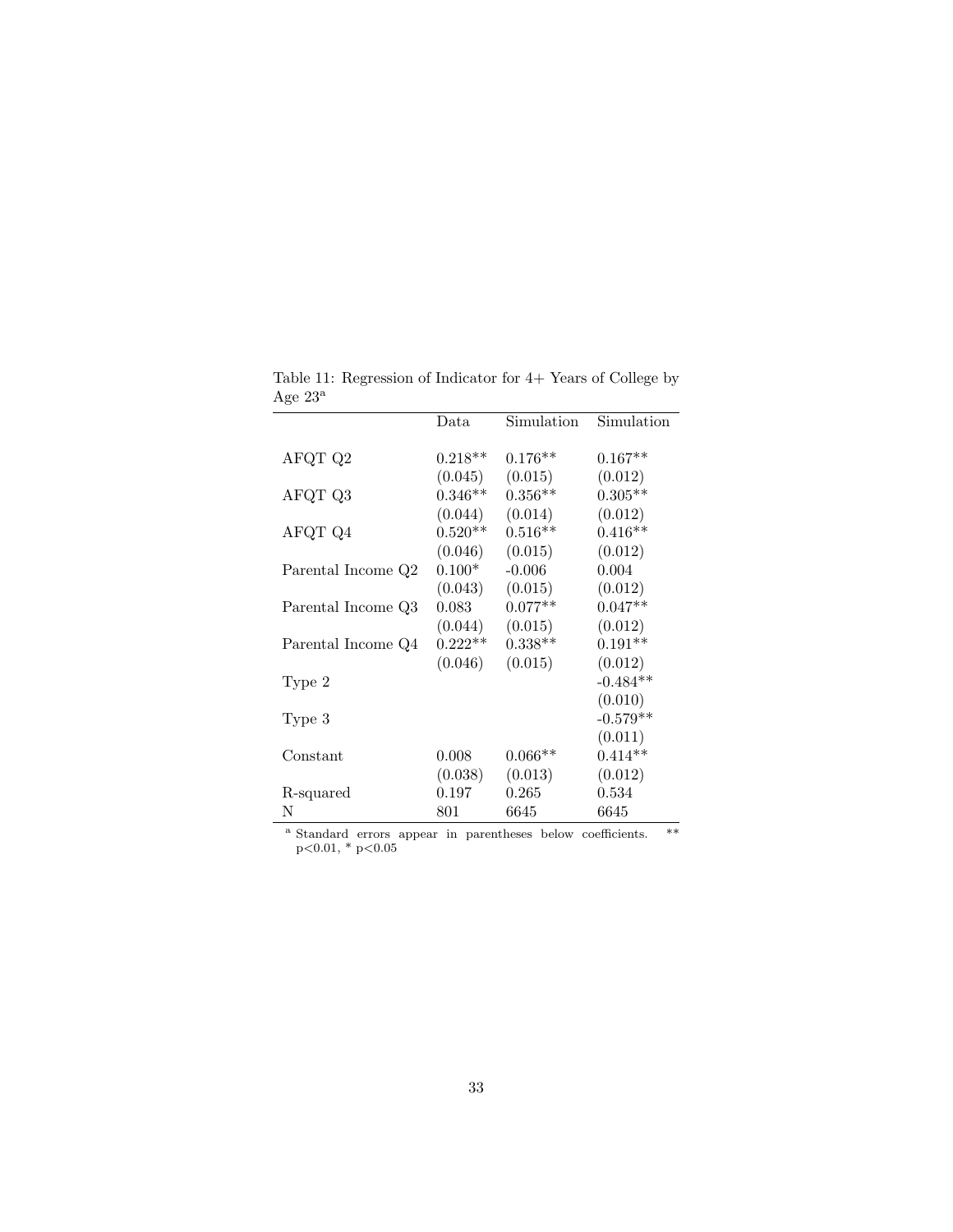Table 11: Regression of Indicator for 4+ Years of College by Age 23[a]

| | Data | Simulation | Simulation |
|---|---|---|---|
| AFQT Q2 | 0.218** | 0.176** | 0.167** |
| | (0.045) | (0.015) | (0.012) |
| AFQT Q3 | 0.346** | 0.356** | 0.305** |
| | (0.044) | (0.014) | (0.012) |
| AFQT Q4 | 0.520** | 0.516** | 0.416** |
| | (0.046) | (0.015) | (0.012) |
| Parental Income Q2 | 0.100* | -0.006 | 0.004 |
| | (0.043) | (0.015) | (0.012) |
| Parental Income Q3 | 0.083 | 0.077** | 0.047** |
| | (0.044) | (0.015) | (0.012) |
| Parental Income Q4 | 0.222** | 0.338** | 0.191** |
| | (0.046) | (0.015) | (0.012) |
| Type 2 | | | -0.484** |
| | | | (0.010) |
| Type 3 | | | -0.579** |
| | | | (0.011) |
| Constant | 0.008 | 0.066** | 0.414** |
| | (0.038) | (0.013) | (0.012) |
| R-squared | 0.197 | 0.265 | 0.534 |
| N | 801 | 6645 | 6645 |

[a] Standard errors appear in parentheses below coefficients. ** $p<0.01$, * $p<0.05$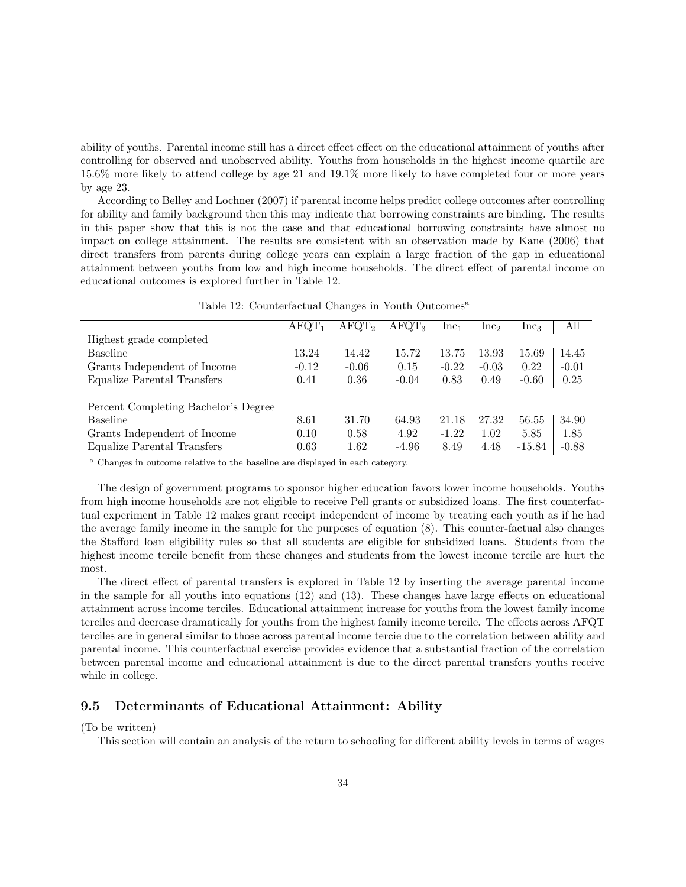ability of youths. Parental income still has a direct effect effect on the educational attainment of youths after controlling for observed and unobserved ability. Youths from households in the highest income quartile are 15.6% more likely to attend college by age 21 and 19.1% more likely to have completed four or more years by age 23.

According to Belley and Lochner (2007) if parental income helps predict college outcomes after controlling for ability and family background then this may indicate that borrowing constraints are binding. The results in this paper show that this is not the case and that educational borrowing constraints have almost no impact on college attainment. The results are consistent with an observation made by Kane (2006) that direct transfers from parents during college years can explain a large fraction of the gap in educational attainment between youths from low and high income households. The direct effect of parental income on educational outcomes is explored further in Table 12.

Table 12: Counterfactual Changes in Youth Outcomes[a]

| | $AFQT_1$ | $AFQT_2$ | $AFQT_3$ | $Inc_1$ | $Inc_2$ | $Inc_3$ | All |
|---|---|---|---|---|---|---|---|
| Highest grade completed | | | | | | | |
| Baseline | 13.24 | 14.42 | 15.72 | 13.75 | 13.93 | 15.69 | 14.45 |
| Grants Independent of Income | -0.12 | -0.06 | 0.15 | -0.22 | -0.03 | 0.22 | -0.01 |
| Equalize Parental Transfers | 0.41 | 0.36 | -0.04 | 0.83 | 0.49 | -0.60 | 0.25 |
| | | | | | | | |
| Percent Completing Bachelor's Degree | | | | | | | |
| Baseline | 8.61 | 31.70 | 64.93 | 21.18 | 27.32 | 56.55 | 34.90 |
| Grants Independent of Income | 0.10 | 0.58 | 4.92 | -1.22 | 1.02 | 5.85 | 1.85 |
| Equalize Parental Transfers | 0.63 | 1.62 | -4.96 | 8.49 | 4.48 | -15.84 | -0.88 |

[a] Changes in outcome relative to the baseline are displayed in each category.

The design of government programs to sponsor higher education favors lower income households. Youths from high income households are not eligible to receive Pell grants or subsidized loans. The first counterfactual experiment in Table 12 makes grant receipt independent of income by treating each youth as if he had the average family income in the sample for the purposes of equation (8). This counter-factual also changes the Stafford loan eligibility rules so that all students are eligible for subsidized loans. Students from the highest income tercile benefit from these changes and students from the lowest income tercile are hurt the most.

The direct effect of parental transfers is explored in Table 12 by inserting the average parental income in the sample for all youths into equations (12) and (13). These changes have large effects on educational attainment across income terciles. Educational attainment increase for youths from the lowest family income terciles and decrease dramatically for youths from the highest family income tercile. The effects across AFQT terciles are in general similar to those across parental income tercie due to the correlation between ability and parental income. This counterfactual exercise provides evidence that a substantial fraction of the correlation between parental income and educational attainment is due to the direct parental transfers youths receive while in college.

### 9.5 Determinants of Educational Attainment: Ability

(To be written)

This section will contain an analysis of the return to schooling for different ability levels in terms of wages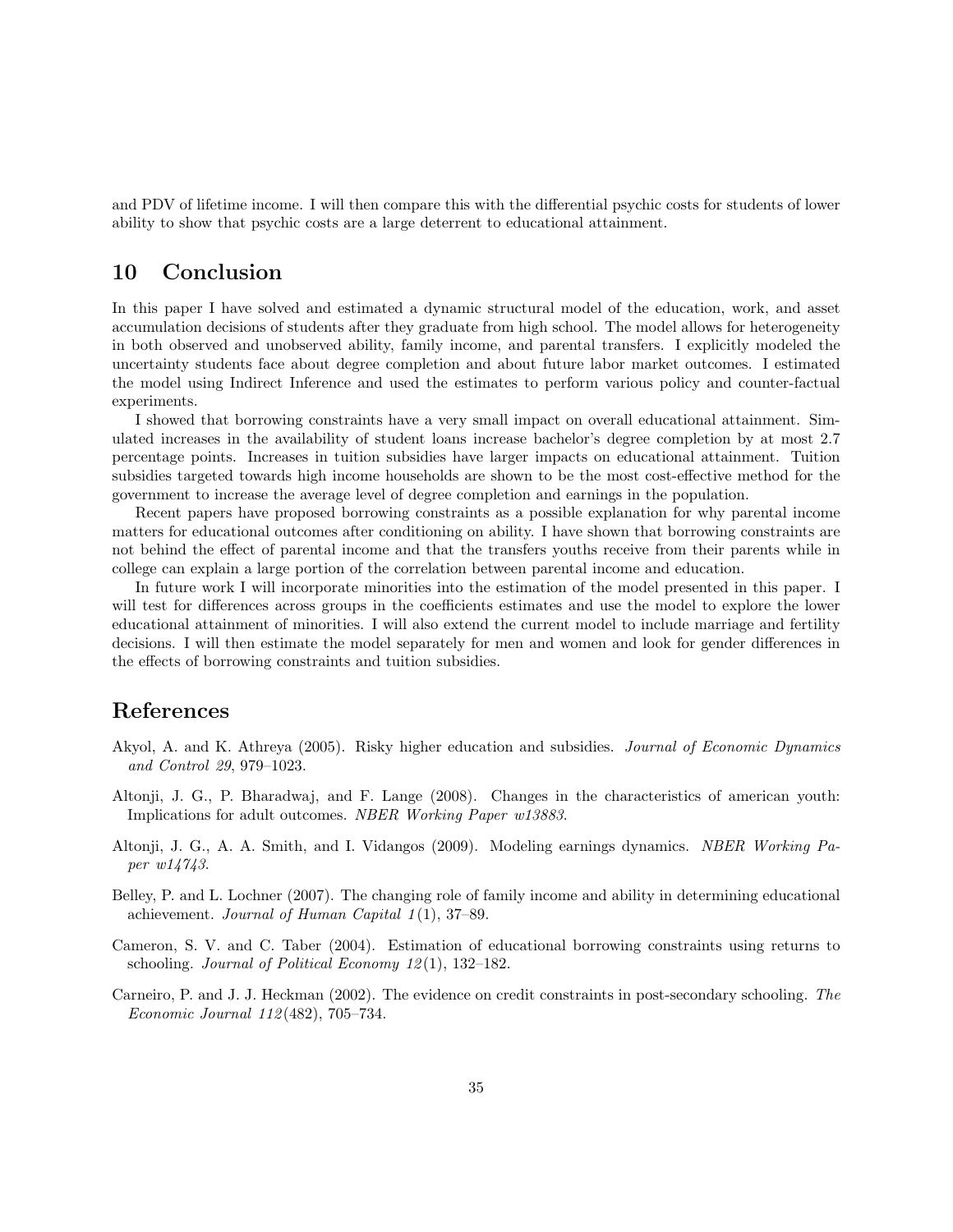and PDV of lifetime income. I will then compare this with the differential psychic costs for students of lower ability to show that psychic costs are a large deterrent to educational attainment.

## 10 Conclusion

In this paper I have solved and estimated a dynamic structural model of the education, work, and asset accumulation decisions of students after they graduate from high school. The model allows for heterogeneity in both observed and unobserved ability, family income, and parental transfers. I explicitly modeled the uncertainty students face about degree completion and about future labor market outcomes. I estimated the model using Indirect Inference and used the estimates to perform various policy and counter-factual experiments.

I showed that borrowing constraints have a very small impact on overall educational attainment. Simulated increases in the availability of student loans increase bachelor's degree completion by at most 2.7 percentage points. Increases in tuition subsidies have larger impacts on educational attainment. Tuition subsidies targeted towards high income households are shown to be the most cost-effective method for the government to increase the average level of degree completion and earnings in the population.

Recent papers have proposed borrowing constraints as a possible explanation for why parental income matters for educational outcomes after conditioning on ability. I have shown that borrowing constraints are not behind the effect of parental income and that the transfers youths receive from their parents while in college can explain a large portion of the correlation between parental income and education.

In future work I will incorporate minorities into the estimation of the model presented in this paper. I will test for differences across groups in the coefficients estimates and use the model to explore the lower educational attainment of minorities. I will also extend the current model to include marriage and fertility decisions. I will then estimate the model separately for men and women and look for gender differences in the effects of borrowing constraints and tuition subsidies.

## References

Akyol, A. and K. Athreya (2005). Risky higher education and subsidies. *Journal of Economic Dynamics and Control 29*, 979–1023.

Altonji, J. G., P. Bharadwaj, and F. Lange (2008). Changes in the characteristics of american youth: Implications for adult outcomes. *NBER Working Paper w13883*.

Altonji, J. G., A. A. Smith, and I. Vidangos (2009). Modeling earnings dynamics. *NBER Working Paper w14743*.

Belley, P. and L. Lochner (2007). The changing role of family income and ability in determining educational achievement. *Journal of Human Capital 1*(1), 37–89.

Cameron, S. V. and C. Taber (2004). Estimation of educational borrowing constraints using returns to schooling. *Journal of Political Economy 12*(1), 132–182.

Carneiro, P. and J. J. Heckman (2002). The evidence on credit constraints in post-secondary schooling. *The Economic Journal 112*(482), 705–734.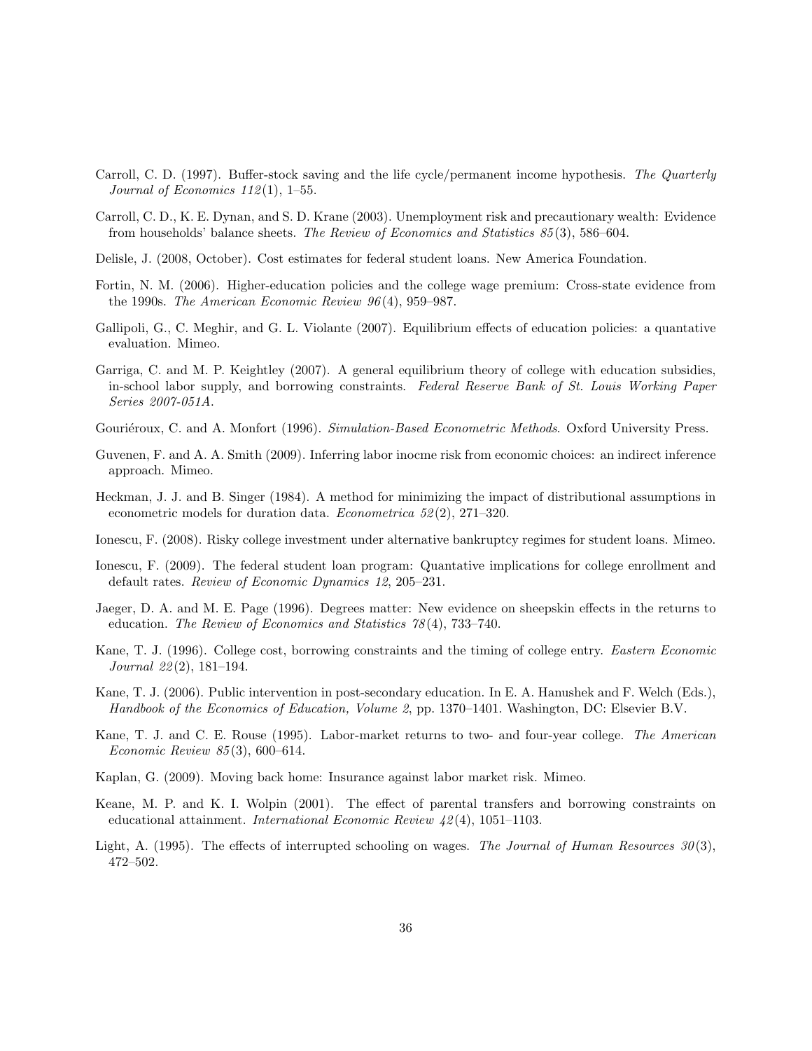Carroll, C. D. (1997). Buffer-stock saving and the life cycle/permanent income hypothesis. *The Quarterly Journal of Economics 112*(1), 1–55.

Carroll, C. D., K. E. Dynan, and S. D. Krane (2003). Unemployment risk and precautionary wealth: Evidence from households' balance sheets. *The Review of Economics and Statistics 85*(3), 586–604.

Delisle, J. (2008, October). Cost estimates for federal student loans. New America Foundation.

Fortin, N. M. (2006). Higher-education policies and the college wage premium: Cross-state evidence from the 1990s. *The American Economic Review 96*(4), 959–987.

Gallipoli, G., C. Meghir, and G. L. Violante (2007). Equilibrium effects of education policies: a quantative evaluation. Mimeo.

Garriga, C. and M. P. Keightley (2007). A general equilibrium theory of college with education subsidies, in-school labor supply, and borrowing constraints. *Federal Reserve Bank of St. Louis Working Paper Series 2007-051A*.

Gouriéroux, C. and A. Monfort (1996). *Simulation-Based Econometric Methods*. Oxford University Press.

Guvenen, F. and A. A. Smith (2009). Inferring labor inocme risk from economic choices: an indirect inference approach. Mimeo.

Heckman, J. J. and B. Singer (1984). A method for minimizing the impact of distributional assumptions in econometric models for duration data. *Econometrica 52*(2), 271–320.

Ionescu, F. (2008). Risky college investment under alternative bankruptcy regimes for student loans. Mimeo.

Ionescu, F. (2009). The federal student loan program: Quantative implications for college enrollment and default rates. *Review of Economic Dynamics 12*, 205–231.

Jaeger, D. A. and M. E. Page (1996). Degrees matter: New evidence on sheepskin effects in the returns to education. *The Review of Economics and Statistics 78*(4), 733–740.

Kane, T. J. (1996). College cost, borrowing constraints and the timing of college entry. *Eastern Economic Journal 22*(2), 181–194.

Kane, T. J. (2006). Public intervention in post-secondary education. In E. A. Hanushek and F. Welch (Eds.), *Handbook of the Economics of Education, Volume 2*, pp. 1370–1401. Washington, DC: Elsevier B.V.

Kane, T. J. and C. E. Rouse (1995). Labor-market returns to two- and four-year college. *The American Economic Review 85*(3), 600–614.

Kaplan, G. (2009). Moving back home: Insurance against labor market risk. Mimeo.

Keane, M. P. and K. I. Wolpin (2001). The effect of parental transfers and borrowing constraints on educational attainment. *International Economic Review 42*(4), 1051–1103.

Light, A. (1995). The effects of interrupted schooling on wages. *The Journal of Human Resources 30*(3), 472–502.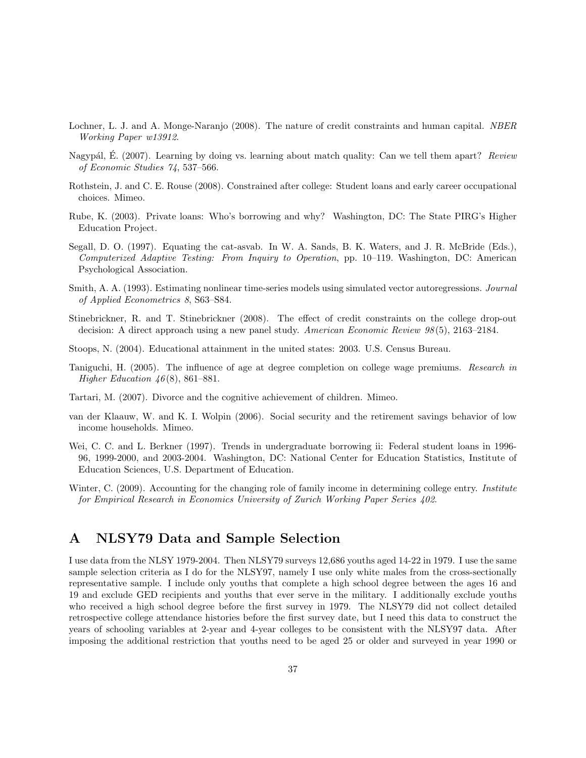Lochner, L. J. and A. Monge-Naranjo (2008). The nature of credit constraints and human capital. *NBER Working Paper w13912*.

Nagypál, É. (2007). Learning by doing vs. learning about match quality: Can we tell them apart? *Review of Economic Studies 74*, 537–566.

Rothstein, J. and C. E. Rouse (2008). Constrained after college: Student loans and early career occupational choices. Mimeo.

Rube, K. (2003). Private loans: Who's borrowing and why? Washington, DC: The State PIRG's Higher Education Project.

Segall, D. O. (1997). Equating the cat-asvab. In W. A. Sands, B. K. Waters, and J. R. McBride (Eds.), *Computerized Adaptive Testing: From Inquiry to Operation*, pp. 10–119. Washington, DC: American Psychological Association.

Smith, A. A. (1993). Estimating nonlinear time-series models using simulated vector autoregressions. *Journal of Applied Econometrics 8*, S63–S84.

Stinebrickner, R. and T. Stinebrickner (2008). The effect of credit constraints on the college drop-out decision: A direct approach using a new panel study. *American Economic Review 98*(5), 2163–2184.

Stoops, N. (2004). Educational attainment in the united states: 2003. U.S. Census Bureau.

Taniguchi, H. (2005). The influence of age at degree completion on college wage premiums. *Research in Higher Education 46*(8), 861–881.

Tartari, M. (2007). Divorce and the cognitive achievement of children. Mimeo.

van der Klaauw, W. and K. I. Wolpin (2006). Social security and the retirement savings behavior of low income households. Mimeo.

Wei, C. C. and L. Berkner (1997). Trends in undergraduate borrowing ii: Federal student loans in 1996-96, 1999-2000, and 2003-2004. Washington, DC: National Center for Education Statistics, Institute of Education Sciences, U.S. Department of Education.

Winter, C. (2009). Accounting for the changing role of family income in determining college entry. *Institute for Empirical Research in Economics University of Zurich Working Paper Series 402*.

# A NLSY79 Data and Sample Selection

I use data from the NLSY 1979-2004. Then NLSY79 surveys 12,686 youths aged 14-22 in 1979. I use the same sample selection criteria as I do for the NLSY97, namely I use only white males from the cross-sectionally representative sample. I include only youths that complete a high school degree between the ages 16 and 19 and exclude GED recipients and youths that ever serve in the military. I additionally exclude youths who received a high school degree before the first survey in 1979. The NLSY79 did not collect detailed retrospective college attendance histories before the first survey date, but I need this data to construct the years of schooling variables at 2-year and 4-year colleges to be consistent with the NLSY97 data. After imposing the additional restriction that youths need to be aged 25 or older and surveyed in year 1990 or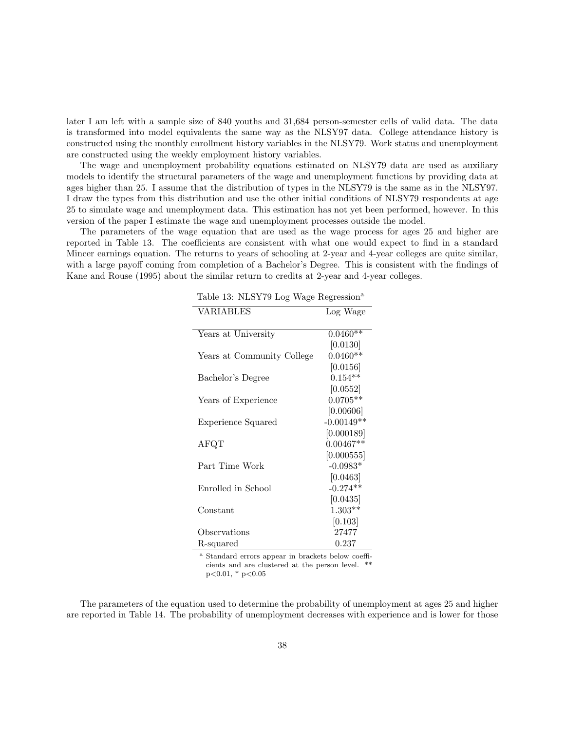later I am left with a sample size of 840 youths and 31,684 person-semester cells of valid data. The data is transformed into model equivalents the same way as the NLSY97 data. College attendance history is constructed using the monthly enrollment history variables in the NLSY79. Work status and unemployment are constructed using the weekly employment history variables.

The wage and unemployment probability equations estimated on NLSY79 data are used as auxiliary models to identify the structural parameters of the wage and unemployment functions by providing data at ages higher than 25. I assume that the distribution of types in the NLSY79 is the same as in the NLSY97. I draw the types from this distribution and use the other initial conditions of NLSY79 respondents at age 25 to simulate wage and unemployment data. This estimation has not yet been performed, however. In this version of the paper I estimate the wage and unemployment processes outside the model.

The parameters of the wage equation that are used as the wage process for ages 25 and higher are reported in Table 13. The coefficients are consistent with what one would expect to find in a standard Mincer earnings equation. The returns to years of schooling at 2-year and 4-year colleges are quite similar, with a large payoff coming from completion of a Bachelor's Degree. This is consistent with the findings of Kane and Rouse (1995) about the similar return to credits at 2-year and 4-year colleges.

Table 13: NLSY79 Log Wage Regression[a]

| VARIABLES | Log Wage |
|---|---|
| Years at University | 0.0460** |
| | [0.0130] |
| Years at Community College | 0.0460** |
| | [0.0156] |
| Bachelor's Degree | 0.154** |
| | [0.0552] |
| Years of Experience | 0.0705** |
| | [0.00606] |
| Experience Squared | -0.00149** |
| | [0.000189] |
| AFQT | 0.00467** |
| | [0.000555] |
| Part Time Work | -0.0983* |
| | [0.0463] |
| Enrolled in School | -0.274** |
| | [0.0435] |
| Constant | 1.303** |
| | [0.103] |
| Observations | 27477 |
| R-squared | 0.237 |

[a] Standard errors appear in brackets below coefficients and are clustered at the person level. ** p<0.01, * p<0.05

The parameters of the equation used to determine the probability of unemployment at ages 25 and higher are reported in Table 14. The probability of unemployment decreases with experience and is lower for those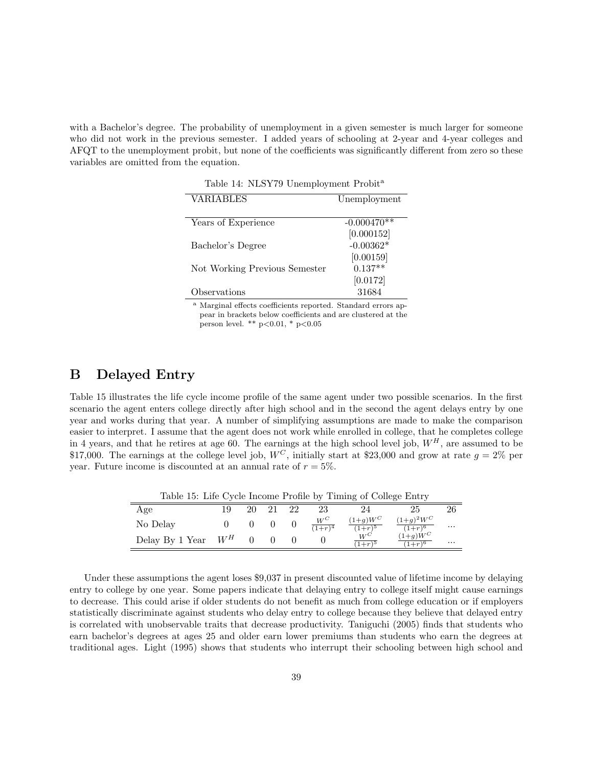with a Bachelor's degree. The probability of unemployment in a given semester is much larger for someone who did not work in the previous semester. I added years of schooling at 2-year and 4-year colleges and AFQT to the unemployment probit, but none of the coefficients was significantly different from zero so these variables are omitted from the equation.

Table 14: NLSY79 Unemployment Probit[a]

| VARIABLES | Unemployment |
|---|---|
| Years of Experience | -0.000470** |
| | [0.000152] |
| Bachelor's Degree | -0.00362* |
| | [0.00159] |
| Not Working Previous Semester | 0.137** |
| | [0.0172] |
| Observations | 31684 |

[a] Marginal effects coefficients reported. Standard errors appear in brackets below coefficients and are clustered at the person level. ** p<0.01, * p<0.05

# B Delayed Entry

Table 15 illustrates the life cycle income profile of the same agent under two possible scenarios. In the first scenario the agent enters college directly after high school and in the second the agent delays entry by one year and works during that year. A number of simplifying assumptions are made to make the comparison easier to interpret. I assume that the agent does not work while enrolled in college, that he completes college in 4 years, and that he retires at age 60. The earnings at the high school level job, $W^H$, are assumed to be \$17,000. The earnings at the college level job, $W^C$, initially start at \$23,000 and grow at rate $g = 2\%$ per year. Future income is discounted at an annual rate of $r = 5\%$.

Table 15: Life Cycle Income Profile by Timing of College Entry

| Age | 19 | 20 | 21 | 22 | 23 | 24 | 25 | 26 |
|---|---|---|---|---|---|---|---|---|
| No Delay | 0 | 0 | 0 | 0 | $\frac{W^C}{(1+r)^4}$ | $\frac{(1+g)W^C}{(1+r)^5}$ | $\frac{(1+g)^2W^C}{(1+r)^6}$ | ... |
| Delay By 1 Year | $W^H$ | 0 | 0 | 0 | 0 | $\frac{W^C}{(1+r)^5}$ | $\frac{(1+g)W^C}{(1+r)^6}$ | ... |

Under these assumptions the agent loses \$9,037 in present discounted value of lifetime income by delaying entry to college by one year. Some papers indicate that delaying entry to college itself might cause earnings to decrease. This could arise if older students do not benefit as much from college education or if employers statistically discriminate against students who delay entry to college because they believe that delayed entry is correlated with unobservable traits that decrease productivity. Taniguchi (2005) finds that students who earn bachelor's degrees at ages 25 and older earn lower premiums than students who earn the degrees at traditional ages. Light (1995) shows that students who interrupt their schooling between high school and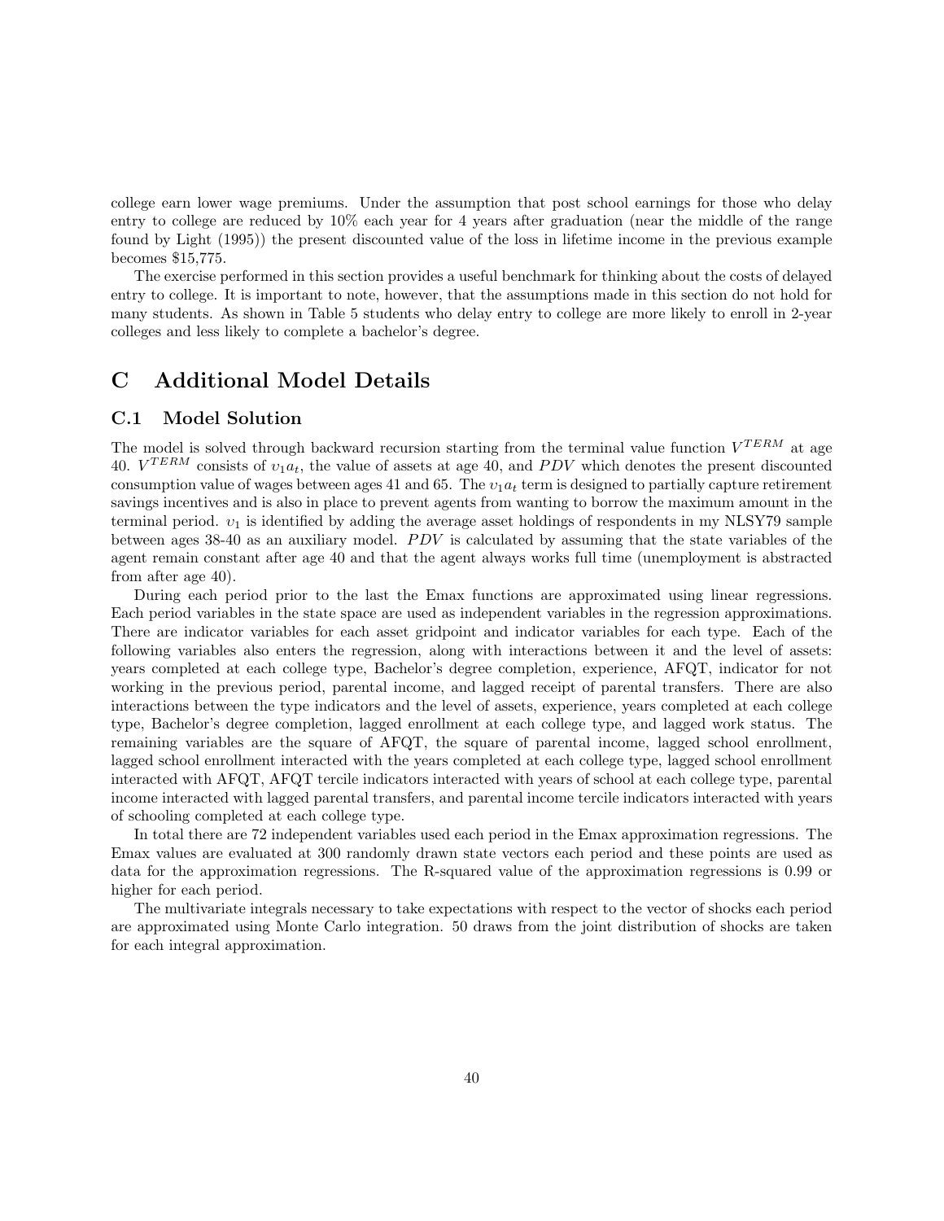college earn lower wage premiums. Under the assumption that post school earnings for those who delay entry to college are reduced by 10% each year for 4 years after graduation (near the middle of the range found by Light (1995)) the present discounted value of the loss in lifetime income in the previous example becomes $15,775.

The exercise performed in this section provides a useful benchmark for thinking about the costs of delayed entry to college. It is important to note, however, that the assumptions made in this section do not hold for many students. As shown in Table 5 students who delay entry to college are more likely to enroll in 2-year colleges and less likely to complete a bachelor's degree.

# C Additional Model Details

## C.1 Model Solution

The model is solved through backward recursion starting from the terminal value function $V^{TERM}$ at age 40. $V^{TERM}$ consists of $\upsilon_1 a_t$, the value of assets at age 40, and $PDV$ which denotes the present discounted consumption value of wages between ages 41 and 65. The $\upsilon_1 a_t$ term is designed to partially capture retirement savings incentives and is also in place to prevent agents from wanting to borrow the maximum amount in the terminal period. $\upsilon_1$ is identified by adding the average asset holdings of respondents in my NLSY79 sample between ages 38-40 as an auxiliary model. $PDV$ is calculated by assuming that the state variables of the agent remain constant after age 40 and that the agent always works full time (unemployment is abstracted from after age 40).

During each period prior to the last the Emax functions are approximated using linear regressions. Each period variables in the state space are used as independent variables in the regression approximations. There are indicator variables for each asset gridpoint and indicator variables for each type. Each of the following variables also enters the regression, along with interactions between it and the level of assets: years completed at each college type, Bachelor's degree completion, experience, AFQT, indicator for not working in the previous period, parental income, and lagged receipt of parental transfers. There are also interactions between the type indicators and the level of assets, experience, years completed at each college type, Bachelor's degree completion, lagged enrollment at each college type, and lagged work status. The remaining variables are the square of AFQT, the square of parental income, lagged school enrollment, lagged school enrollment interacted with the years completed at each college type, lagged school enrollment interacted with AFQT, AFQT tercile indicators interacted with years of school at each college type, parental income interacted with lagged parental transfers, and parental income tercile indicators interacted with years of schooling completed at each college type.

In total there are 72 independent variables used each period in the Emax approximation regressions. The Emax values are evaluated at 300 randomly drawn state vectors each period and these points are used as data for the approximation regressions. The R-squared value of the approximation regressions is 0.99 or higher for each period.

The multivariate integrals necessary to take expectations with respect to the vector of shocks each period are approximated using Monte Carlo integration. 50 draws from the joint distribution of shocks are taken for each integral approximation.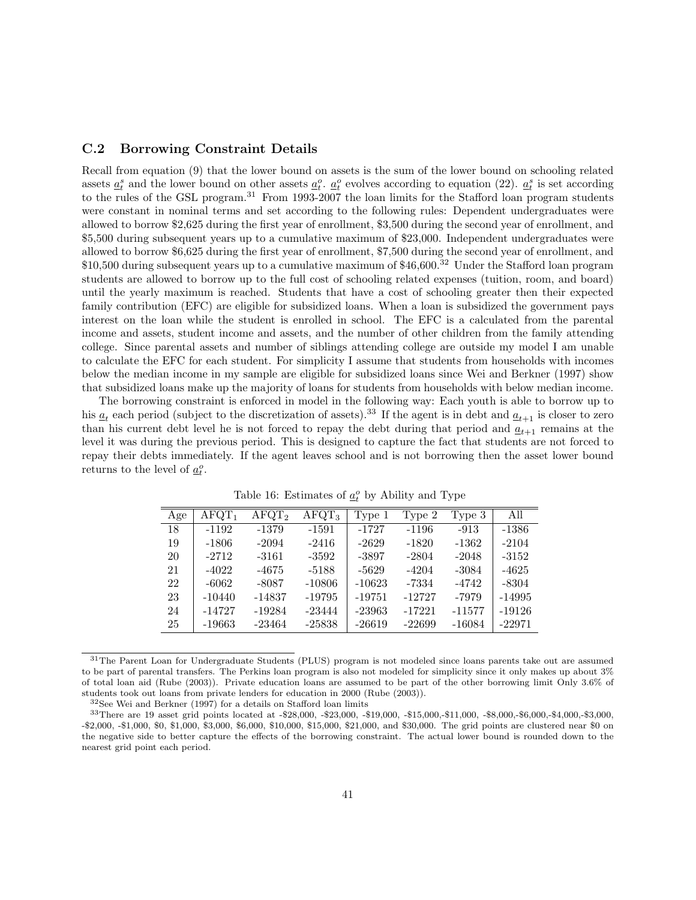### C.2 Borrowing Constraint Details

Recall from equation (9) that the lower bound on assets is the sum of the lower bound on schooling related assets $\underline{a}_t^s$ and the lower bound on other assets $\underline{a}_t^o$. $\underline{a}_t^o$ evolves according to equation (22). $\underline{a}_t^s$ is set according to the rules of the GSL program.[31] From 1993-2007 the loan limits for the Stafford loan program students were constant in nominal terms and set according to the following rules: Dependent undergraduates were allowed to borrow \$2,625 during the first year of enrollment, \$3,500 during the second year of enrollment, and \$5,500 during subsequent years up to a cumulative maximum of \$23,000. Independent undergraduates were allowed to borrow \$6,625 during the first year of enrollment, \$7,500 during the second year of enrollment, and \$10,500 during subsequent years up to a cumulative maximum of \$46,600.[32] Under the Stafford loan program students are allowed to borrow up to the full cost of schooling related expenses (tuition, room, and board) until the yearly maximum is reached. Students that have a cost of schooling greater then their expected family contribution (EFC) are eligible for subsidized loans. When a loan is subsidized the government pays interest on the loan while the student is enrolled in school. The EFC is a calculated from the parental income and assets, student income and assets, and the number of other children from the family attending college. Since parental assets and number of siblings attending college are outside my model I am unable to calculate the EFC for each student. For simplicity I assume that students from households with incomes below the median income in my sample are eligible for subsidized loans since Wei and Berkner (1997) show that subsidized loans make up the majority of loans for students from households with below median income.

The borrowing constraint is enforced in model in the following way: Each youth is able to borrow up to his $\underline{a}_t$ each period (subject to the discretization of assets).[33] If the agent is in debt and $\underline{a}_{t+1}$ is closer to zero than his current debt level he is not forced to repay the debt during that period and $\underline{a}_{t+1}$ remains at the level it was during the previous period. This is designed to capture the fact that students are not forced to repay their debts immediately. If the agent leaves school and is not borrowing then the asset lower bound returns to the level of $\underline{a}_t^o$.

Table 16: Estimates of $\underline{a}_t^o$ by Ability and Type

| Age | $AFQT_1$ | $AFQT_2$ | $AFQT_3$ | Type 1 | Type 2 | Type 3 | All |
|---|---|---|---|---|---|---|---|
| 18 | -1192 | -1379 | -1591 | -1727 | -1196 | -913 | -1386 |
| 19 | -1806 | -2094 | -2416 | -2629 | -1820 | -1362 | -2104 |
| 20 | -2712 | -3161 | -3592 | -3897 | -2804 | -2048 | -3152 |
| 21 | -4022 | -4675 | -5188 | -5629 | -4204 | -3084 | -4625 |
| 22 | -6062 | -8087 | -10806 | -10623 | -7334 | -4742 | -8304 |
| 23 | -10440 | -14837 | -19795 | -19751 | -12727 | -7979 | -14995 |
| 24 | -14727 | -19284 | -23444 | -23963 | -17221 | -11577 | -19126 |
| 25 | -19663 | -23464 | -25838 | -26619 | -22699 | -16084 | -22971 |

[31] The Parent Loan for Undergraduate Students (PLUS) program is not modeled since loans parents take out are assumed to be part of parental transfers. The Perkins loan program is also not modeled for simplicity since it only makes up about 3% of total loan aid (Rube (2003)). Private education loans are assumed to be part of the other borrowing limit Only 3.6% of students took out loans from private lenders for education in 2000 (Rube (2003)).

[32] See Wei and Berkner (1997) for a details on Stafford loan limits

[33] There are 19 asset grid points located at -\$28,000, -\$23,000, -\$19,000, -\$15,000,-\$11,000, -\$8,000,-\$6,000,-\$4,000,-\$3,000, -\$2,000, -\$1,000, \$0, \$1,000, \$3,000, \$6,000, \$10,000, \$15,000, \$21,000, and \$30,000. The grid points are clustered near \$0 on the negative side to better capture the effects of the borrowing constraint. The actual lower bound is rounded down to the nearest grid point each period.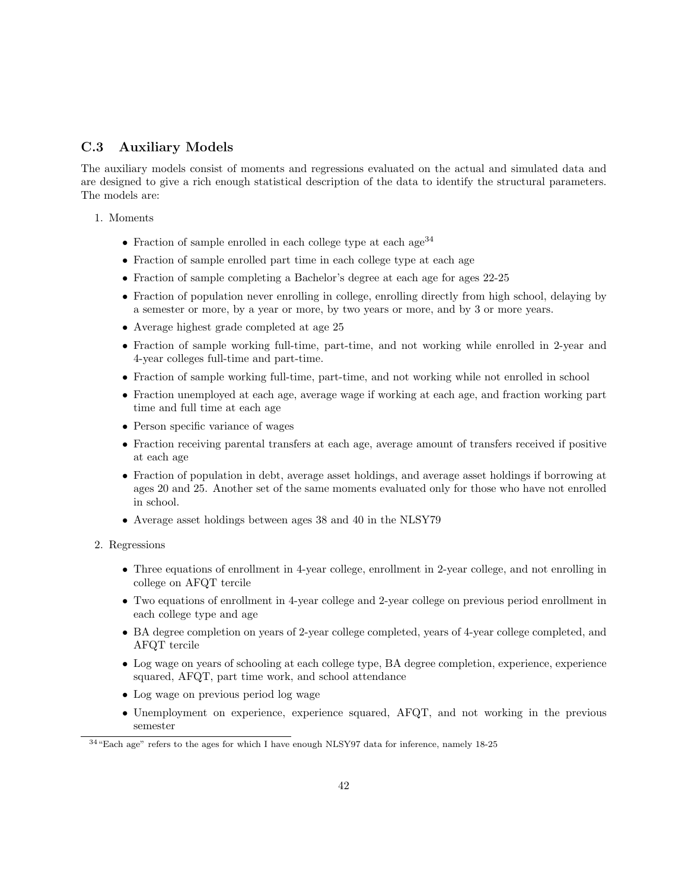### C.3 Auxiliary Models

The auxiliary models consist of moments and regressions evaluated on the actual and simulated data and are designed to give a rich enough statistical description of the data to identify the structural parameters. The models are:

1. Moments
   - Fraction of sample enrolled in each college type at each age[34]
   - Fraction of sample enrolled part time in each college type at each age
   - Fraction of sample completing a Bachelor's degree at each age for ages 22-25
   - Fraction of population never enrolling in college, enrolling directly from high school, delaying by a semester or more, by a year or more, by two years or more, and by 3 or more years.
   - Average highest grade completed at age 25
   - Fraction of sample working full-time, part-time, and not working while enrolled in 2-year and 4-year colleges full-time and part-time.
   - Fraction of sample working full-time, part-time, and not working while not enrolled in school
   - Fraction unemployed at each age, average wage if working at each age, and fraction working part time and full time at each age
   - Person specific variance of wages
   - Fraction receiving parental transfers at each age, average amount of transfers received if positive at each age
   - Fraction of population in debt, average asset holdings, and average asset holdings if borrowing at ages 20 and 25. Another set of the same moments evaluated only for those who have not enrolled in school.
   - Average asset holdings between ages 38 and 40 in the NLSY79
2. Regressions
   - Three equations of enrollment in 4-year college, enrollment in 2-year college, and not enrolling in college on AFQT tercile
   - Two equations of enrollment in 4-year college and 2-year college on previous period enrollment in each college type and age
   - BA degree completion on years of 2-year college completed, years of 4-year college completed, and AFQT tercile
   - Log wage on years of schooling at each college type, BA degree completion, experience, experience squared, AFQT, part time work, and school attendance
   - Log wage on previous period log wage
   - Unemployment on experience, experience squared, AFQT, and not working in the previous semester

[34] "Each age" refers to the ages for which I have enough NLSY97 data for inference, namely 18-25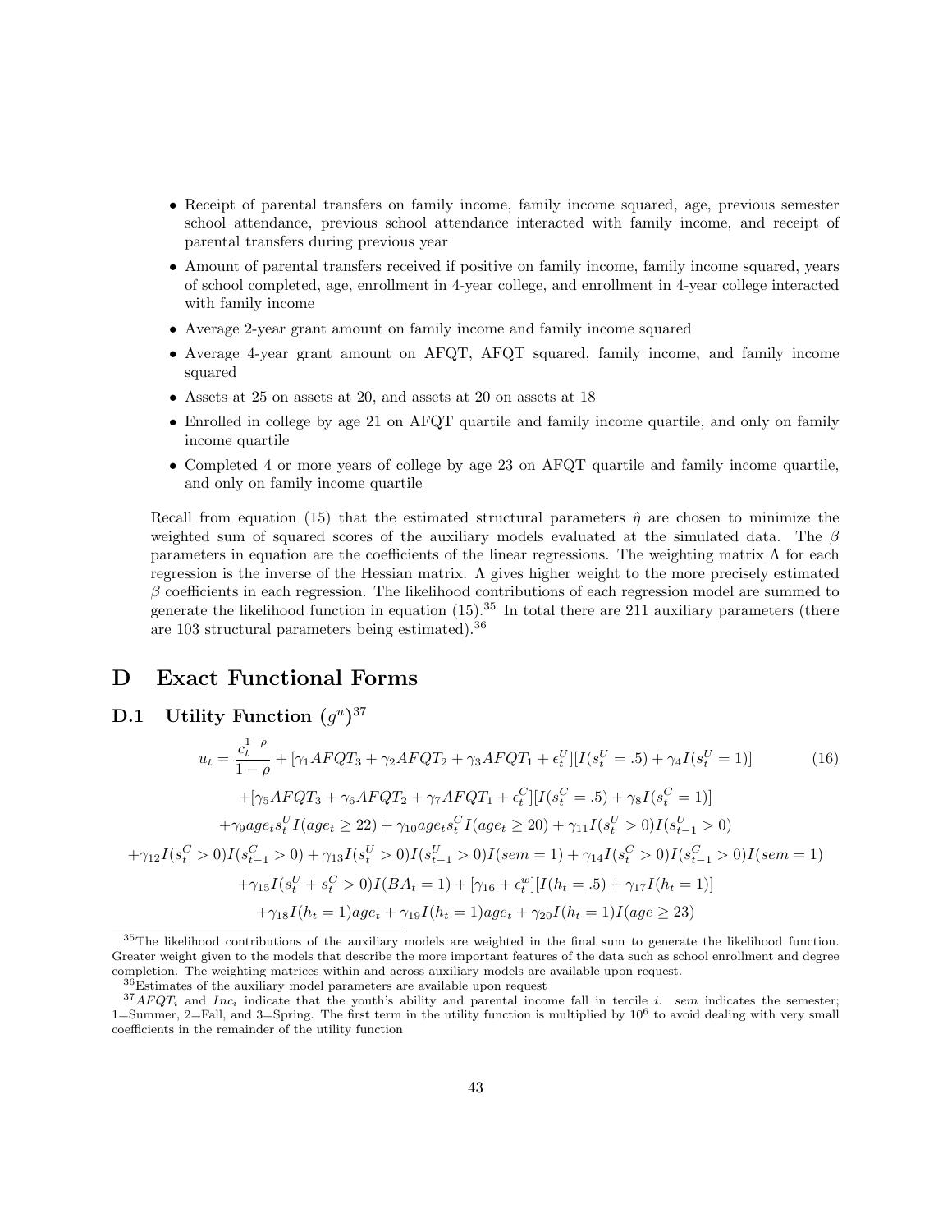- Receipt of parental transfers on family income, family income squared, age, previous semester school attendance, previous school attendance interacted with family income, and receipt of parental transfers during previous year
- Amount of parental transfers received if positive on family income, family income squared, years of school completed, age, enrollment in 4-year college, and enrollment in 4-year college interacted with family income
- Average 2-year grant amount on family income and family income squared
- Average 4-year grant amount on AFQT, AFQT squared, family income, and family income squared
- Assets at 25 on assets at 20, and assets at 20 on assets at 18
- Enrolled in college by age 21 on AFQT quartile and family income quartile, and only on family income quartile
- Completed 4 or more years of college by age 23 on AFQT quartile and family income quartile, and only on family income quartile

Recall from equation (15) that the estimated structural parameters $\hat{\eta}$ are chosen to minimize the weighted sum of squared scores of the auxiliary models evaluated at the simulated data. The $\beta$ parameters in equation are the coefficients of the linear regressions. The weighting matrix $\Lambda$ for each regression is the inverse of the Hessian matrix. $\Lambda$ gives higher weight to the more precisely estimated $\beta$ coefficients in each regression. The likelihood contributions of each regression model are summed to generate the likelihood function in equation (15).[35] In total there are 211 auxiliary parameters (there are 103 structural parameters being estimated).[36]

# D Exact Functional Forms

## D.1 Utility Function $(g^u)$[37]

$$
\begin{aligned}
u_t = \frac{c_t^{1-\rho}}{1-\rho} &+ [\gamma_1 AFQT_3 + \gamma_2 AFQT_2 + \gamma_3 AFQT_1 + \epsilon_t^U][I(s_t^U = .5) + \gamma_4 I(s_t^U = 1)] \quad (16) \\
&+ [\gamma_5 AFQT_3 + \gamma_6 AFQT_2 + \gamma_7 AFQT_1 + \epsilon_t^C][I(s_t^C = .5) + \gamma_8 I(s_t^C = 1)] \\
&+ \gamma_9 age_t s_t^U I(age_t \geq 22) + \gamma_{10} age_t s_t^C I(age_t \geq 20) + \gamma_{11} I(s_t^U > 0) I(s_{t-1}^U > 0) \\
&+ \gamma_{12} I(s_t^C > 0) I(s_{t-1}^C > 0) + \gamma_{13} I(s_t^U > 0) I(s_{t-1}^U > 0) I(sem = 1) + \gamma_{14} I(s_t^C > 0) I(s_{t-1}^C > 0) I(sem = 1) \\
&+ \gamma_{15} I(s_t^U + s_t^C > 0) I(BA_t = 1) + [\gamma_{16} + \epsilon_t^w][I(h_t = .5) + \gamma_{17} I(h_t = 1)] \\
&+ \gamma_{18} I(h_t = 1) age_t + \gamma_{19} I(h_t = 1) age_t + \gamma_{20} I(h_t = 1) I(age \geq 23)
\end{aligned}
$$

[35] The likelihood contributions of the auxiliary models are weighted in the final sum to generate the likelihood function. Greater weight given to the models that describe the more important features of the data such as school enrollment and degree completion. The weighting matrices within and across auxiliary models are available upon request.

[36] Estimates of the auxiliary model parameters are available upon request

[37] $AFQT_i$ and $Inc_i$ indicate that the youth's ability and parental income fall in tercile $i$. $sem$ indicates the semester; 1=Summer, 2=Fall, and 3=Spring. The first term in the utility function is multiplied by $10^6$ to avoid dealing with very small coefficients in the remainder of the utility function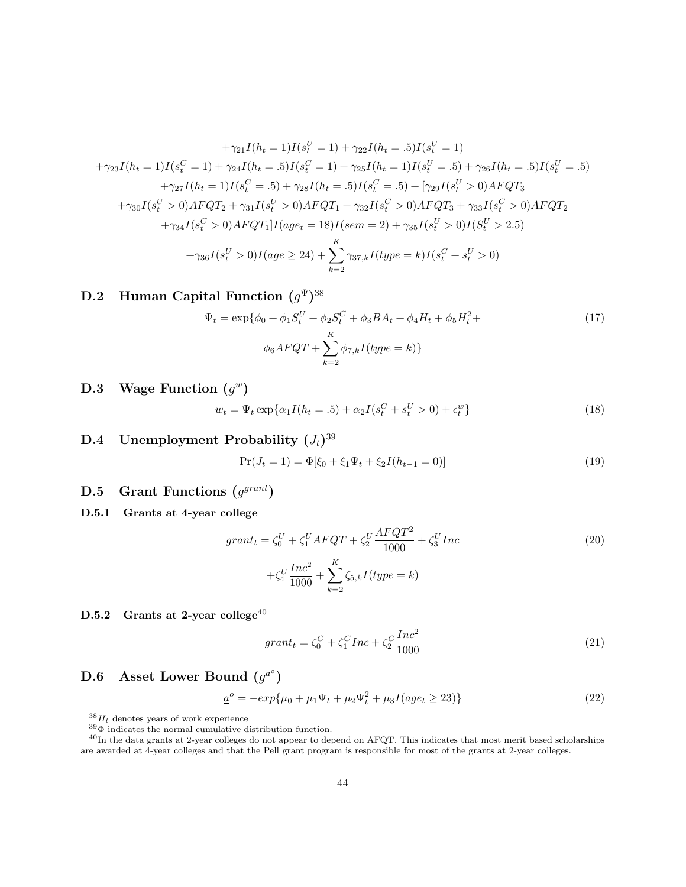$$
\begin{aligned}
&+\gamma_{21} I(h_t = 1) I(s_t^U = 1) + \gamma_{22} I(h_t = .5) I(s_t^U = 1) \\
&+\gamma_{23} I(h_t = 1) I(s_t^C = 1) + \gamma_{24} I(h_t = .5) I(s_t^C = 1) + \gamma_{25} I(h_t = 1) I(s_t^U = .5) + \gamma_{26} I(h_t = .5) I(s_t^U = .5) \\
&+\gamma_{27} I(h_t = 1) I(s_t^C = .5) + \gamma_{28} I(h_t = .5) I(s_t^C = .5) + [\gamma_{29} I(s_t^U > 0) AFQT_3 \\
&+\gamma_{30} I(s_t^U > 0) AFQT_2 + \gamma_{31} I(s_t^U > 0) AFQT_1 + \gamma_{32} I(s_t^C > 0) AFQT_3 + \gamma_{33} I(s_t^C > 0) AFQT_2 \\
&+\gamma_{34} I(s_t^C > 0) AFQT_1] I(age_t = 18) I(sem = 2) + \gamma_{35} I(s_t^U > 0) I(S_t^U > 2.5) \\
&+\gamma_{36} I(s_t^U > 0) I(age \geq 24) + \sum_{k=2}^{K} \gamma_{37,k} I(type = k) I(s_t^C + s_t^U > 0)
\end{aligned}
$$

## D.2 Human Capital Function ($g^{\Psi}$)[38]

$$
\Psi_t = \exp\{\phi_0 + \phi_1 S_t^U + \phi_2 S_t^C + \phi_3 BA_t + \phi_4 H_t + \phi_5 H_t^2 + \phi_6 AFQT + \sum_{k=2}^{K} \phi_{7,k} I(type = k)\} \tag{17}
$$

## D.3 Wage Function ($g^w$)

$$
w_t = \Psi_t \exp\{\alpha_1 I(h_t = .5) + \alpha_2 I(s_t^C + s_t^U > 0) + \epsilon_t^w\} \tag{18}
$$

## D.4 Unemployment Probability ($J_t$)[39]

$$
\Pr(J_t = 1) = \Phi[\xi_0 + \xi_1 \Psi_t + \xi_2 I(h_{t-1} = 0)] \tag{19}
$$

## D.5 Grant Functions ($g^{grant}$)

### D.5.1 Grants at 4-year college

$$
grant_t = \zeta_0^U + \zeta_1^U AFQT + \zeta_2^U \frac{AFQT^2}{1000} + \zeta_3^U Inc + \zeta_4^U \frac{Inc^2}{1000} + \sum_{k=2}^{K} \zeta_{5,k} I(type = k) \tag{20}
$$

### D.5.2 Grants at 2-year college[40]

$$
grant_t = \zeta_0^C + \zeta_1^C Inc + \zeta_2^C \frac{Inc^2}{1000} \tag{21}
$$

## D.6 Asset Lower Bound ($g^{\underline{a}^o}$)

$$
\underline{a}^o = -exp\{\mu_0 + \mu_1 \Psi_t + \mu_2 \Psi_t^2 + \mu_3 I(age_t \geq 23)\} \tag{22}
$$

---

[38] $H_t$ denotes years of work experience

[39] $\Phi$ indicates the normal cumulative distribution function.

[40] In the data grants at 2-year colleges do not appear to depend on AFQT. This indicates that most merit based scholarships are awarded at 4-year colleges and that the Pell grant program is responsible for most of the grants at 2-year colleges.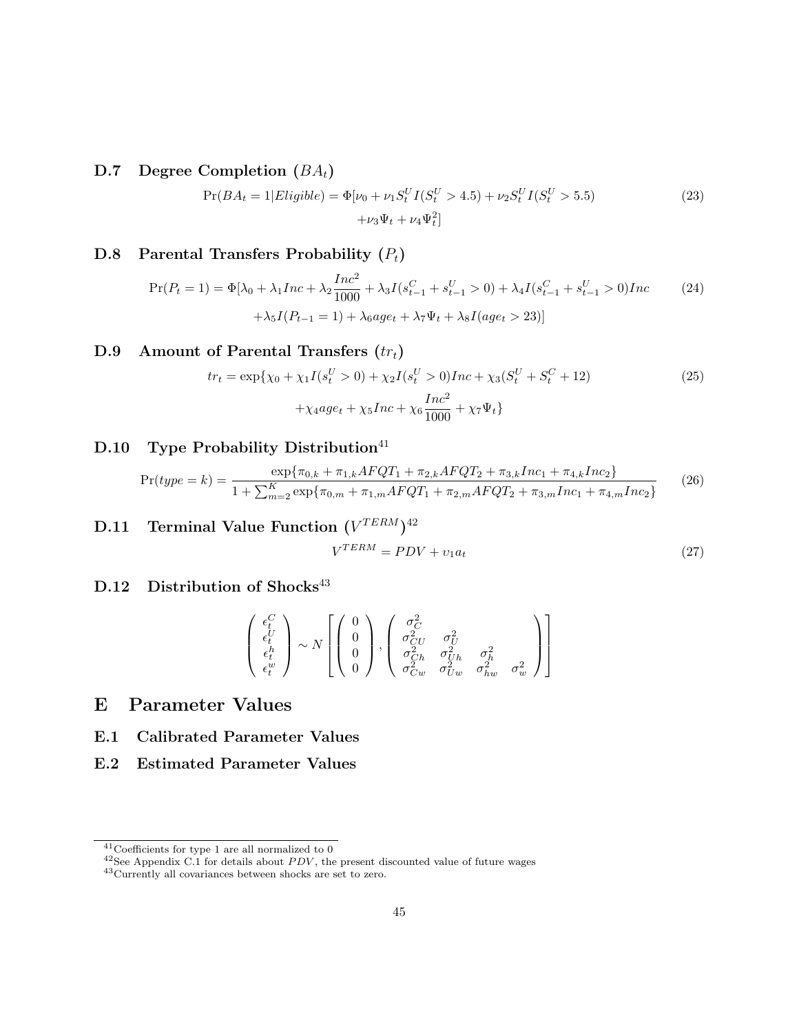### D.7 Degree Completion ($BA_t$)

$$\Pr(BA_t = 1|Eligible) = \Phi[\nu_0 + \nu_1 S_t^U I(S_t^U > 4.5) + \nu_2 S_t^U I(S_t^U > 5.5) + \nu_3 \Psi_t + \nu_4 \Psi_t^2] \tag{23}$$

### D.8 Parental Transfers Probability ($P_t$)

$$\Pr(P_t = 1) = \Phi[\lambda_0 + \lambda_1 Inc + \lambda_2 \frac{Inc^2}{1000} + \lambda_3 I(s_{t-1}^C + s_{t-1}^U > 0) + \lambda_4 I(s_{t-1}^C + s_{t-1}^U > 0) Inc + \lambda_5 I(P_{t-1} = 1) + \lambda_6 age_t + \lambda_7 \Psi_t + \lambda_8 I(age_t > 23)] \tag{24}$$

### D.9 Amount of Parental Transfers ($tr_t$)

$$tr_t = \exp\{\chi_0 + \chi_1 I(s_t^U > 0) + \chi_2 I(s_t^U > 0) Inc + \chi_3 (S_t^U + S_t^C + 12) + \chi_4 age_t + \chi_5 Inc + \chi_6 \frac{Inc^2}{1000} + \chi_7 \Psi_t\} \tag{25}$$

### D.10 Type Probability Distribution[41]

$$\Pr(type = k) = \frac{\exp\{\pi_{0,k} + \pi_{1,k} AFQT_1 + \pi_{2,k} AFQT_2 + \pi_{3,k} Inc_1 + \pi_{4,k} Inc_2\}}{1 + \sum_{m=2}^{K} \exp\{\pi_{0,m} + \pi_{1,m} AFQT_1 + \pi_{2,m} AFQT_2 + \pi_{3,m} Inc_1 + \pi_{4,m} Inc_2\}} \tag{26}$$

### D.11 Terminal Value Function ($V^{TERM}$)[42]

$$V^{TERM} = PDV + \upsilon_1 a_t \tag{27}$$

### D.12 Distribution of Shocks[43]

$$\begin{pmatrix} \epsilon_t^C \\ \epsilon_t^U \\ \epsilon_t^h \\ \epsilon_t^w \end{pmatrix} \sim N \left[ \begin{pmatrix} 0 \\ 0 \\ 0 \\ 0 \end{pmatrix}, \begin{pmatrix} \sigma_C^2 & & & \\ \sigma_{CU}^2 & \sigma_U^2 & & \\ \sigma_{Ch}^2 & \sigma_{Uh}^2 & \sigma_h^2 & \\ \sigma_{Cw}^2 & \sigma_{Uw}^2 & \sigma_{hw}^2 & \sigma_w^2 \end{pmatrix} \right]$$

## E Parameter Values

### E.1 Calibrated Parameter Values

### E.2 Estimated Parameter Values

---

[41] Coefficients for type 1 are all normalized to 0

[42] See Appendix C.1 for details about $PDV$, the present discounted value of future wages

[43] Currently all covariances between shocks are set to zero.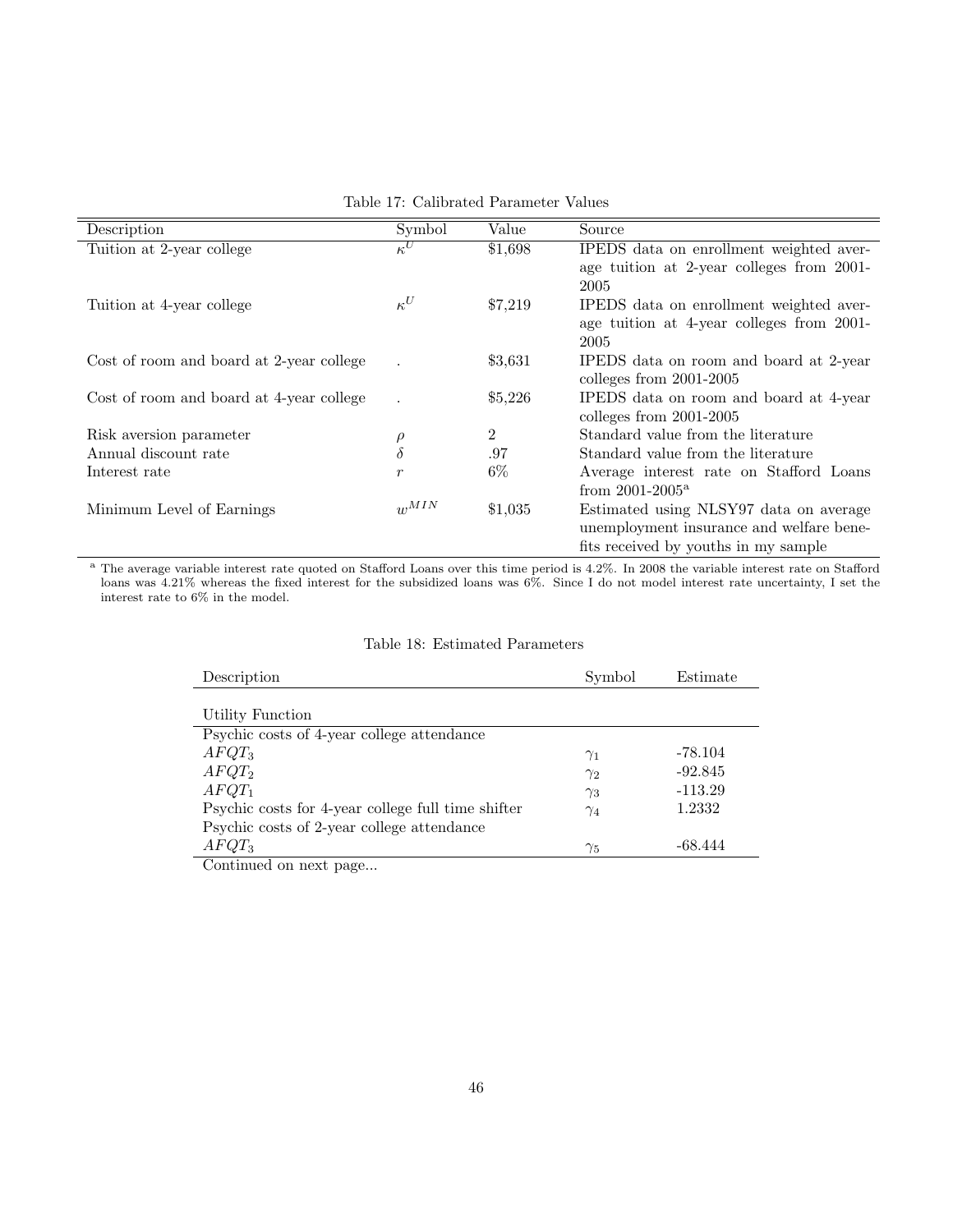Table 17: Calibrated Parameter Values

| Description | Symbol | Value | Source |
|---|---|---|---|
| Tuition at 2-year college | $\kappa^U$ | \$1,698 | IPEDS data on enrollment weighted average tuition at 2-year colleges from 2001-2005 |
| Tuition at 4-year college | $\kappa^U$ | \$7,219 | IPEDS data on enrollment weighted average tuition at 4-year colleges from 2001-2005 |
| Cost of room and board at 2-year college | . | \$3,631 | IPEDS data on room and board at 2-year colleges from 2001-2005 |
| Cost of room and board at 4-year college | . | \$5,226 | IPEDS data on room and board at 4-year colleges from 2001-2005 |
| Risk aversion parameter | $\rho$ | 2 | Standard value from the literature |
| Annual discount rate | $\delta$ | .97 | Standard value from the literature |
| Interest rate | $r$ | 6% | Average interest rate on Stafford Loans from 2001-2005[a] |
| Minimum Level of Earnings | $w^{MIN}$ | \$1,035 | Estimated using NLSY97 data on average unemployment insurance and welfare benefits received by youths in my sample |

[a] The average variable interest rate quoted on Stafford Loans over this time period is 4.2%. In 2008 the variable interest rate on Stafford loans was 4.21% whereas the fixed interest for the subsidized loans was 6%. Since I do not model interest rate uncertainty, I set the interest rate to 6% in the model.

Table 18: Estimated Parameters

| Description | Symbol | Estimate |
|---|---|---|
| Utility Function | | |
| Psychic costs of 4-year college attendance | | |
| $AFQT_3$ | $\gamma_1$ | -78.104 |
| $AFQT_2$ | $\gamma_2$ | -92.845 |
| $AFQT_1$ | $\gamma_3$ | -113.29 |
| Psychic costs for 4-year college full time shifter | $\gamma_4$ | 1.2332 |
| Psychic costs of 2-year college attendance | | |
| $AFQT_3$ | $\gamma_5$ | -68.444 |

Continued on next page...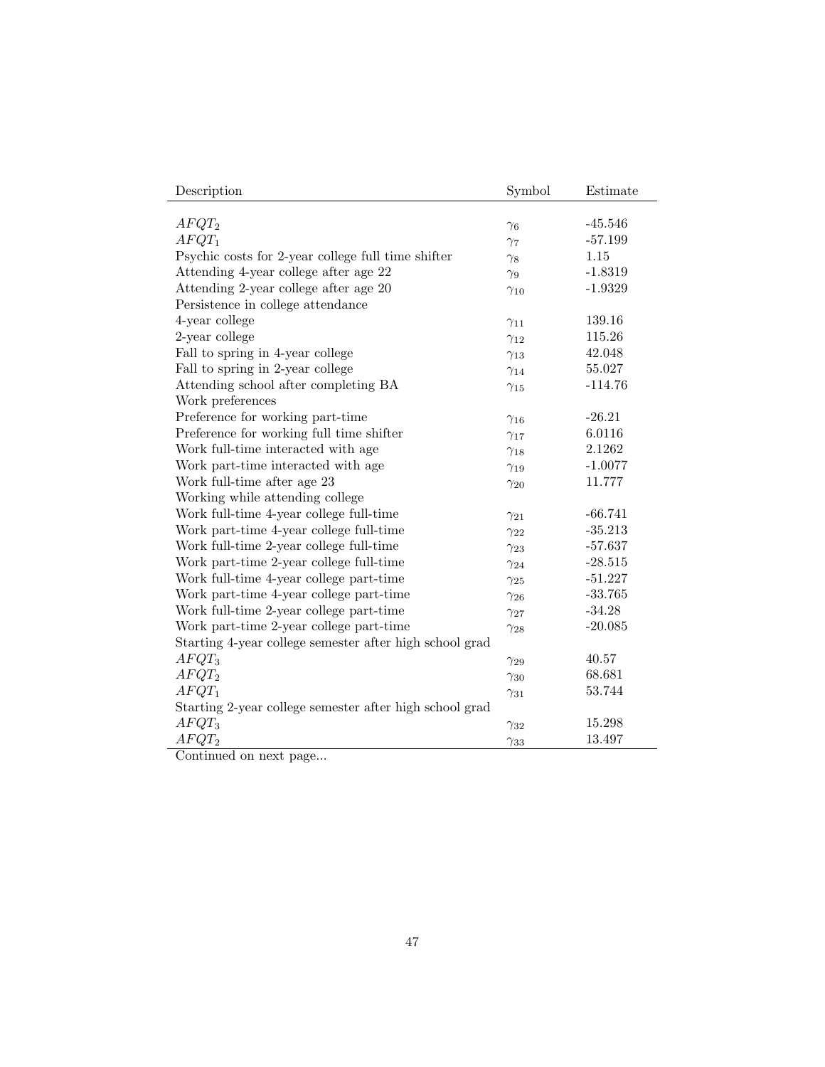| Description | Symbol | Estimate |
|---|---|---|
| $AFQT_2$ | $\gamma_6$ | -45.546 |
| $AFQT_1$ | $\gamma_7$ | -57.199 |
| Psychic costs for 2-year college full time shifter | $\gamma_8$ | 1.15 |
| Attending 4-year college after age 22 | $\gamma_9$ | -1.8319 |
| Attending 2-year college after age 20 | $\gamma_{10}$ | -1.9329 |
| Persistence in college attendance | | |
| 4-year college | $\gamma_{11}$ | 139.16 |
| 2-year college | $\gamma_{12}$ | 115.26 |
| Fall to spring in 4-year college | $\gamma_{13}$ | 42.048 |
| Fall to spring in 2-year college | $\gamma_{14}$ | 55.027 |
| Attending school after completing BA | $\gamma_{15}$ | -114.76 |
| Work preferences | | |
| Preference for working part-time | $\gamma_{16}$ | -26.21 |
| Preference for working full time shifter | $\gamma_{17}$ | 6.0116 |
| Work full-time interacted with age | $\gamma_{18}$ | 2.1262 |
| Work part-time interacted with age | $\gamma_{19}$ | -1.0077 |
| Work full-time after age 23 | $\gamma_{20}$ | 11.777 |
| Working while attending college | | |
| Work full-time 4-year college full-time | $\gamma_{21}$ | -66.741 |
| Work part-time 4-year college full-time | $\gamma_{22}$ | -35.213 |
| Work full-time 2-year college full-time | $\gamma_{23}$ | -57.637 |
| Work part-time 2-year college full-time | $\gamma_{24}$ | -28.515 |
| Work full-time 4-year college part-time | $\gamma_{25}$ | -51.227 |
| Work part-time 4-year college part-time | $\gamma_{26}$ | -33.765 |
| Work full-time 2-year college part-time | $\gamma_{27}$ | -34.28 |
| Work part-time 2-year college part-time | $\gamma_{28}$ | -20.085 |
| Starting 4-year college semester after high school grad | | |
| $AFQT_3$ | $\gamma_{29}$ | 40.57 |
| $AFQT_2$ | $\gamma_{30}$ | 68.681 |
| $AFQT_1$ | $\gamma_{31}$ | 53.744 |
| Starting 2-year college semester after high school grad | | |
| $AFQT_3$ | $\gamma_{32}$ | 15.298 |
| $AFQT_2$ | $\gamma_{33}$ | 13.497 |

Continued on next page...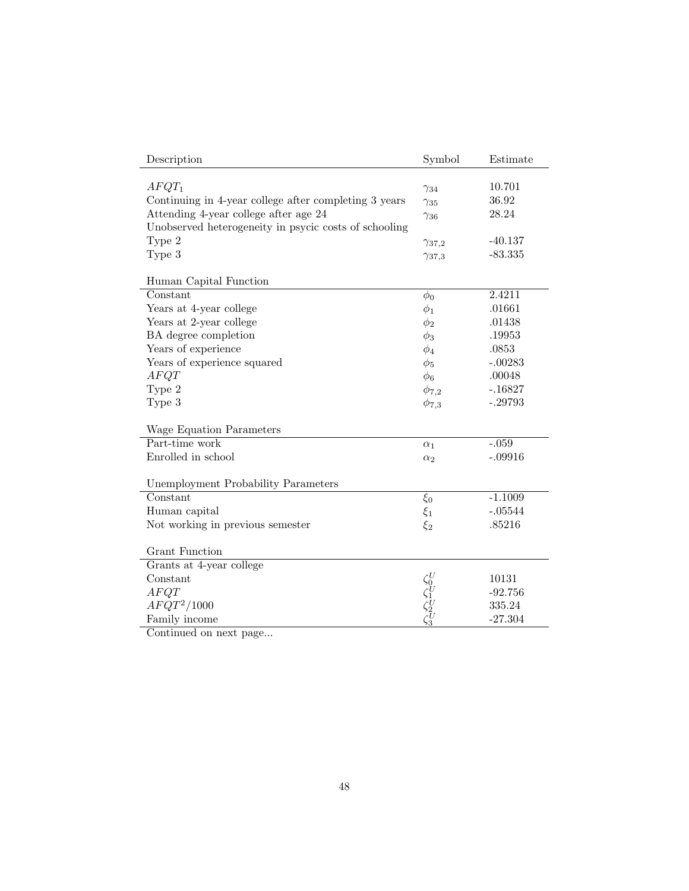| Description | Symbol | Estimate |
|---|---|---|
| $AFQT_1$ | $\gamma_{34}$ | 10.701 |
| Continuing in 4-year college after completing 3 years | $\gamma_{35}$ | 36.92 |
| Attending 4-year college after age 24 | $\gamma_{36}$ | 28.24 |
| Unobserved heterogeneity in psycic costs of schooling | | |
| Type 2 | $\gamma_{37,2}$ | -40.137 |
| Type 3 | $\gamma_{37,3}$ | -83.335 |
| | | |
| Human Capital Function | | |
| Constant | $\phi_0$ | 2.4211 |
| Years at 4-year college | $\phi_1$ | .01661 |
| Years at 2-year college | $\phi_2$ | .01438 |
| BA degree completion | $\phi_3$ | .19953 |
| Years of experience | $\phi_4$ | .0853 |
| Years of experience squared | $\phi_5$ | -.00283 |
| $AFQT$ | $\phi_6$ | .00048 |
| Type 2 | $\phi_{7,2}$ | -.16827 |
| Type 3 | $\phi_{7,3}$ | -.29793 |
| | | |
| Wage Equation Parameters | | |
| Part-time work | $\alpha_1$ | -.059 |
| Enrolled in school | $\alpha_2$ | -.09916 |
| | | |
| Unemployment Probability Parameters | | |
| Constant | $\xi_0$ | -1.1009 |
| Human capital | $\xi_1$ | -.05544 |
| Not working in previous semester | $\xi_2$ | .85216 |
| | | |
| Grant Function | | |
| Grants at 4-year college | | |
| Constant | $\zeta_0^U$ | 10131 |
| $AFQT$ | $\zeta_1^U$ | -92.756 |
| $AFQT^2/1000$ | $\zeta_2^U$ | 335.24 |
| Family income | $\zeta_3^U$ | -27.304 |

Continued on next page...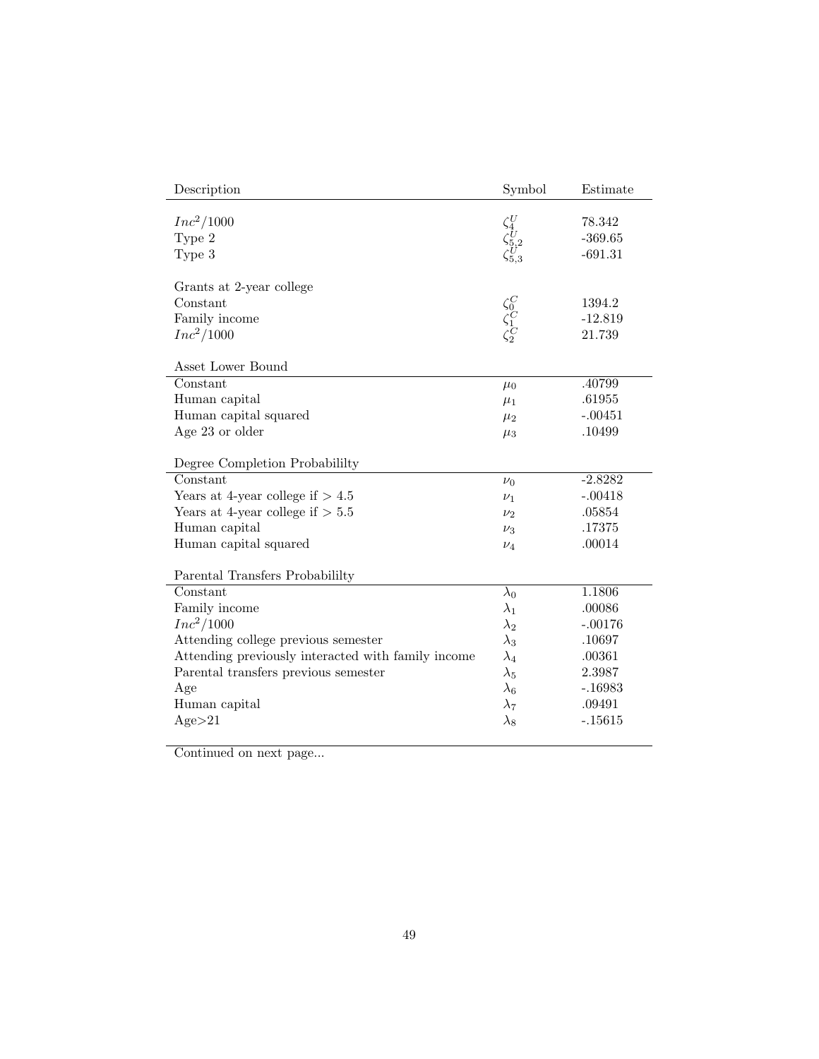| Description | Symbol | Estimate |
|---|---|---|
| $Inc^2/1000$ | $\zeta_4^U$ | 78.342 |
| Type 2 | $\zeta_{5,2}^U$ | -369.65 |
| Type 3 | $\zeta_{5,3}^U$ | -691.31 |
| | | |
| Grants at 2-year college | | |
| Constant | $\zeta_0^C$ | 1394.2 |
| Family income | $\zeta_1^C$ | -12.819 |
| $Inc^2/1000$ | $\zeta_2^C$ | 21.739 |
| | | |
| Asset Lower Bound | | |
| Constant | $\mu_0$ | .40799 |
| Human capital | $\mu_1$ | .61955 |
| Human capital squared | $\mu_2$ | -.00451 |
| Age 23 or older | $\mu_3$ | .10499 |
| | | |
| Degree Completion Probabililty | | |
| Constant | $\nu_0$ | -2.8282 |
| Years at 4-year college if $> 4.5$ | $\nu_1$ | -.00418 |
| Years at 4-year college if $> 5.5$ | $\nu_2$ | .05854 |
| Human capital | $\nu_3$ | .17375 |
| Human capital squared | $\nu_4$ | .00014 |
| | | |
| Parental Transfers Probabililty | | |
| Constant | $\lambda_0$ | 1.1806 |
| Family income | $\lambda_1$ | .00086 |
| $Inc^2/1000$ | $\lambda_2$ | -.00176 |
| Attending college previous semester | $\lambda_3$ | .10697 |
| Attending previously interacted with family income | $\lambda_4$ | .00361 |
| Parental transfers previous semester | $\lambda_5$ | 2.3987 |
| Age | $\lambda_6$ | -.16983 |
| Human capital | $\lambda_7$ | .09491 |
| Age>21 | $\lambda_8$ | -.15615 |

Continued on next page...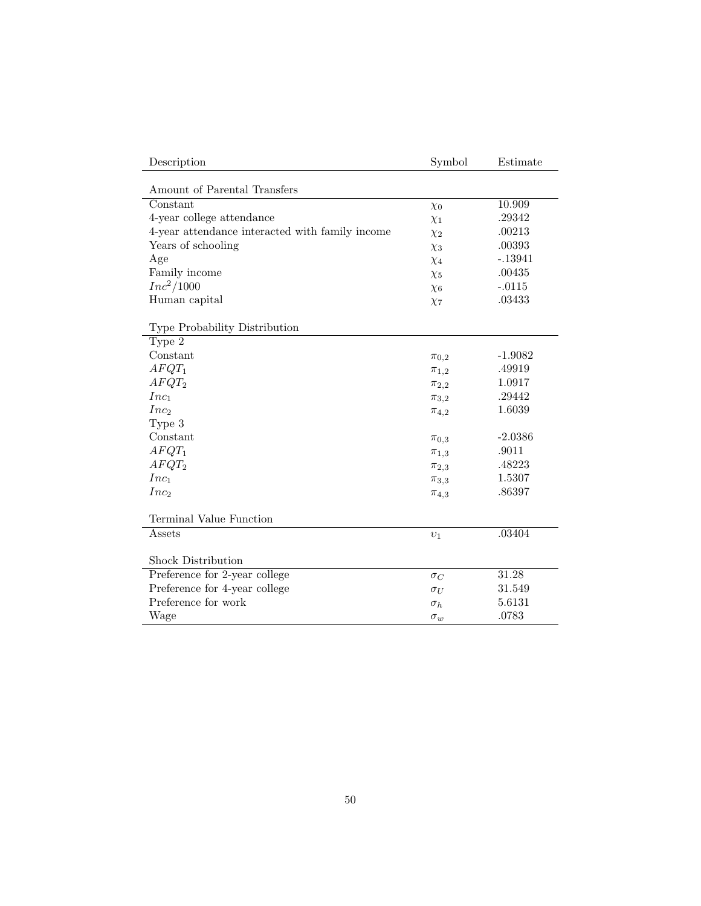| Description | Symbol | Estimate |
|---|---|---|
| Amount of Parental Transfers | | |
| Constant | $\chi_0$ | 10.909 |
| 4-year college attendance | $\chi_1$ | .29342 |
| 4-year attendance interacted with family income | $\chi_2$ | .00213 |
| Years of schooling | $\chi_3$ | .00393 |
| Age | $\chi_4$ | -.13941 |
| Family income | $\chi_5$ | .00435 |
| $Inc^2/1000$ | $\chi_6$ | -.0115 |
| Human capital | $\chi_7$ | .03433 |
| Type Probability Distribution | | |
| Type 2 | | |
| Constant | $\pi_{0,2}$ | -1.9082 |
| $AFQT_1$ | $\pi_{1,2}$ | .49919 |
| $AFQT_2$ | $\pi_{2,2}$ | 1.0917 |
| $Inc_1$ | $\pi_{3,2}$ | .29442 |
| $Inc_2$ | $\pi_{4,2}$ | 1.6039 |
| Type 3 | | |
| Constant | $\pi_{0,3}$ | -2.0386 |
| $AFQT_1$ | $\pi_{1,3}$ | .9011 |
| $AFQT_2$ | $\pi_{2,3}$ | .48223 |
| $Inc_1$ | $\pi_{3,3}$ | 1.5307 |
| $Inc_2$ | $\pi_{4,3}$ | .86397 |
| Terminal Value Function | | |
| Assets | $\upsilon_1$ | .03404 |
| Shock Distribution | | |
| Preference for 2-year college | $\sigma_C$ | 31.28 |
| Preference for 4-year college | $\sigma_U$ | 31.549 |
| Preference for work | $\sigma_h$ | 5.6131 |
| Wage | $\sigma_w$ | .0783 |